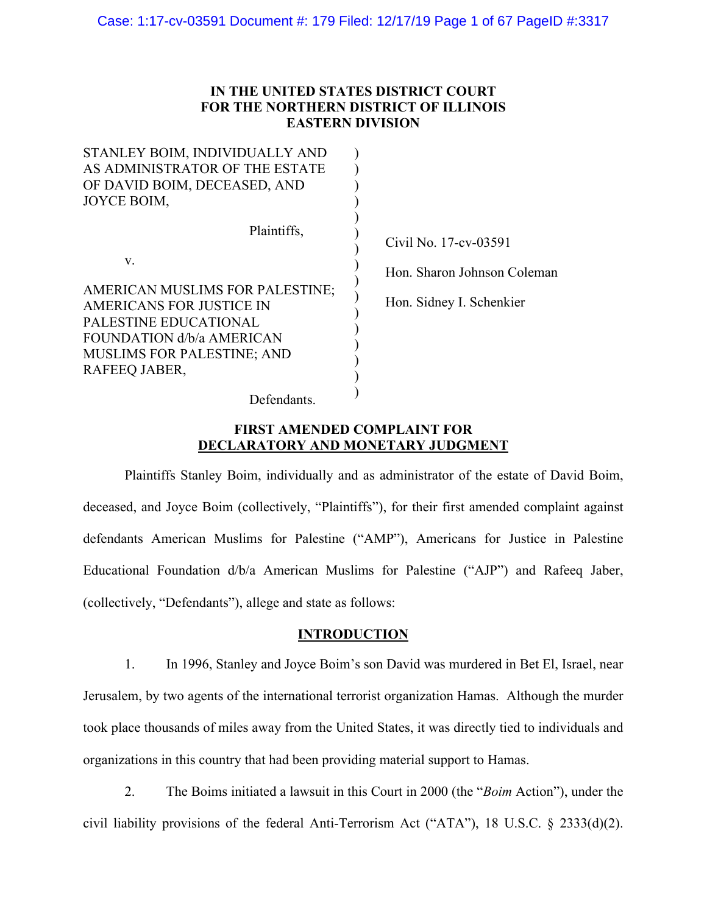**IN THE UNITED STATES DISTRICT COURT
FOR THE NORTHERN DISTRICT OF ILLINOIS
EASTERN DIVISION**

STANLEY BOIM, INDIVIDUALLY AND AS ADMINISTRATOR OF THE ESTATE OF DAVID BOIM, DECEASED, AND JOYCE BOIM,

Plaintiffs,

v.

AMERICAN MUSLIMS FOR PALESTINE; AMERICANS FOR JUSTICE IN PALESTINE EDUCATIONAL FOUNDATION d/b/a AMERICAN MUSLIMS FOR PALESTINE; AND RAFEEQ JABER,

Defendants.

Civil No. 17-cv-03591

Hon. Sharon Johnson Coleman

Hon. Sidney I. Schenkier

**FIRST AMENDED COMPLAINT FOR DECLARATORY AND MONETARY JUDGMENT**

Plaintiffs Stanley Boim, individually and as administrator of the estate of David Boim, deceased, and Joyce Boim (collectively, "Plaintiffs"), for their first amended complaint against defendants American Muslims for Palestine ("AMP"), Americans for Justice in Palestine Educational Foundation d/b/a American Muslims for Palestine ("AJP") and Rafeeq Jaber, (collectively, "Defendants"), allege and state as follows:

## INTRODUCTION

1. In 1996, Stanley and Joyce Boim's son David was murdered in Bet El, Israel, near Jerusalem, by two agents of the international terrorist organization Hamas. Although the murder took place thousands of miles away from the United States, it was directly tied to individuals and organizations in this country that had been providing material support to Hamas.

2. The Boims initiated a lawsuit in this Court in 2000 (the "*Boim* Action"), under the civil liability provisions of the federal Anti-Terrorism Act ("ATA"), 18 U.S.C. § 2333(d)(2).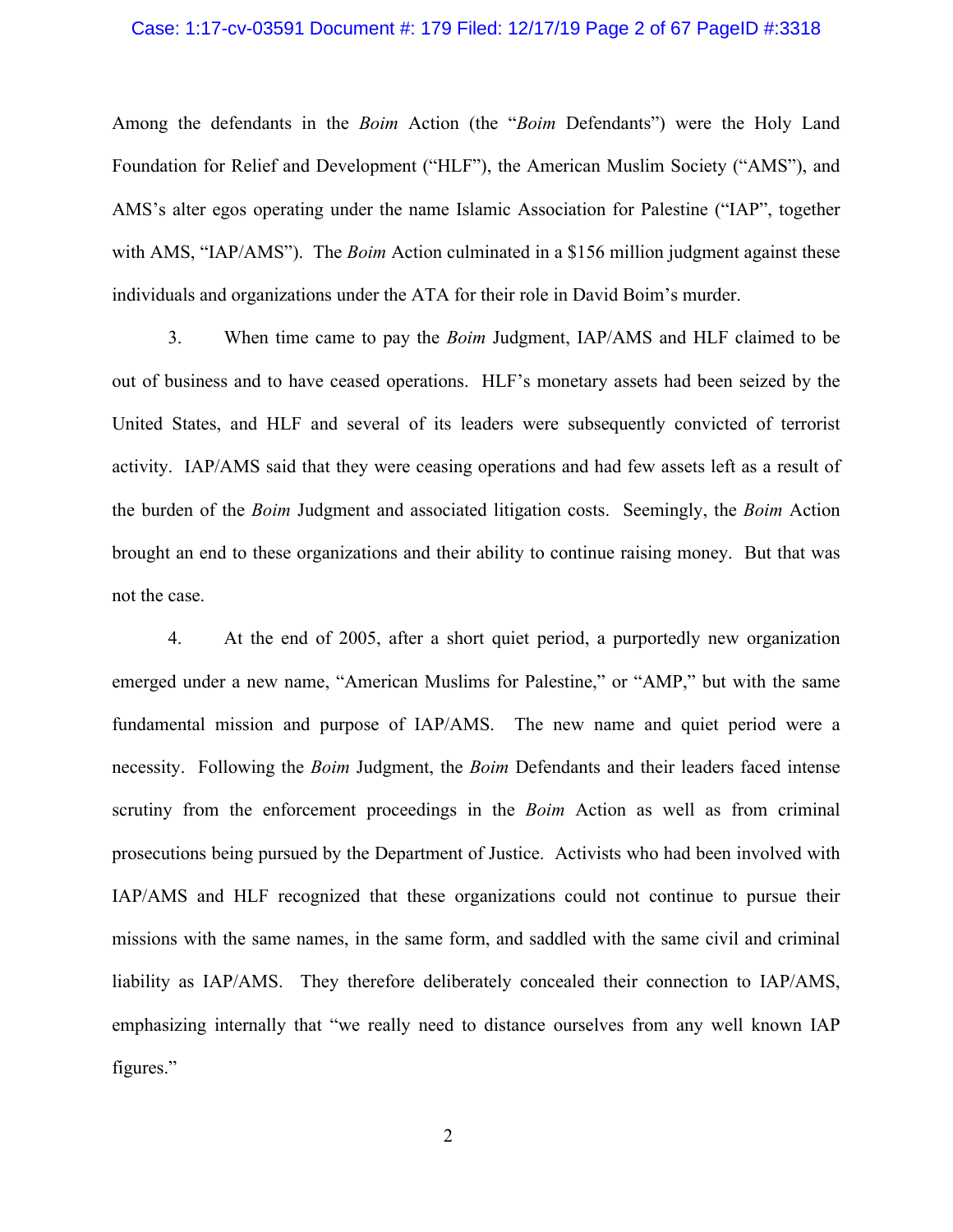Among the defendants in the *Boim* Action (the "*Boim* Defendants") were the Holy Land Foundation for Relief and Development ("HLF"), the American Muslim Society ("AMS"), and AMS's alter egos operating under the name Islamic Association for Palestine ("IAP", together with AMS, "IAP/AMS"). The *Boim* Action culminated in a $156 million judgment against these individuals and organizations under the ATA for their role in David Boim's murder.

3. When time came to pay the *Boim* Judgment, IAP/AMS and HLF claimed to be out of business and to have ceased operations. HLF's monetary assets had been seized by the United States, and HLF and several of its leaders were subsequently convicted of terrorist activity. IAP/AMS said that they were ceasing operations and had few assets left as a result of the burden of the *Boim* Judgment and associated litigation costs. Seemingly, the *Boim* Action brought an end to these organizations and their ability to continue raising money. But that was not the case.

4. At the end of 2005, after a short quiet period, a purportedly new organization emerged under a new name, "American Muslims for Palestine," or "AMP," but with the same fundamental mission and purpose of IAP/AMS. The new name and quiet period were a necessity. Following the *Boim* Judgment, the *Boim* Defendants and their leaders faced intense scrutiny from the enforcement proceedings in the *Boim* Action as well as from criminal prosecutions being pursued by the Department of Justice. Activists who had been involved with IAP/AMS and HLF recognized that these organizations could not continue to pursue their missions with the same names, in the same form, and saddled with the same civil and criminal liability as IAP/AMS. They therefore deliberately concealed their connection to IAP/AMS, emphasizing internally that "we really need to distance ourselves from any well known IAP figures."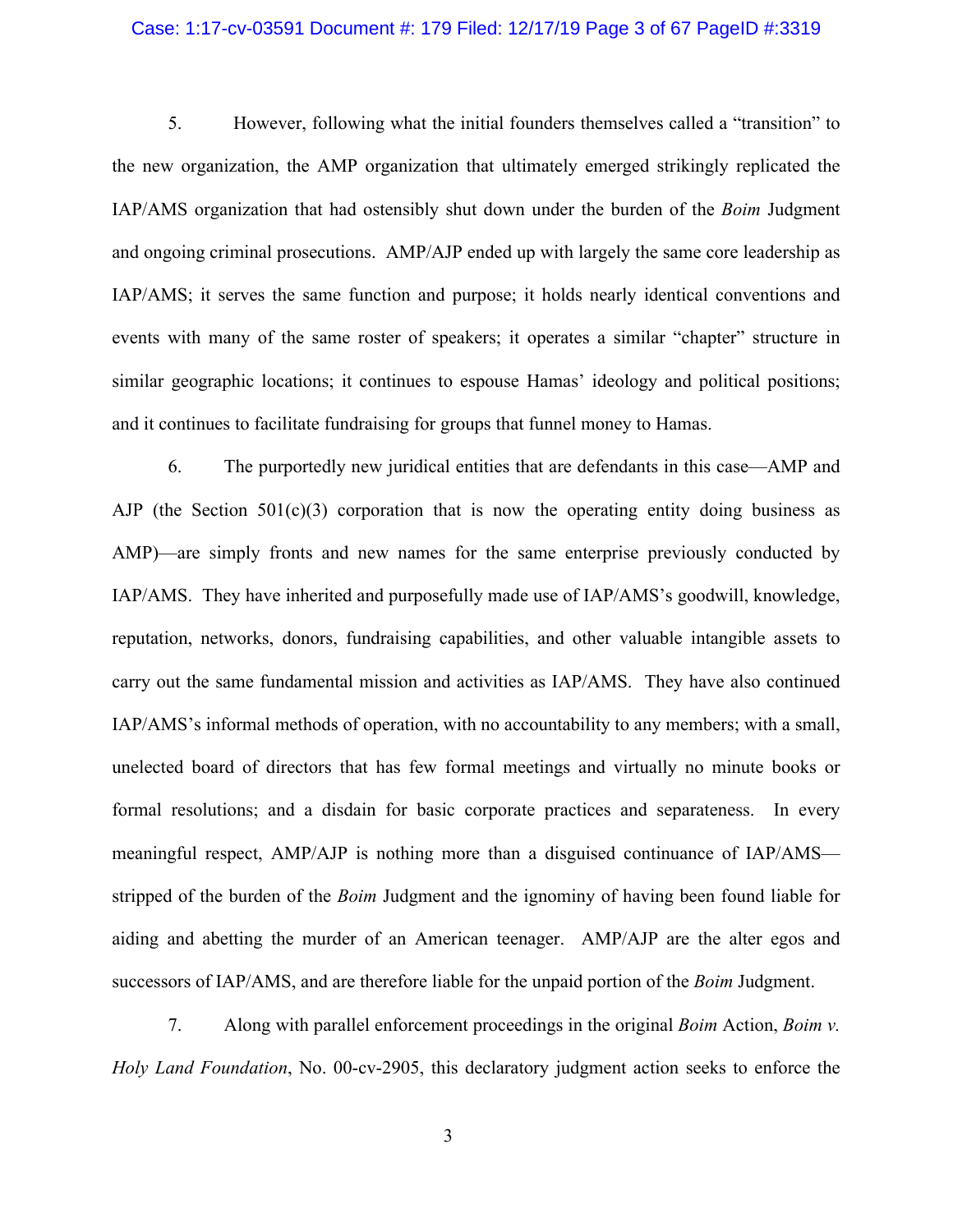5. However, following what the initial founders themselves called a "transition" to the new organization, the AMP organization that ultimately emerged strikingly replicated the IAP/AMS organization that had ostensibly shut down under the burden of the *Boim* Judgment and ongoing criminal prosecutions. AMP/AJP ended up with largely the same core leadership as IAP/AMS; it serves the same function and purpose; it holds nearly identical conventions and events with many of the same roster of speakers; it operates a similar "chapter" structure in similar geographic locations; it continues to espouse Hamas' ideology and political positions; and it continues to facilitate fundraising for groups that funnel money to Hamas.

6. The purportedly new juridical entities that are defendants in this case—AMP and AJP (the Section 501(c)(3) corporation that is now the operating entity doing business as AMP)—are simply fronts and new names for the same enterprise previously conducted by IAP/AMS. They have inherited and purposefully made use of IAP/AMS's goodwill, knowledge, reputation, networks, donors, fundraising capabilities, and other valuable intangible assets to carry out the same fundamental mission and activities as IAP/AMS. They have also continued IAP/AMS's informal methods of operation, with no accountability to any members; with a small, unelected board of directors that has few formal meetings and virtually no minute books or formal resolutions; and a disdain for basic corporate practices and separateness. In every meaningful respect, AMP/AJP is nothing more than a disguised continuance of IAP/AMS—stripped of the burden of the *Boim* Judgment and the ignominy of having been found liable for aiding and abetting the murder of an American teenager. AMP/AJP are the alter egos and successors of IAP/AMS, and are therefore liable for the unpaid portion of the *Boim* Judgment.

7. Along with parallel enforcement proceedings in the original *Boim* Action, *Boim v. Holy Land Foundation*, No. 00-cv-2905, this declaratory judgment action seeks to enforce the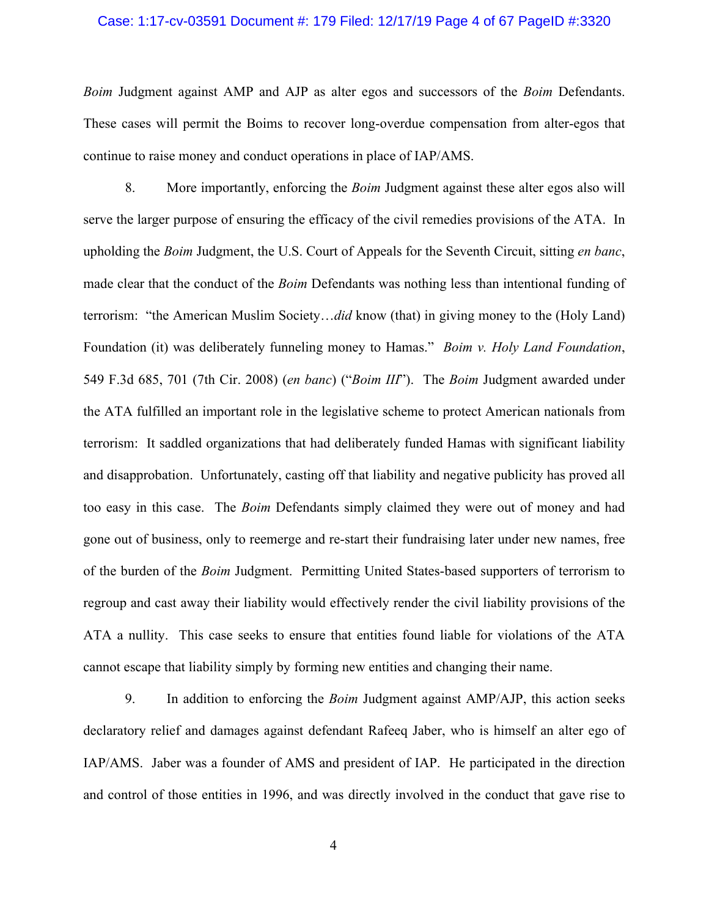*Boim* Judgment against AMP and AJP as alter egos and successors of the *Boim* Defendants. These cases will permit the Boims to recover long-overdue compensation from alter-egos that continue to raise money and conduct operations in place of IAP/AMS.

8. More importantly, enforcing the *Boim* Judgment against these alter egos also will serve the larger purpose of ensuring the efficacy of the civil remedies provisions of the ATA. In upholding the *Boim* Judgment, the U.S. Court of Appeals for the Seventh Circuit, sitting *en banc*, made clear that the conduct of the *Boim* Defendants was nothing less than intentional funding of terrorism: "the American Muslim Society…*did* know (that) in giving money to the (Holy Land) Foundation (it) was deliberately funneling money to Hamas." *Boim v. Holy Land Foundation*, 549 F.3d 685, 701 (7th Cir. 2008) (*en banc*) ("*Boim III*"). The *Boim* Judgment awarded under the ATA fulfilled an important role in the legislative scheme to protect American nationals from terrorism: It saddled organizations that had deliberately funded Hamas with significant liability and disapprobation. Unfortunately, casting off that liability and negative publicity has proved all too easy in this case. The *Boim* Defendants simply claimed they were out of money and had gone out of business, only to reemerge and re-start their fundraising later under new names, free of the burden of the *Boim* Judgment. Permitting United States-based supporters of terrorism to regroup and cast away their liability would effectively render the civil liability provisions of the ATA a nullity. This case seeks to ensure that entities found liable for violations of the ATA cannot escape that liability simply by forming new entities and changing their name.

9. In addition to enforcing the *Boim* Judgment against AMP/AJP, this action seeks declaratory relief and damages against defendant Rafeeq Jaber, who is himself an alter ego of IAP/AMS. Jaber was a founder of AMS and president of IAP. He participated in the direction and control of those entities in 1996, and was directly involved in the conduct that gave rise to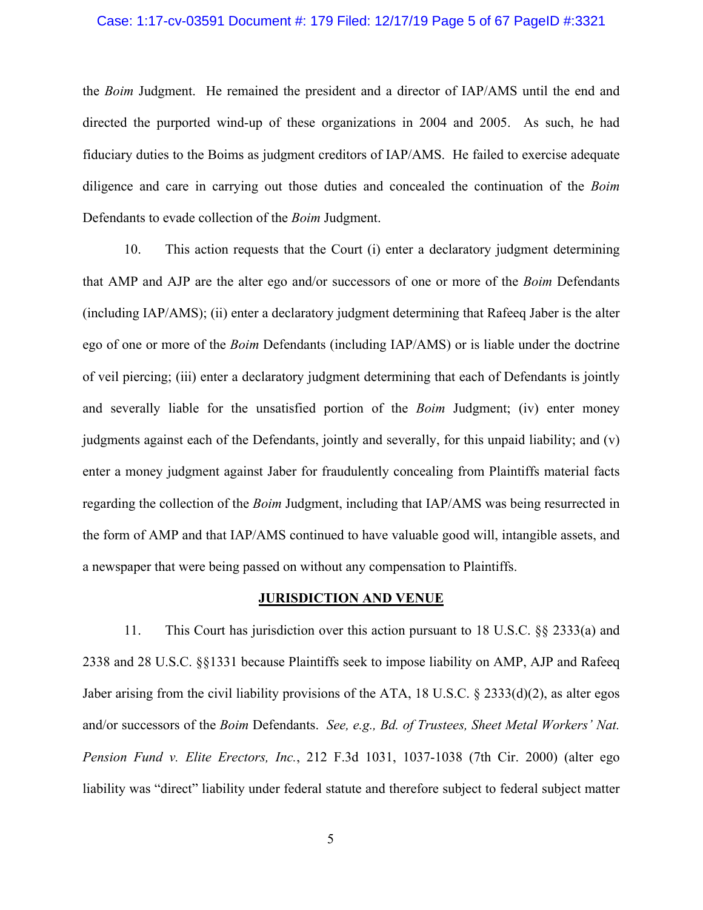the *Boim* Judgment. He remained the president and a director of IAP/AMS until the end and directed the purported wind-up of these organizations in 2004 and 2005. As such, he had fiduciary duties to the Boims as judgment creditors of IAP/AMS. He failed to exercise adequate diligence and care in carrying out those duties and concealed the continuation of the *Boim* Defendants to evade collection of the *Boim* Judgment.

10. This action requests that the Court (i) enter a declaratory judgment determining that AMP and AJP are the alter ego and/or successors of one or more of the *Boim* Defendants (including IAP/AMS); (ii) enter a declaratory judgment determining that Rafeeq Jaber is the alter ego of one or more of the *Boim* Defendants (including IAP/AMS) or is liable under the doctrine of veil piercing; (iii) enter a declaratory judgment determining that each of Defendants is jointly and severally liable for the unsatisfied portion of the *Boim* Judgment; (iv) enter money judgments against each of the Defendants, jointly and severally, for this unpaid liability; and (v) enter a money judgment against Jaber for fraudulently concealing from Plaintiffs material facts regarding the collection of the *Boim* Judgment, including that IAP/AMS was being resurrected in the form of AMP and that IAP/AMS continued to have valuable good will, intangible assets, and a newspaper that were being passed on without any compensation to Plaintiffs.

## JURISDICTION AND VENUE

11. This Court has jurisdiction over this action pursuant to 18 U.S.C. §§ 2333(a) and 2338 and 28 U.S.C. §§1331 because Plaintiffs seek to impose liability on AMP, AJP and Rafeeq Jaber arising from the civil liability provisions of the ATA, 18 U.S.C. § 2333(d)(2), as alter egos and/or successors of the *Boim* Defendants. *See, e.g., Bd. of Trustees, Sheet Metal Workers' Nat. Pension Fund v. Elite Erectors, Inc.*, 212 F.3d 1031, 1037-1038 (7th Cir. 2000) (alter ego liability was "direct" liability under federal statute and therefore subject to federal subject matter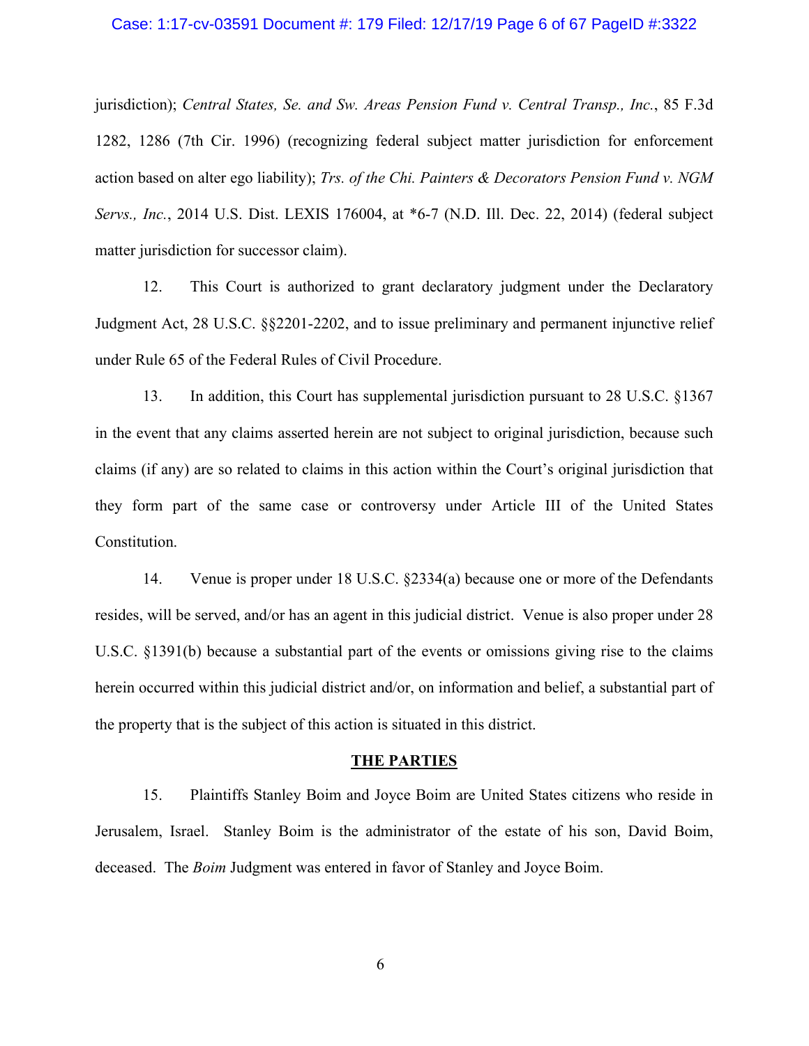jurisdiction); *Central States, Se. and Sw. Areas Pension Fund v. Central Transp., Inc.*, 85 F.3d 1282, 1286 (7th Cir. 1996) (recognizing federal subject matter jurisdiction for enforcement action based on alter ego liability); *Trs. of the Chi. Painters & Decorators Pension Fund v. NGM Servs., Inc.*, 2014 U.S. Dist. LEXIS 176004, at *6-7 (N.D. Ill. Dec. 22, 2014) (federal subject matter jurisdiction for successor claim).

12. This Court is authorized to grant declaratory judgment under the Declaratory Judgment Act, 28 U.S.C. §§2201-2202, and to issue preliminary and permanent injunctive relief under Rule 65 of the Federal Rules of Civil Procedure.

13. In addition, this Court has supplemental jurisdiction pursuant to 28 U.S.C. §1367 in the event that any claims asserted herein are not subject to original jurisdiction, because such claims (if any) are so related to claims in this action within the Court's original jurisdiction that they form part of the same case or controversy under Article III of the United States Constitution.

14. Venue is proper under 18 U.S.C. §2334(a) because one or more of the Defendants resides, will be served, and/or has an agent in this judicial district. Venue is also proper under 28 U.S.C. §1391(b) because a substantial part of the events or omissions giving rise to the claims herein occurred within this judicial district and/or, on information and belief, a substantial part of the property that is the subject of this action is situated in this district.

## THE PARTIES

15. Plaintiffs Stanley Boim and Joyce Boim are United States citizens who reside in Jerusalem, Israel. Stanley Boim is the administrator of the estate of his son, David Boim, deceased. The *Boim* Judgment was entered in favor of Stanley and Joyce Boim.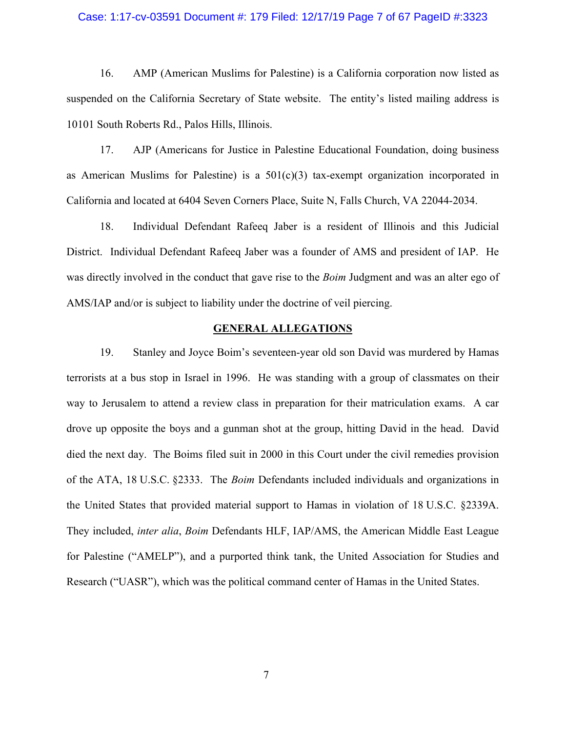16. AMP (American Muslims for Palestine) is a California corporation now listed as suspended on the California Secretary of State website. The entity's listed mailing address is 10101 South Roberts Rd., Palos Hills, Illinois.

17. AJP (Americans for Justice in Palestine Educational Foundation, doing business as American Muslims for Palestine) is a 501(c)(3) tax-exempt organization incorporated in California and located at 6404 Seven Corners Place, Suite N, Falls Church, VA 22044-2034.

18. Individual Defendant Rafeeq Jaber is a resident of Illinois and this Judicial District. Individual Defendant Rafeeq Jaber was a founder of AMS and president of IAP. He was directly involved in the conduct that gave rise to the *Boim* Judgment and was an alter ego of AMS/IAP and/or is subject to liability under the doctrine of veil piercing.

## GENERAL ALLEGATIONS

19. Stanley and Joyce Boim's seventeen-year old son David was murdered by Hamas terrorists at a bus stop in Israel in 1996. He was standing with a group of classmates on their way to Jerusalem to attend a review class in preparation for their matriculation exams. A car drove up opposite the boys and a gunman shot at the group, hitting David in the head. David died the next day. The Boims filed suit in 2000 in this Court under the civil remedies provision of the ATA, 18 U.S.C. §2333. The *Boim* Defendants included individuals and organizations in the United States that provided material support to Hamas in violation of 18 U.S.C. §2339A. They included, *inter alia*, *Boim* Defendants HLF, IAP/AMS, the American Middle East League for Palestine ("AMELP"), and a purported think tank, the United Association for Studies and Research ("UASR"), which was the political command center of Hamas in the United States.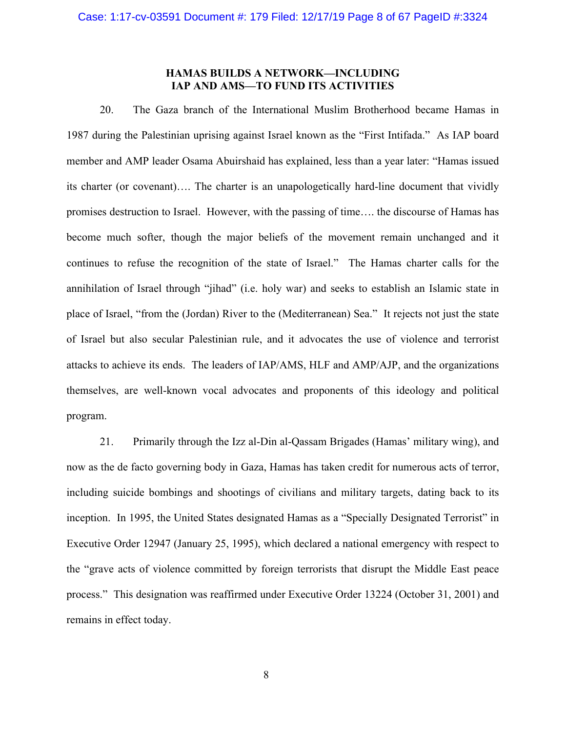## HAMAS BUILDS A NETWORK—INCLUDING IAP AND AMS—TO FUND ITS ACTIVITIES

20. The Gaza branch of the International Muslim Brotherhood became Hamas in 1987 during the Palestinian uprising against Israel known as the "First Intifada." As IAP board member and AMP leader Osama Abuirshaid has explained, less than a year later: "Hamas issued its charter (or covenant)…. The charter is an unapologetically hard-line document that vividly promises destruction to Israel. However, with the passing of time…. the discourse of Hamas has become much softer, though the major beliefs of the movement remain unchanged and it continues to refuse the recognition of the state of Israel." The Hamas charter calls for the annihilation of Israel through "jihad" (i.e. holy war) and seeks to establish an Islamic state in place of Israel, "from the (Jordan) River to the (Mediterranean) Sea." It rejects not just the state of Israel but also secular Palestinian rule, and it advocates the use of violence and terrorist attacks to achieve its ends. The leaders of IAP/AMS, HLF and AMP/AJP, and the organizations themselves, are well-known vocal advocates and proponents of this ideology and political program.

21. Primarily through the Izz al-Din al-Qassam Brigades (Hamas' military wing), and now as the de facto governing body in Gaza, Hamas has taken credit for numerous acts of terror, including suicide bombings and shootings of civilians and military targets, dating back to its inception. In 1995, the United States designated Hamas as a "Specially Designated Terrorist" in Executive Order 12947 (January 25, 1995), which declared a national emergency with respect to the "grave acts of violence committed by foreign terrorists that disrupt the Middle East peace process." This designation was reaffirmed under Executive Order 13224 (October 31, 2001) and remains in effect today.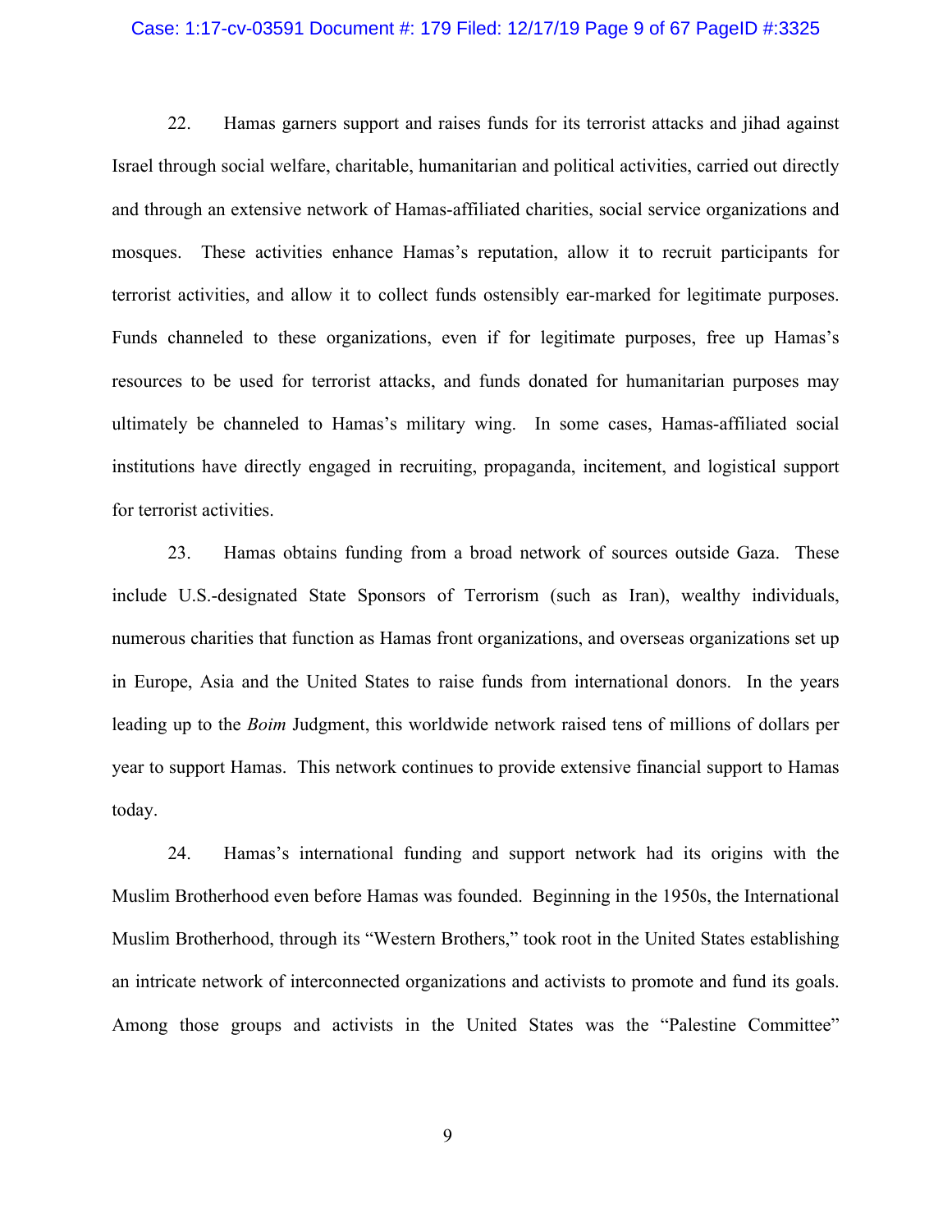22. Hamas garners support and raises funds for its terrorist attacks and jihad against Israel through social welfare, charitable, humanitarian and political activities, carried out directly and through an extensive network of Hamas-affiliated charities, social service organizations and mosques. These activities enhance Hamas's reputation, allow it to recruit participants for terrorist activities, and allow it to collect funds ostensibly ear-marked for legitimate purposes. Funds channeled to these organizations, even if for legitimate purposes, free up Hamas's resources to be used for terrorist attacks, and funds donated for humanitarian purposes may ultimately be channeled to Hamas's military wing. In some cases, Hamas-affiliated social institutions have directly engaged in recruiting, propaganda, incitement, and logistical support for terrorist activities.

23. Hamas obtains funding from a broad network of sources outside Gaza. These include U.S.-designated State Sponsors of Terrorism (such as Iran), wealthy individuals, numerous charities that function as Hamas front organizations, and overseas organizations set up in Europe, Asia and the United States to raise funds from international donors. In the years leading up to the *Boim* Judgment, this worldwide network raised tens of millions of dollars per year to support Hamas. This network continues to provide extensive financial support to Hamas today.

24. Hamas's international funding and support network had its origins with the Muslim Brotherhood even before Hamas was founded. Beginning in the 1950s, the International Muslim Brotherhood, through its "Western Brothers," took root in the United States establishing an intricate network of interconnected organizations and activists to promote and fund its goals. Among those groups and activists in the United States was the "Palestine Committee"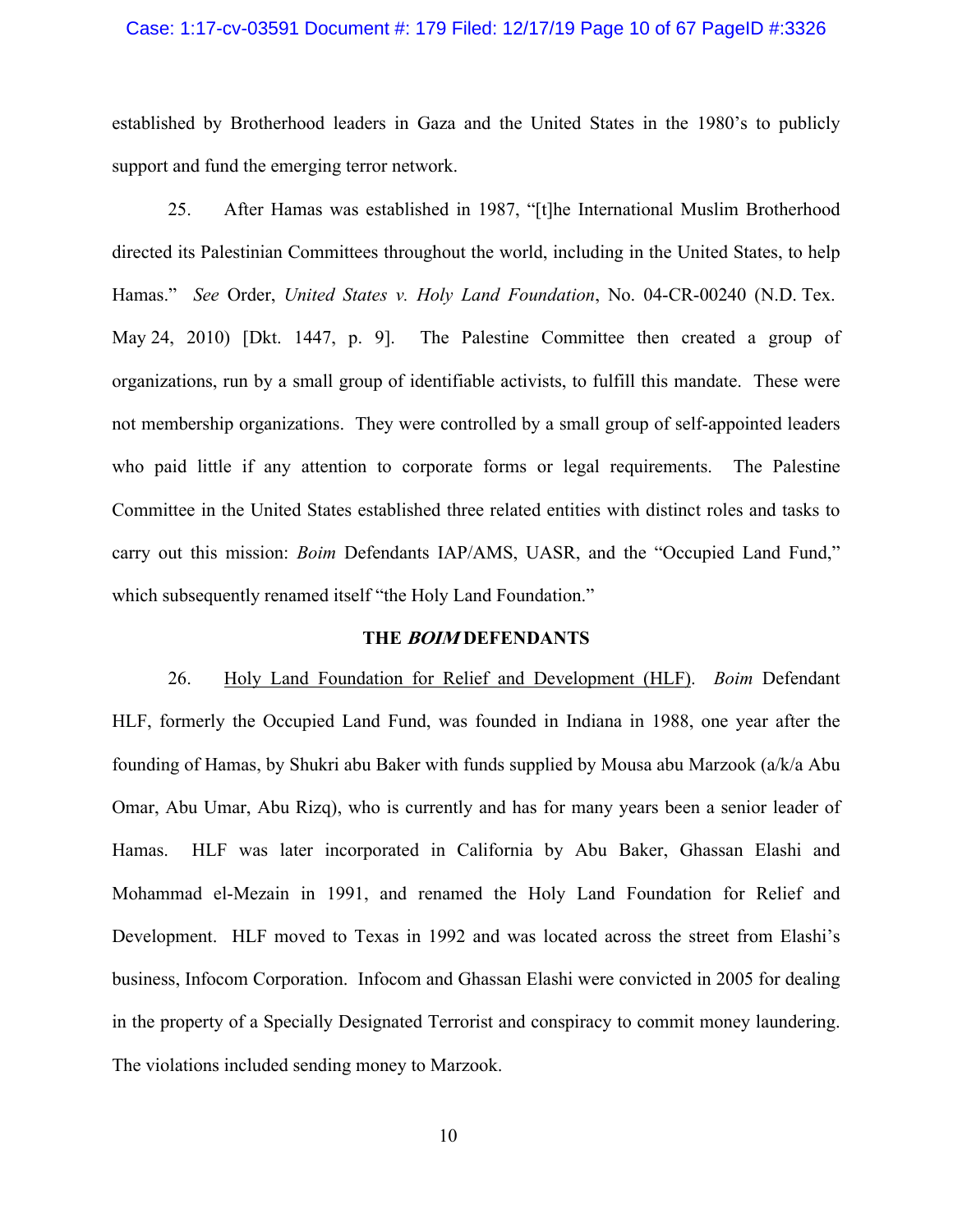established by Brotherhood leaders in Gaza and the United States in the 1980's to publicly support and fund the emerging terror network.

25. After Hamas was established in 1987, "[t]he International Muslim Brotherhood directed its Palestinian Committees throughout the world, including in the United States, to help Hamas." *See* Order, *United States v. Holy Land Foundation*, No. 04-CR-00240 (N.D. Tex. May 24, 2010) [Dkt. 1447, p. 9]. The Palestine Committee then created a group of organizations, run by a small group of identifiable activists, to fulfill this mandate. These were not membership organizations. They were controlled by a small group of self-appointed leaders who paid little if any attention to corporate forms or legal requirements. The Palestine Committee in the United States established three related entities with distinct roles and tasks to carry out this mission: *Boim* Defendants IAP/AMS, UASR, and the "Occupied Land Fund," which subsequently renamed itself "the Holy Land Foundation."

## THE *BOIM* DEFENDANTS

26. <u>Holy Land Foundation for Relief and Development (HLF)</u>. *Boim* Defendant HLF, formerly the Occupied Land Fund, was founded in Indiana in 1988, one year after the founding of Hamas, by Shukri abu Baker with funds supplied by Mousa abu Marzook (a/k/a Abu Omar, Abu Umar, Abu Rizq), who is currently and has for many years been a senior leader of Hamas. HLF was later incorporated in California by Abu Baker, Ghassan Elashi and Mohammad el-Mezain in 1991, and renamed the Holy Land Foundation for Relief and Development. HLF moved to Texas in 1992 and was located across the street from Elashi's business, Infocom Corporation. Infocom and Ghassan Elashi were convicted in 2005 for dealing in the property of a Specially Designated Terrorist and conspiracy to commit money laundering. The violations included sending money to Marzook.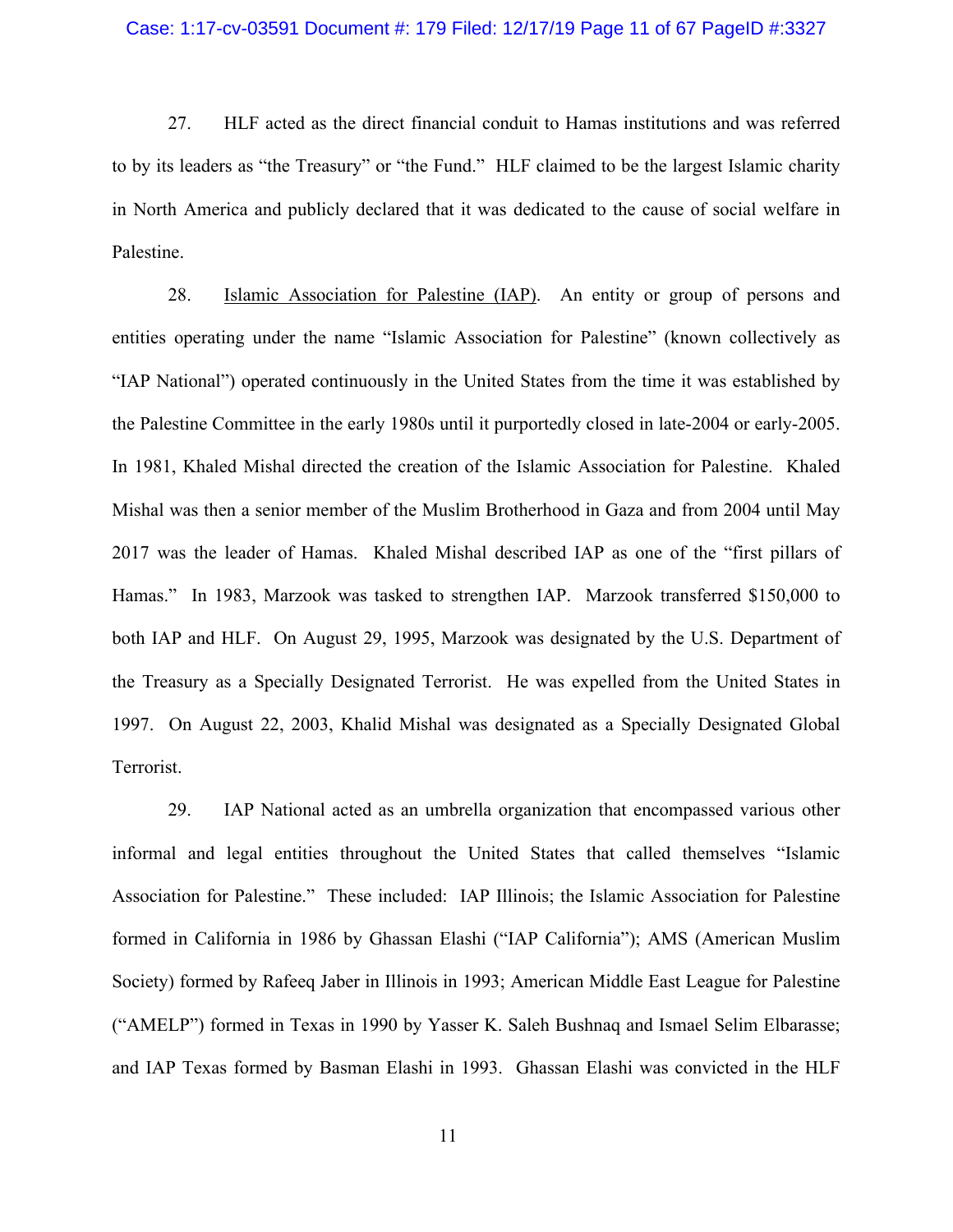27. HLF acted as the direct financial conduit to Hamas institutions and was referred to by its leaders as "the Treasury" or "the Fund." HLF claimed to be the largest Islamic charity in North America and publicly declared that it was dedicated to the cause of social welfare in Palestine.

28. Islamic Association for Palestine (IAP). An entity or group of persons and entities operating under the name "Islamic Association for Palestine" (known collectively as "IAP National") operated continuously in the United States from the time it was established by the Palestine Committee in the early 1980s until it purportedly closed in late-2004 or early-2005. In 1981, Khaled Mishal directed the creation of the Islamic Association for Palestine. Khaled Mishal was then a senior member of the Muslim Brotherhood in Gaza and from 2004 until May 2017 was the leader of Hamas. Khaled Mishal described IAP as one of the "first pillars of Hamas." In 1983, Marzook was tasked to strengthen IAP. Marzook transferred $150,000 to both IAP and HLF. On August 29, 1995, Marzook was designated by the U.S. Department of the Treasury as a Specially Designated Terrorist. He was expelled from the United States in 1997. On August 22, 2003, Khalid Mishal was designated as a Specially Designated Global Terrorist.

29. IAP National acted as an umbrella organization that encompassed various other informal and legal entities throughout the United States that called themselves "Islamic Association for Palestine." These included: IAP Illinois; the Islamic Association for Palestine formed in California in 1986 by Ghassan Elashi ("IAP California"); AMS (American Muslim Society) formed by Rafeeq Jaber in Illinois in 1993; American Middle East League for Palestine ("AMELP") formed in Texas in 1990 by Yasser K. Saleh Bushnaq and Ismael Selim Elbarasse; and IAP Texas formed by Basman Elashi in 1993. Ghassan Elashi was convicted in the HLF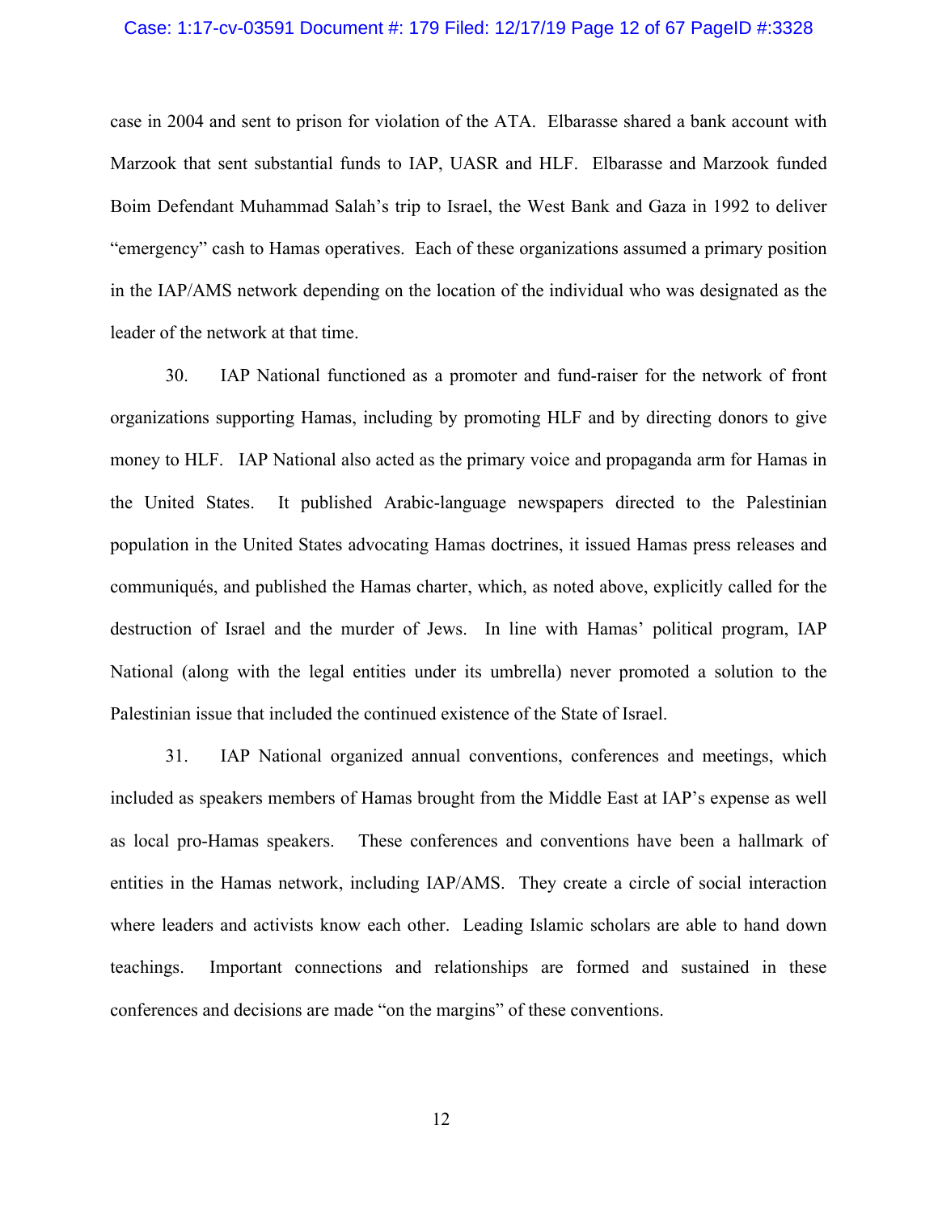case in 2004 and sent to prison for violation of the ATA. Elbarasse shared a bank account with Marzook that sent substantial funds to IAP, UASR and HLF. Elbarasse and Marzook funded Boim Defendant Muhammad Salah's trip to Israel, the West Bank and Gaza in 1992 to deliver "emergency" cash to Hamas operatives. Each of these organizations assumed a primary position in the IAP/AMS network depending on the location of the individual who was designated as the leader of the network at that time.

30. IAP National functioned as a promoter and fund-raiser for the network of front organizations supporting Hamas, including by promoting HLF and by directing donors to give money to HLF. IAP National also acted as the primary voice and propaganda arm for Hamas in the United States. It published Arabic-language newspapers directed to the Palestinian population in the United States advocating Hamas doctrines, it issued Hamas press releases and communiqués, and published the Hamas charter, which, as noted above, explicitly called for the destruction of Israel and the murder of Jews. In line with Hamas' political program, IAP National (along with the legal entities under its umbrella) never promoted a solution to the Palestinian issue that included the continued existence of the State of Israel.

31. IAP National organized annual conventions, conferences and meetings, which included as speakers members of Hamas brought from the Middle East at IAP's expense as well as local pro-Hamas speakers. These conferences and conventions have been a hallmark of entities in the Hamas network, including IAP/AMS. They create a circle of social interaction where leaders and activists know each other. Leading Islamic scholars are able to hand down teachings. Important connections and relationships are formed and sustained in these conferences and decisions are made "on the margins" of these conventions.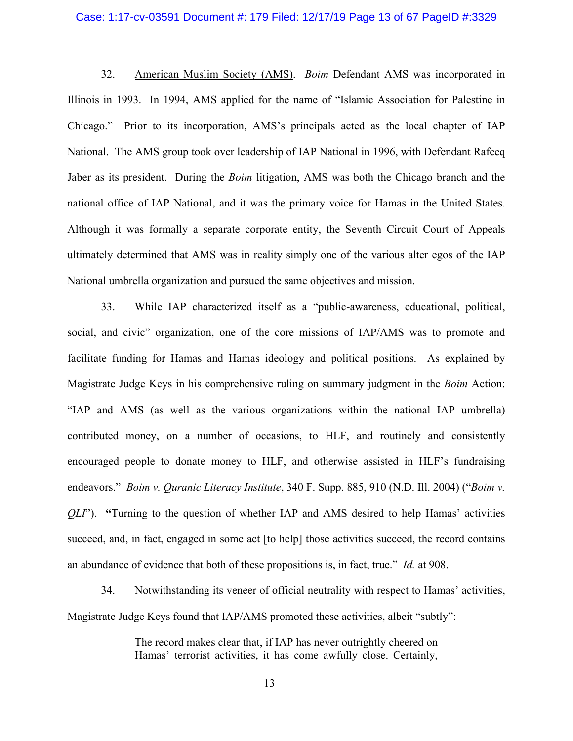32. American Muslim Society (AMS). *Boim* Defendant AMS was incorporated in Illinois in 1993. In 1994, AMS applied for the name of "Islamic Association for Palestine in Chicago." Prior to its incorporation, AMS's principals acted as the local chapter of IAP National. The AMS group took over leadership of IAP National in 1996, with Defendant Rafeeq Jaber as its president. During the *Boim* litigation, AMS was both the Chicago branch and the national office of IAP National, and it was the primary voice for Hamas in the United States. Although it was formally a separate corporate entity, the Seventh Circuit Court of Appeals ultimately determined that AMS was in reality simply one of the various alter egos of the IAP National umbrella organization and pursued the same objectives and mission.

33. While IAP characterized itself as a "public-awareness, educational, political, social, and civic" organization, one of the core missions of IAP/AMS was to promote and facilitate funding for Hamas and Hamas ideology and political positions. As explained by Magistrate Judge Keys in his comprehensive ruling on summary judgment in the *Boim* Action: "IAP and AMS (as well as the various organizations within the national IAP umbrella) contributed money, on a number of occasions, to HLF, and routinely and consistently encouraged people to donate money to HLF, and otherwise assisted in HLF's fundraising endeavors." *Boim v. Quranic Literacy Institute*, 340 F. Supp. 885, 910 (N.D. Ill. 2004) ("*Boim v. QLI*"). **"**Turning to the question of whether IAP and AMS desired to help Hamas' activities succeed, and, in fact, engaged in some act [to help] those activities succeed, the record contains an abundance of evidence that both of these propositions is, in fact, true." *Id.* at 908.

34. Notwithstanding its veneer of official neutrality with respect to Hamas' activities, Magistrate Judge Keys found that IAP/AMS promoted these activities, albeit "subtly":

> The record makes clear that, if IAP has never outrightly cheered on Hamas' terrorist activities, it has come awfully close. Certainly,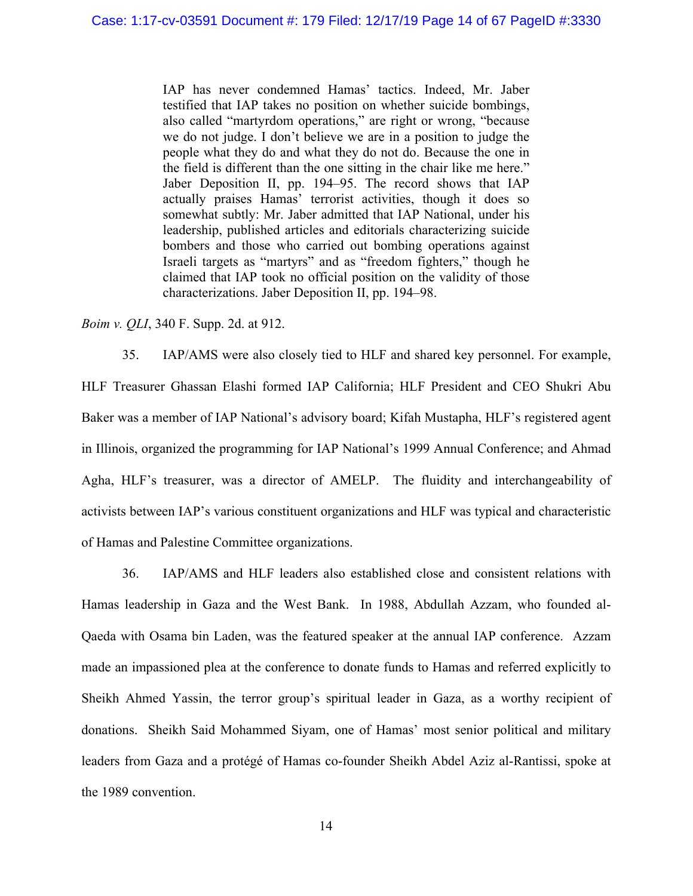> IAP has never condemned Hamas' tactics. Indeed, Mr. Jaber testified that IAP takes no position on whether suicide bombings, also called "martyrdom operations," are right or wrong, "because we do not judge. I don't believe we are in a position to judge the people what they do and what they do not do. Because the one in the field is different than the one sitting in the chair like me here." Jaber Deposition II, pp. 194–95. The record shows that IAP actually praises Hamas' terrorist activities, though it does so somewhat subtly: Mr. Jaber admitted that IAP National, under his leadership, published articles and editorials characterizing suicide bombers and those who carried out bombing operations against Israeli targets as "martyrs" and as "freedom fighters," though he claimed that IAP took no official position on the validity of those characterizations. Jaber Deposition II, pp. 194–98.

*Boim v. QLI*, 340 F. Supp. 2d. at 912.

35. IAP/AMS were also closely tied to HLF and shared key personnel. For example, HLF Treasurer Ghassan Elashi formed IAP California; HLF President and CEO Shukri Abu Baker was a member of IAP National's advisory board; Kifah Mustapha, HLF's registered agent in Illinois, organized the programming for IAP National's 1999 Annual Conference; and Ahmad Agha, HLF's treasurer, was a director of AMELP. The fluidity and interchangeability of activists between IAP's various constituent organizations and HLF was typical and characteristic of Hamas and Palestine Committee organizations.

36. IAP/AMS and HLF leaders also established close and consistent relations with Hamas leadership in Gaza and the West Bank. In 1988, Abdullah Azzam, who founded al-Qaeda with Osama bin Laden, was the featured speaker at the annual IAP conference. Azzam made an impassioned plea at the conference to donate funds to Hamas and referred explicitly to Sheikh Ahmed Yassin, the terror group's spiritual leader in Gaza, as a worthy recipient of donations. Sheikh Said Mohammed Siyam, one of Hamas' most senior political and military leaders from Gaza and a protégé of Hamas co-founder Sheikh Abdel Aziz al-Rantissi, spoke at the 1989 convention.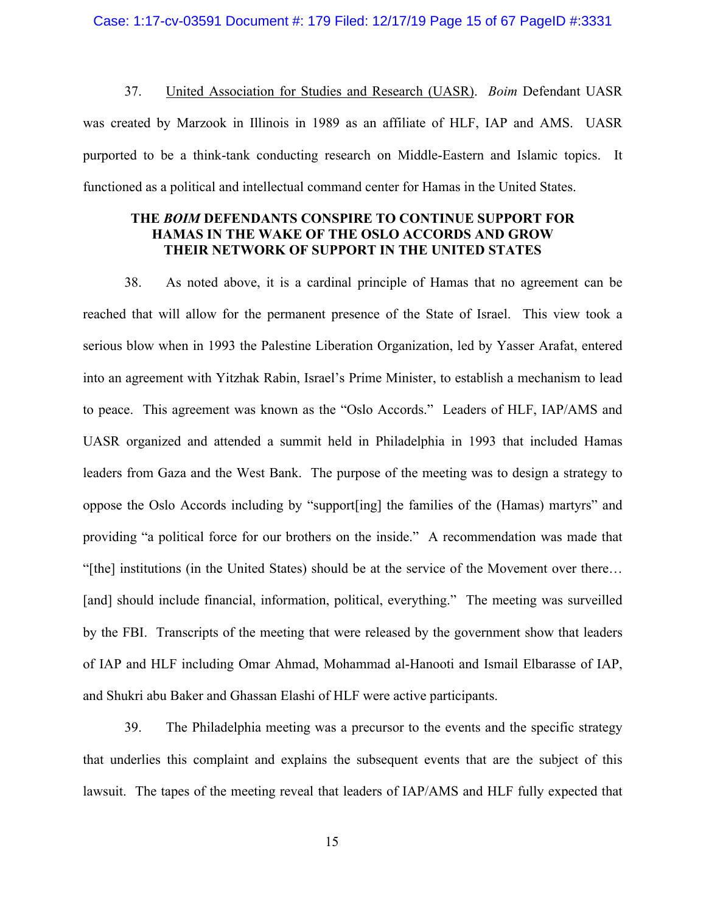37. United Association for Studies and Research (UASR). *Boim* Defendant UASR was created by Marzook in Illinois in 1989 as an affiliate of HLF, IAP and AMS. UASR purported to be a think-tank conducting research on Middle-Eastern and Islamic topics. It functioned as a political and intellectual command center for Hamas in the United States.

**THE *BOIM* DEFENDANTS CONSPIRE TO CONTINUE SUPPORT FOR HAMAS IN THE WAKE OF THE OSLO ACCORDS AND GROW THEIR NETWORK OF SUPPORT IN THE UNITED STATES**

38. As noted above, it is a cardinal principle of Hamas that no agreement can be reached that will allow for the permanent presence of the State of Israel. This view took a serious blow when in 1993 the Palestine Liberation Organization, led by Yasser Arafat, entered into an agreement with Yitzhak Rabin, Israel's Prime Minister, to establish a mechanism to lead to peace. This agreement was known as the "Oslo Accords." Leaders of HLF, IAP/AMS and UASR organized and attended a summit held in Philadelphia in 1993 that included Hamas leaders from Gaza and the West Bank. The purpose of the meeting was to design a strategy to oppose the Oslo Accords including by "support[ing] the families of the (Hamas) martyrs" and providing "a political force for our brothers on the inside." A recommendation was made that "[the] institutions (in the United States) should be at the service of the Movement over there… [and] should include financial, information, political, everything." The meeting was surveilled by the FBI. Transcripts of the meeting that were released by the government show that leaders of IAP and HLF including Omar Ahmad, Mohammad al-Hanooti and Ismail Elbarasse of IAP, and Shukri abu Baker and Ghassan Elashi of HLF were active participants.

39. The Philadelphia meeting was a precursor to the events and the specific strategy that underlies this complaint and explains the subsequent events that are the subject of this lawsuit. The tapes of the meeting reveal that leaders of IAP/AMS and HLF fully expected that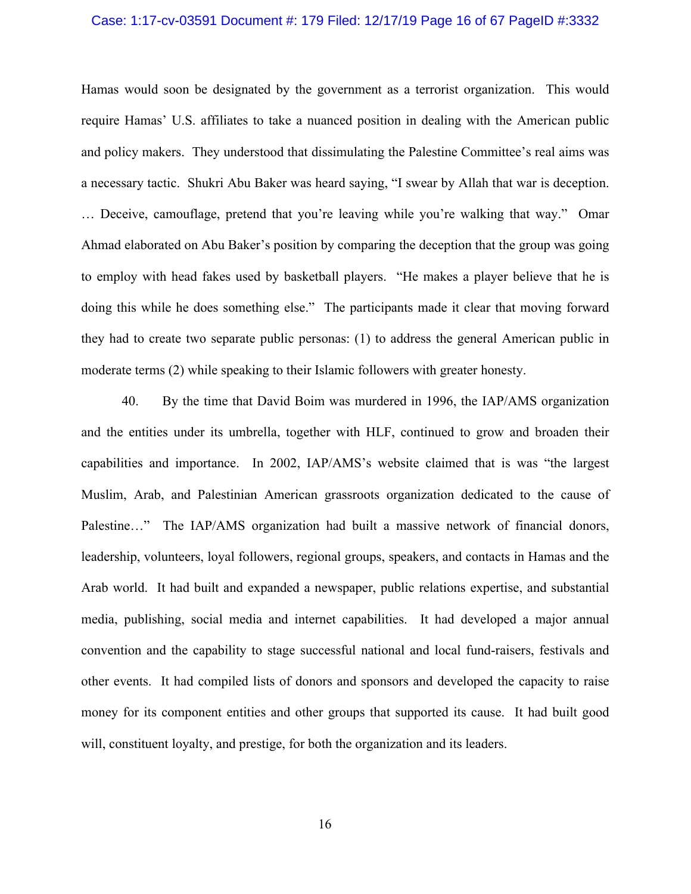Hamas would soon be designated by the government as a terrorist organization. This would require Hamas' U.S. affiliates to take a nuanced position in dealing with the American public and policy makers. They understood that dissimulating the Palestine Committee's real aims was a necessary tactic. Shukri Abu Baker was heard saying, "I swear by Allah that war is deception. … Deceive, camouflage, pretend that you're leaving while you're walking that way." Omar Ahmad elaborated on Abu Baker's position by comparing the deception that the group was going to employ with head fakes used by basketball players. "He makes a player believe that he is doing this while he does something else." The participants made it clear that moving forward they had to create two separate public personas: (1) to address the general American public in moderate terms (2) while speaking to their Islamic followers with greater honesty.

40. By the time that David Boim was murdered in 1996, the IAP/AMS organization and the entities under its umbrella, together with HLF, continued to grow and broaden their capabilities and importance. In 2002, IAP/AMS's website claimed that is was "the largest Muslim, Arab, and Palestinian American grassroots organization dedicated to the cause of Palestine…" The IAP/AMS organization had built a massive network of financial donors, leadership, volunteers, loyal followers, regional groups, speakers, and contacts in Hamas and the Arab world. It had built and expanded a newspaper, public relations expertise, and substantial media, publishing, social media and internet capabilities. It had developed a major annual convention and the capability to stage successful national and local fund-raisers, festivals and other events. It had compiled lists of donors and sponsors and developed the capacity to raise money for its component entities and other groups that supported its cause. It had built good will, constituent loyalty, and prestige, for both the organization and its leaders.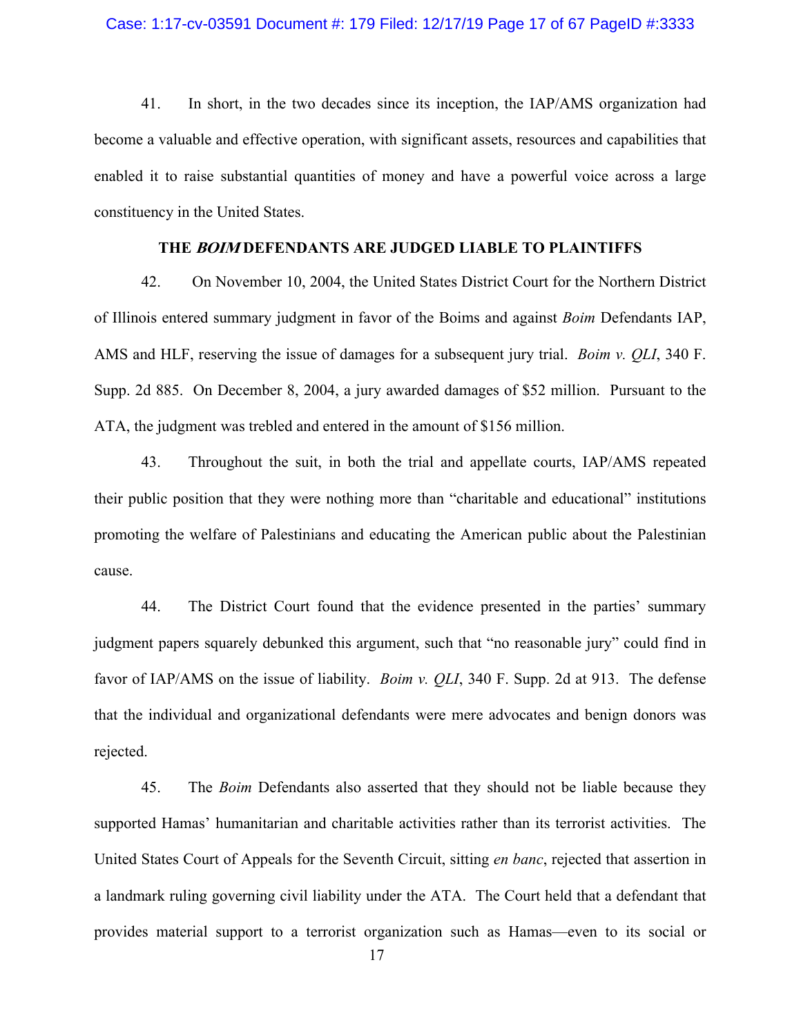41. In short, in the two decades since its inception, the IAP/AMS organization had become a valuable and effective operation, with significant assets, resources and capabilities that enabled it to raise substantial quantities of money and have a powerful voice across a large constituency in the United States.

## THE *BOIM* DEFENDANTS ARE JUDGED LIABLE TO PLAINTIFFS

42. On November 10, 2004, the United States District Court for the Northern District of Illinois entered summary judgment in favor of the Boims and against *Boim* Defendants IAP, AMS and HLF, reserving the issue of damages for a subsequent jury trial. *Boim v. QLI*, 340 F. Supp. 2d 885. On December 8, 2004, a jury awarded damages of $52 million. Pursuant to the ATA, the judgment was trebled and entered in the amount of $156 million.

43. Throughout the suit, in both the trial and appellate courts, IAP/AMS repeated their public position that they were nothing more than "charitable and educational" institutions promoting the welfare of Palestinians and educating the American public about the Palestinian cause.

44. The District Court found that the evidence presented in the parties' summary judgment papers squarely debunked this argument, such that "no reasonable jury" could find in favor of IAP/AMS on the issue of liability. *Boim v. QLI*, 340 F. Supp. 2d at 913. The defense that the individual and organizational defendants were mere advocates and benign donors was rejected.

45. The *Boim* Defendants also asserted that they should not be liable because they supported Hamas' humanitarian and charitable activities rather than its terrorist activities. The United States Court of Appeals for the Seventh Circuit, sitting *en banc*, rejected that assertion in a landmark ruling governing civil liability under the ATA. The Court held that a defendant that provides material support to a terrorist organization such as Hamas—even to its social or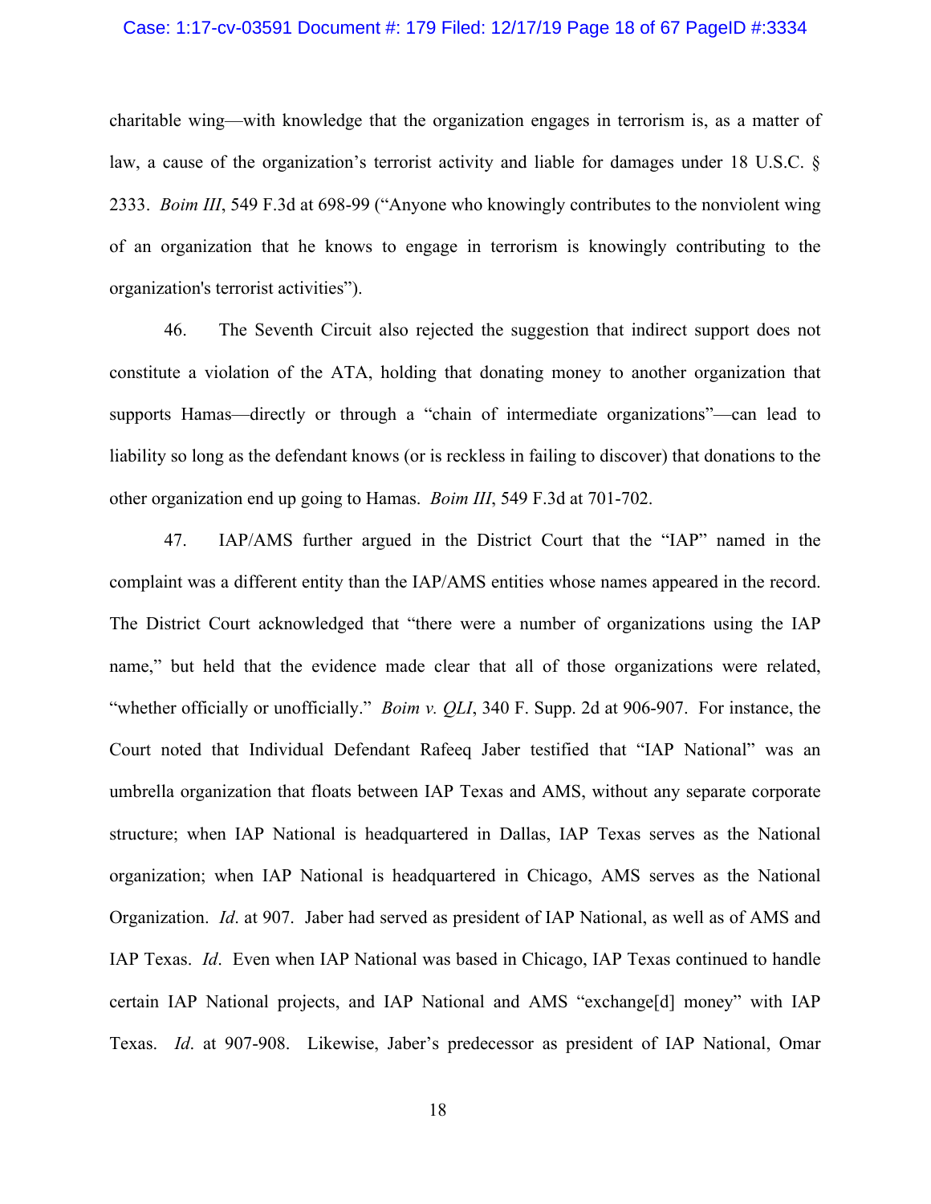charitable wing—with knowledge that the organization engages in terrorism is, as a matter of law, a cause of the organization's terrorist activity and liable for damages under 18 U.S.C. § 2333. *Boim III*, 549 F.3d at 698-99 ("Anyone who knowingly contributes to the nonviolent wing of an organization that he knows to engage in terrorism is knowingly contributing to the organization's terrorist activities").

46. The Seventh Circuit also rejected the suggestion that indirect support does not constitute a violation of the ATA, holding that donating money to another organization that supports Hamas—directly or through a "chain of intermediate organizations"—can lead to liability so long as the defendant knows (or is reckless in failing to discover) that donations to the other organization end up going to Hamas. *Boim III*, 549 F.3d at 701-702.

47. IAP/AMS further argued in the District Court that the "IAP" named in the complaint was a different entity than the IAP/AMS entities whose names appeared in the record. The District Court acknowledged that "there were a number of organizations using the IAP name," but held that the evidence made clear that all of those organizations were related, "whether officially or unofficially." *Boim v. QLI*, 340 F. Supp. 2d at 906-907. For instance, the Court noted that Individual Defendant Rafeeq Jaber testified that "IAP National" was an umbrella organization that floats between IAP Texas and AMS, without any separate corporate structure; when IAP National is headquartered in Dallas, IAP Texas serves as the National organization; when IAP National is headquartered in Chicago, AMS serves as the National Organization. *Id*. at 907. Jaber had served as president of IAP National, as well as of AMS and IAP Texas. *Id*. Even when IAP National was based in Chicago, IAP Texas continued to handle certain IAP National projects, and IAP National and AMS "exchange[d] money" with IAP Texas. *Id*. at 907-908. Likewise, Jaber's predecessor as president of IAP National, Omar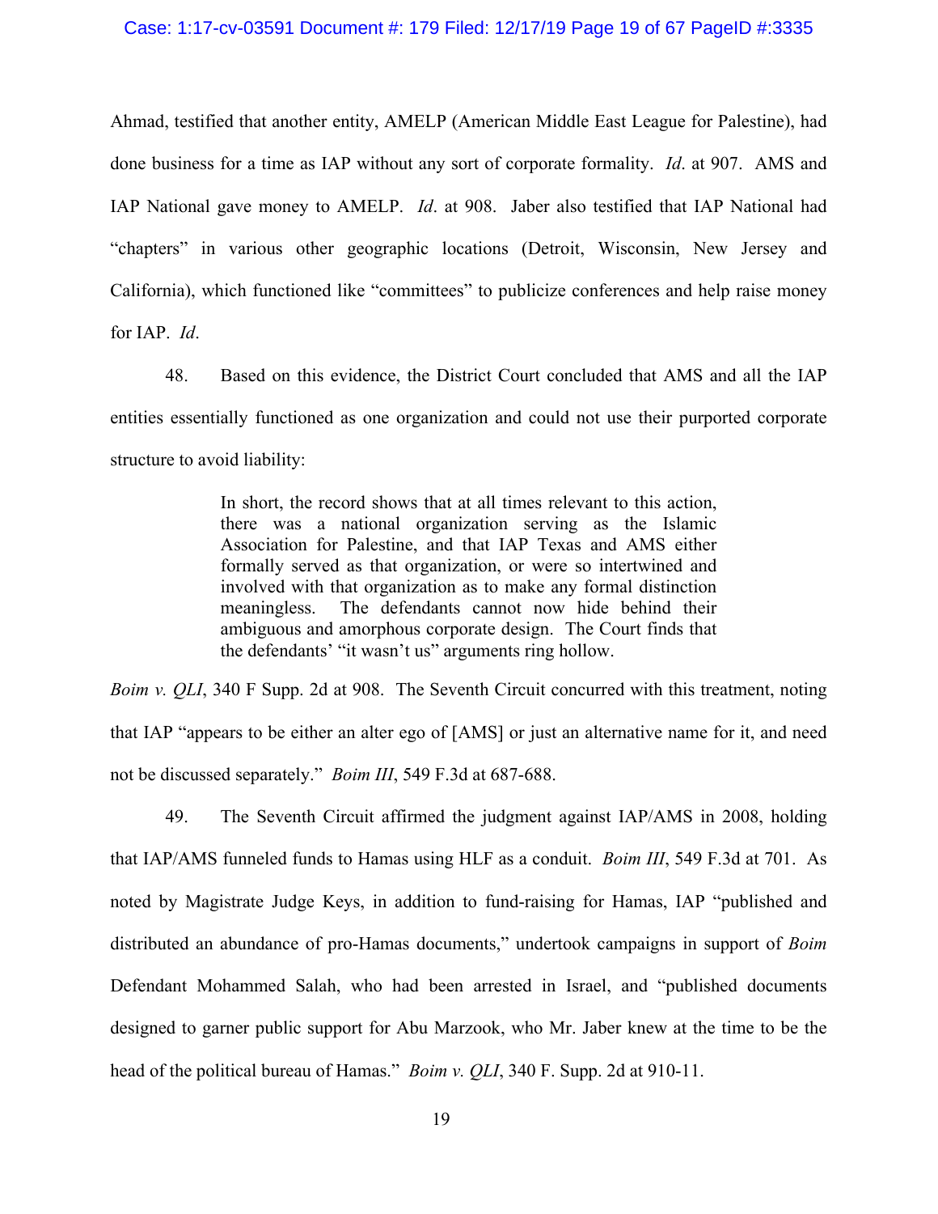Ahmad, testified that another entity, AMELP (American Middle East League for Palestine), had done business for a time as IAP without any sort of corporate formality. *Id*. at 907. AMS and IAP National gave money to AMELP. *Id*. at 908. Jaber also testified that IAP National had "chapters" in various other geographic locations (Detroit, Wisconsin, New Jersey and California), which functioned like "committees" to publicize conferences and help raise money for IAP. *Id*.

48. Based on this evidence, the District Court concluded that AMS and all the IAP entities essentially functioned as one organization and could not use their purported corporate structure to avoid liability:

> In short, the record shows that at all times relevant to this action, there was a national organization serving as the Islamic Association for Palestine, and that IAP Texas and AMS either formally served as that organization, or were so intertwined and involved with that organization as to make any formal distinction meaningless. The defendants cannot now hide behind their ambiguous and amorphous corporate design. The Court finds that the defendants' "it wasn't us" arguments ring hollow.

*Boim v. QLI*, 340 F Supp. 2d at 908. The Seventh Circuit concurred with this treatment, noting that IAP "appears to be either an alter ego of [AMS] or just an alternative name for it, and need not be discussed separately." *Boim III*, 549 F.3d at 687-688.

49. The Seventh Circuit affirmed the judgment against IAP/AMS in 2008, holding that IAP/AMS funneled funds to Hamas using HLF as a conduit. *Boim III*, 549 F.3d at 701. As noted by Magistrate Judge Keys, in addition to fund-raising for Hamas, IAP "published and distributed an abundance of pro-Hamas documents," undertook campaigns in support of *Boim* Defendant Mohammed Salah, who had been arrested in Israel, and "published documents designed to garner public support for Abu Marzook, who Mr. Jaber knew at the time to be the head of the political bureau of Hamas." *Boim v. QLI*, 340 F. Supp. 2d at 910-11.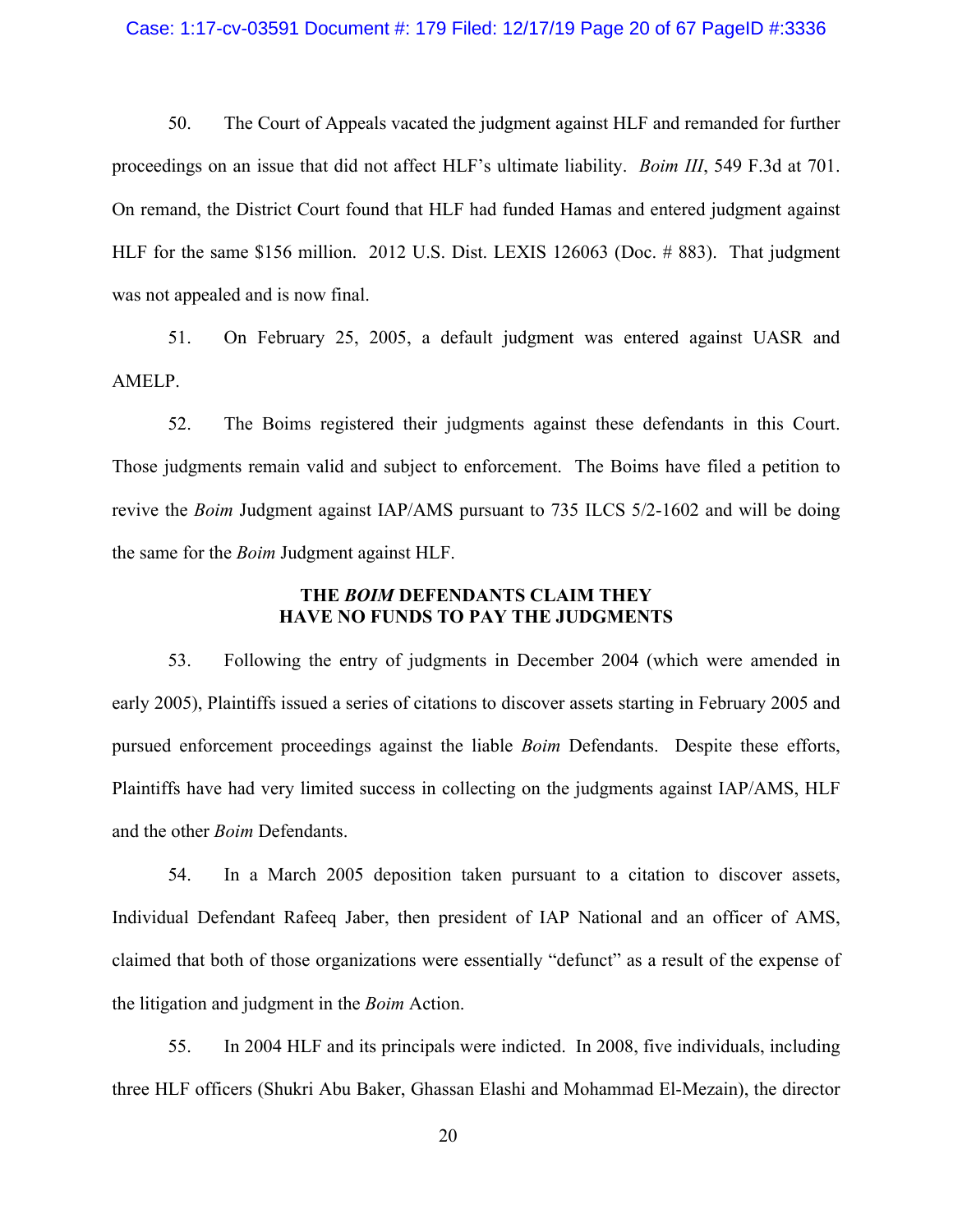50. The Court of Appeals vacated the judgment against HLF and remanded for further proceedings on an issue that did not affect HLF's ultimate liability. *Boim III*, 549 F.3d at 701. On remand, the District Court found that HLF had funded Hamas and entered judgment against HLF for the same $156 million. 2012 U.S. Dist. LEXIS 126063 (Doc. # 883). That judgment was not appealed and is now final.

51. On February 25, 2005, a default judgment was entered against UASR and AMELP.

52. The Boims registered their judgments against these defendants in this Court. Those judgments remain valid and subject to enforcement. The Boims have filed a petition to revive the *Boim* Judgment against IAP/AMS pursuant to 735 ILCS 5/2-1602 and will be doing the same for the *Boim* Judgment against HLF.

**THE *BOIM* DEFENDANTS CLAIM THEY HAVE NO FUNDS TO PAY THE JUDGMENTS**

53. Following the entry of judgments in December 2004 (which were amended in early 2005), Plaintiffs issued a series of citations to discover assets starting in February 2005 and pursued enforcement proceedings against the liable *Boim* Defendants. Despite these efforts, Plaintiffs have had very limited success in collecting on the judgments against IAP/AMS, HLF and the other *Boim* Defendants.

54. In a March 2005 deposition taken pursuant to a citation to discover assets, Individual Defendant Rafeeq Jaber, then president of IAP National and an officer of AMS, claimed that both of those organizations were essentially "defunct" as a result of the expense of the litigation and judgment in the *Boim* Action.

55. In 2004 HLF and its principals were indicted. In 2008, five individuals, including three HLF officers (Shukri Abu Baker, Ghassan Elashi and Mohammad El-Mezain), the director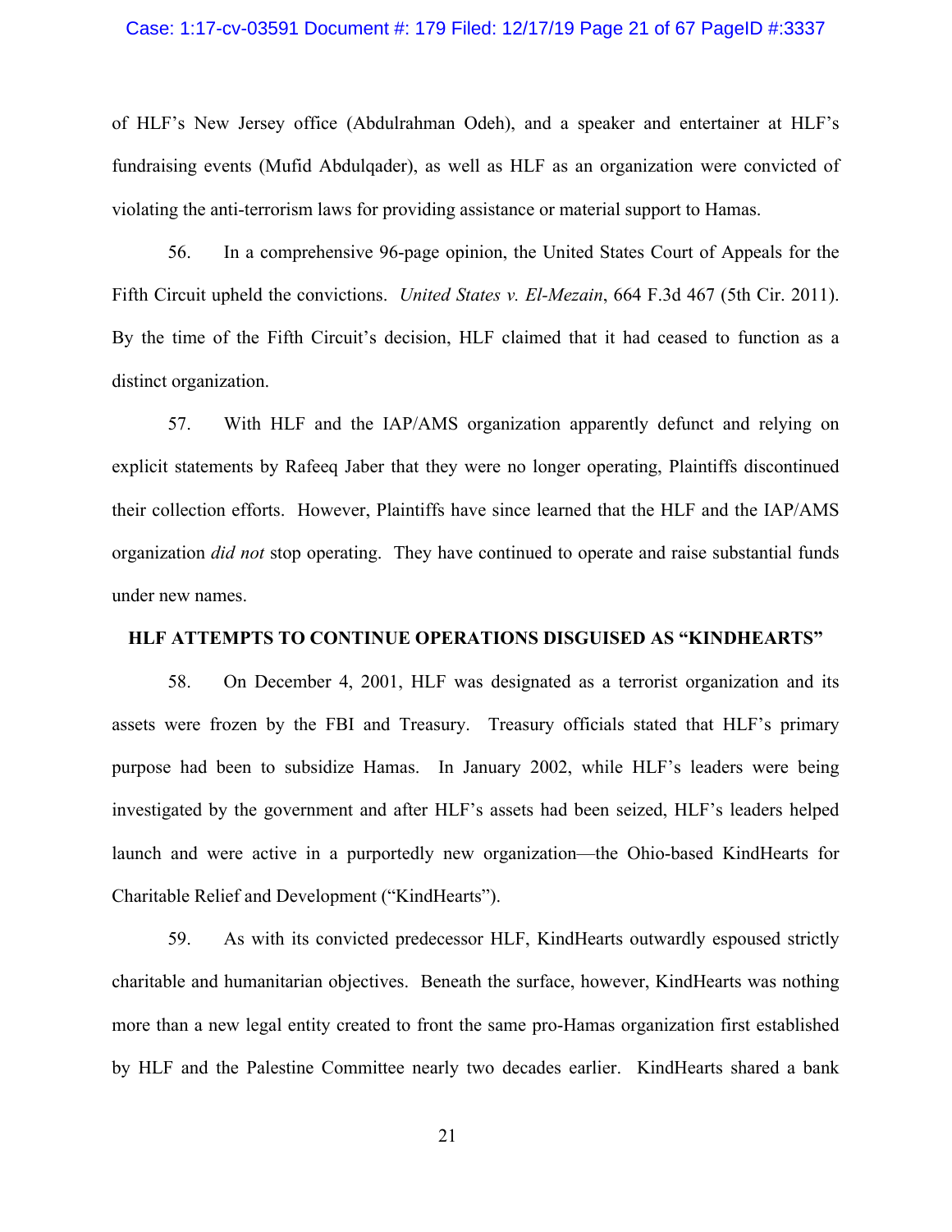of HLF's New Jersey office (Abdulrahman Odeh), and a speaker and entertainer at HLF's fundraising events (Mufid Abdulqader), as well as HLF as an organization were convicted of violating the anti-terrorism laws for providing assistance or material support to Hamas.

56. In a comprehensive 96-page opinion, the United States Court of Appeals for the Fifth Circuit upheld the convictions. *United States v. El-Mezain*, 664 F.3d 467 (5th Cir. 2011). By the time of the Fifth Circuit's decision, HLF claimed that it had ceased to function as a distinct organization.

57. With HLF and the IAP/AMS organization apparently defunct and relying on explicit statements by Rafeeq Jaber that they were no longer operating, Plaintiffs discontinued their collection efforts. However, Plaintiffs have since learned that the HLF and the IAP/AMS organization *did not* stop operating. They have continued to operate and raise substantial funds under new names.

## HLF ATTEMPTS TO CONTINUE OPERATIONS DISGUISED AS "KINDHEARTS"

58. On December 4, 2001, HLF was designated as a terrorist organization and its assets were frozen by the FBI and Treasury. Treasury officials stated that HLF's primary purpose had been to subsidize Hamas. In January 2002, while HLF's leaders were being investigated by the government and after HLF's assets had been seized, HLF's leaders helped launch and were active in a purportedly new organization—the Ohio-based KindHearts for Charitable Relief and Development ("KindHearts").

59. As with its convicted predecessor HLF, KindHearts outwardly espoused strictly charitable and humanitarian objectives. Beneath the surface, however, KindHearts was nothing more than a new legal entity created to front the same pro-Hamas organization first established by HLF and the Palestine Committee nearly two decades earlier. KindHearts shared a bank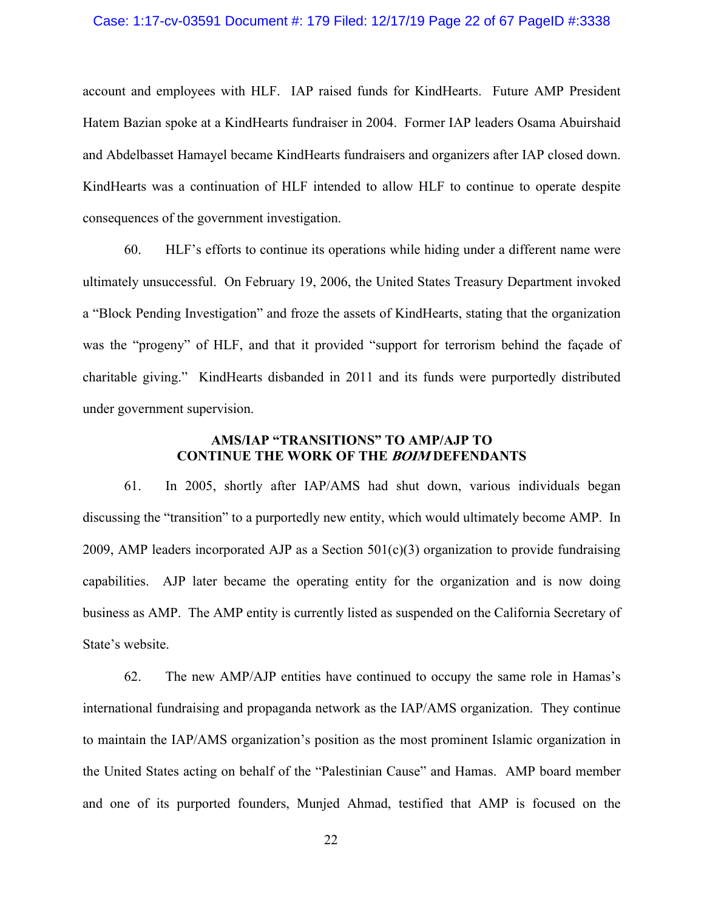account and employees with HLF. IAP raised funds for KindHearts. Future AMP President Hatem Bazian spoke at a KindHearts fundraiser in 2004. Former IAP leaders Osama Abuirshaid and Abdelbasset Hamayel became KindHearts fundraisers and organizers after IAP closed down. KindHearts was a continuation of HLF intended to allow HLF to continue to operate despite consequences of the government investigation.

60. HLF's efforts to continue its operations while hiding under a different name were ultimately unsuccessful. On February 19, 2006, the United States Treasury Department invoked a "Block Pending Investigation" and froze the assets of KindHearts, stating that the organization was the "progeny" of HLF, and that it provided "support for terrorism behind the façade of charitable giving." KindHearts disbanded in 2011 and its funds were purportedly distributed under government supervision.

**AMS/IAP "TRANSITIONS" TO AMP/AJP TO CONTINUE THE WORK OF THE *BOIM* DEFENDANTS**

61. In 2005, shortly after IAP/AMS had shut down, various individuals began discussing the "transition" to a purportedly new entity, which would ultimately become AMP. In 2009, AMP leaders incorporated AJP as a Section 501(c)(3) organization to provide fundraising capabilities. AJP later became the operating entity for the organization and is now doing business as AMP. The AMP entity is currently listed as suspended on the California Secretary of State's website.

62. The new AMP/AJP entities have continued to occupy the same role in Hamas's international fundraising and propaganda network as the IAP/AMS organization. They continue to maintain the IAP/AMS organization's position as the most prominent Islamic organization in the United States acting on behalf of the "Palestinian Cause" and Hamas. AMP board member and one of its purported founders, Munjed Ahmad, testified that AMP is focused on the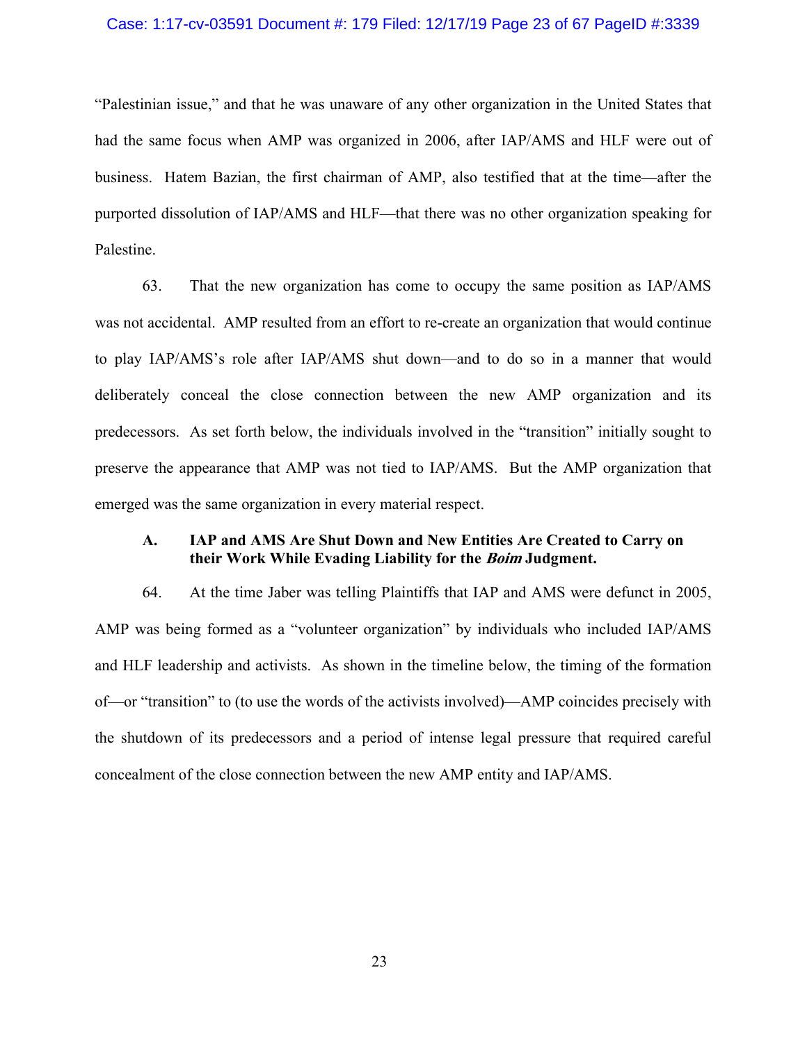"Palestinian issue," and that he was unaware of any other organization in the United States that had the same focus when AMP was organized in 2006, after IAP/AMS and HLF were out of business. Hatem Bazian, the first chairman of AMP, also testified that at the time—after the purported dissolution of IAP/AMS and HLF—that there was no other organization speaking for Palestine.

63. That the new organization has come to occupy the same position as IAP/AMS was not accidental. AMP resulted from an effort to re-create an organization that would continue to play IAP/AMS's role after IAP/AMS shut down—and to do so in a manner that would deliberately conceal the close connection between the new AMP organization and its predecessors. As set forth below, the individuals involved in the "transition" initially sought to preserve the appearance that AMP was not tied to IAP/AMS. But the AMP organization that emerged was the same organization in every material respect.

### A. IAP and AMS Are Shut Down and New Entities Are Created to Carry on their Work While Evading Liability for the *Boim* Judgment.

64. At the time Jaber was telling Plaintiffs that IAP and AMS were defunct in 2005, AMP was being formed as a "volunteer organization" by individuals who included IAP/AMS and HLF leadership and activists. As shown in the timeline below, the timing of the formation of—or "transition" to (to use the words of the activists involved)—AMP coincides precisely with the shutdown of its predecessors and a period of intense legal pressure that required careful concealment of the close connection between the new AMP entity and IAP/AMS.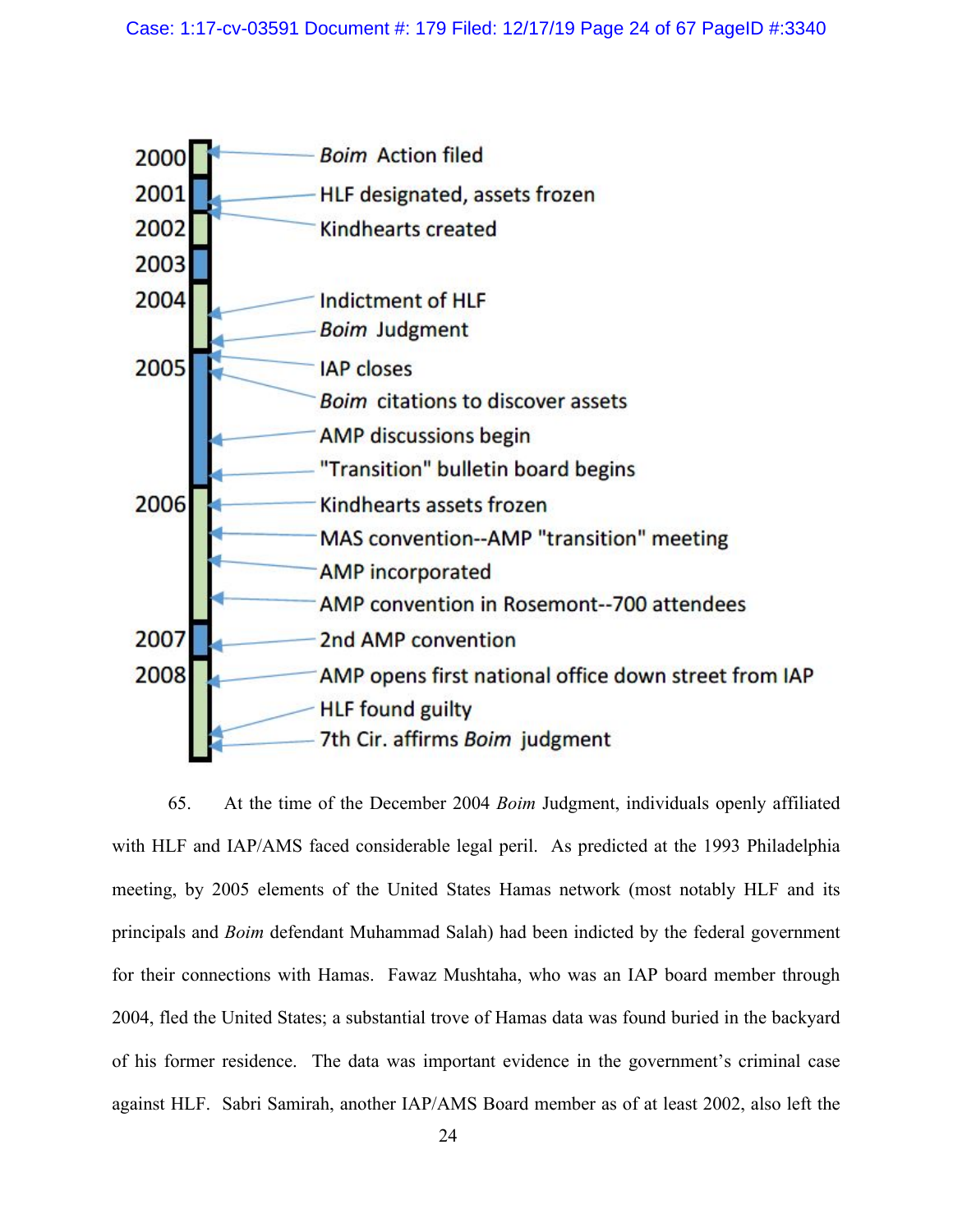| Year | Event |
|---|---|
| 2000 | *Boim* Action filed |
| 2001 | HLF designated, assets frozen |
| 2002 | Kindhearts created |
| 2003 | |
| 2004 | Indictment of HLF |
| | *Boim* Judgment |
| 2005 | IAP closes |
| | *Boim* citations to discover assets |
| | AMP discussions begin |
| | "Transition" bulletin board begins |
| 2006 | Kindhearts assets frozen |
| | MAS convention--AMP "transition" meeting |
| | AMP incorporated |
| | AMP convention in Rosemont--700 attendees |
| 2007 | 2nd AMP convention |
| 2008 | AMP opens first national office down street from IAP |
| | HLF found guilty |
| | 7th Cir. affirms *Boim* judgment |

65. At the time of the December 2004 *Boim* Judgment, individuals openly affiliated with HLF and IAP/AMS faced considerable legal peril. As predicted at the 1993 Philadelphia meeting, by 2005 elements of the United States Hamas network (most notably HLF and its principals and *Boim* defendant Muhammad Salah) had been indicted by the federal government for their connections with Hamas. Fawaz Mushtaha, who was an IAP board member through 2004, fled the United States; a substantial trove of Hamas data was found buried in the backyard of his former residence. The data was important evidence in the government's criminal case against HLF. Sabri Samirah, another IAP/AMS Board member as of at least 2002, also left the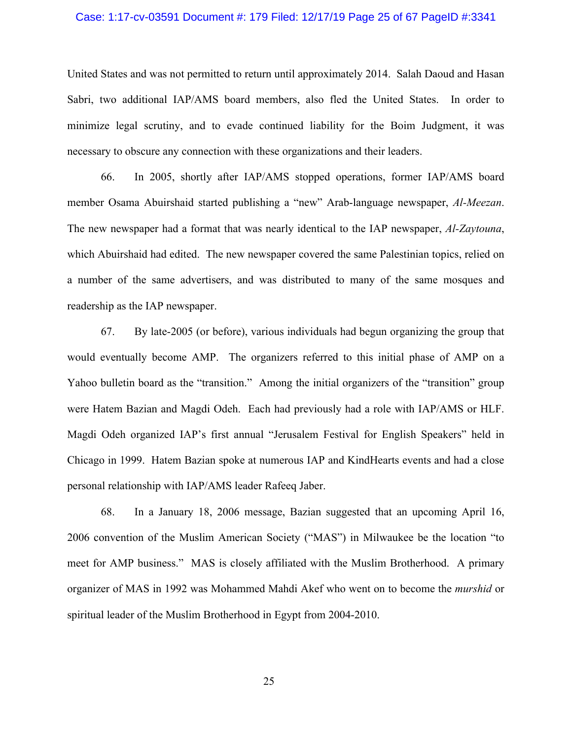United States and was not permitted to return until approximately 2014. Salah Daoud and Hasan Sabri, two additional IAP/AMS board members, also fled the United States. In order to minimize legal scrutiny, and to evade continued liability for the Boim Judgment, it was necessary to obscure any connection with these organizations and their leaders.

66. In 2005, shortly after IAP/AMS stopped operations, former IAP/AMS board member Osama Abuirshaid started publishing a "new" Arab-language newspaper, *Al-Meezan*. The new newspaper had a format that was nearly identical to the IAP newspaper, *Al-Zaytouna*, which Abuirshaid had edited. The new newspaper covered the same Palestinian topics, relied on a number of the same advertisers, and was distributed to many of the same mosques and readership as the IAP newspaper.

67. By late-2005 (or before), various individuals had begun organizing the group that would eventually become AMP. The organizers referred to this initial phase of AMP on a Yahoo bulletin board as the "transition." Among the initial organizers of the "transition" group were Hatem Bazian and Magdi Odeh. Each had previously had a role with IAP/AMS or HLF. Magdi Odeh organized IAP's first annual "Jerusalem Festival for English Speakers" held in Chicago in 1999. Hatem Bazian spoke at numerous IAP and KindHearts events and had a close personal relationship with IAP/AMS leader Rafeeq Jaber.

68. In a January 18, 2006 message, Bazian suggested that an upcoming April 16, 2006 convention of the Muslim American Society ("MAS") in Milwaukee be the location "to meet for AMP business." MAS is closely affiliated with the Muslim Brotherhood. A primary organizer of MAS in 1992 was Mohammed Mahdi Akef who went on to become the *murshid* or spiritual leader of the Muslim Brotherhood in Egypt from 2004-2010.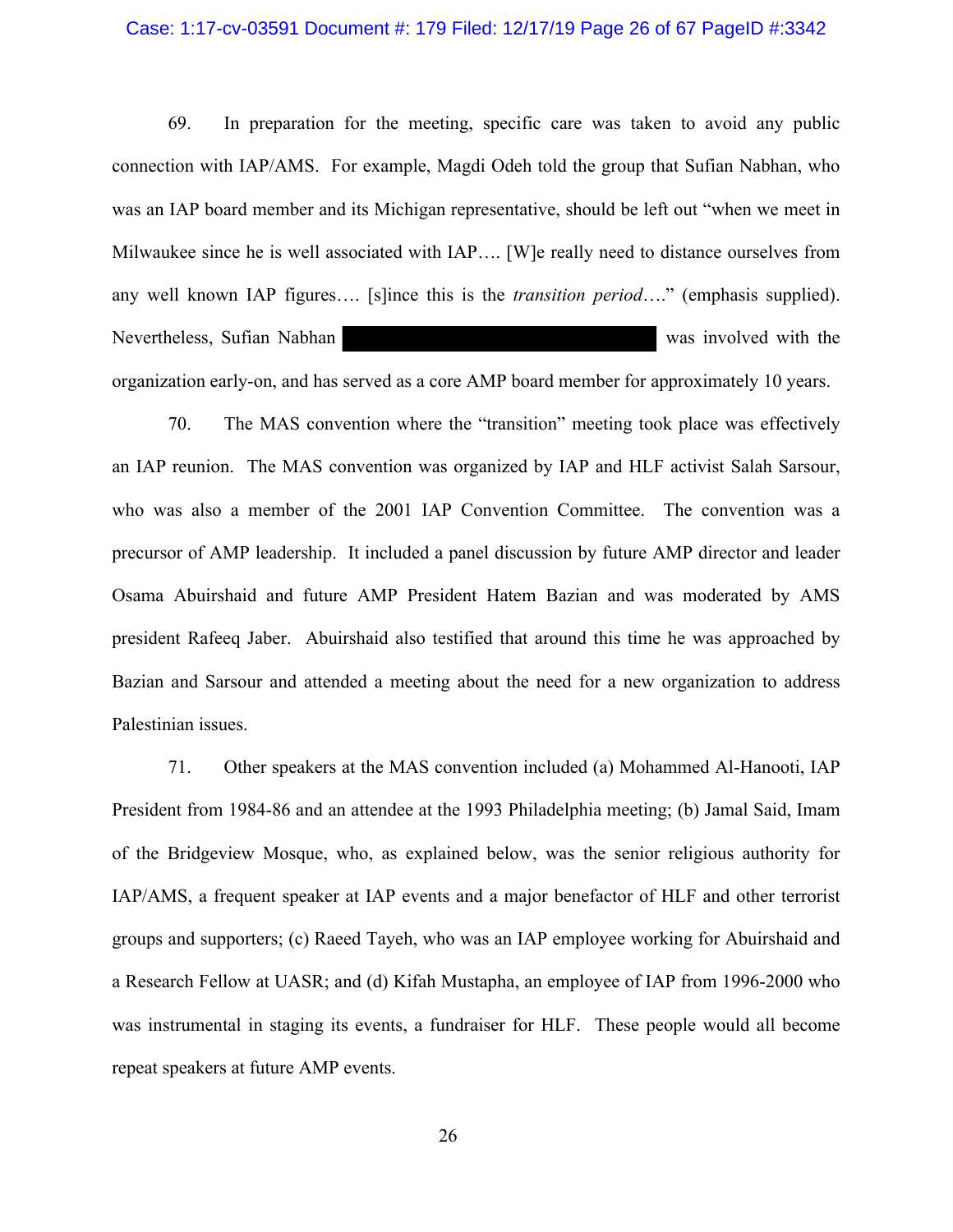69. In preparation for the meeting, specific care was taken to avoid any public connection with IAP/AMS. For example, Magdi Odeh told the group that Sufian Nabhan, who was an IAP board member and its Michigan representative, should be left out "when we meet in Milwaukee since he is well associated with IAP…. [W]e really need to distance ourselves from any well known IAP figures…. [s]ince this is the *transition period*…." (emphasis supplied). Nevertheless, Sufian Nabhan ██████████████████ was involved with the organization early-on, and has served as a core AMP board member for approximately 10 years.

70. The MAS convention where the "transition" meeting took place was effectively an IAP reunion. The MAS convention was organized by IAP and HLF activist Salah Sarsour, who was also a member of the 2001 IAP Convention Committee. The convention was a precursor of AMP leadership. It included a panel discussion by future AMP director and leader Osama Abuirshaid and future AMP President Hatem Bazian and was moderated by AMS president Rafeeq Jaber. Abuirshaid also testified that around this time he was approached by Bazian and Sarsour and attended a meeting about the need for a new organization to address Palestinian issues.

71. Other speakers at the MAS convention included (a) Mohammed Al-Hanooti, IAP President from 1984-86 and an attendee at the 1993 Philadelphia meeting; (b) Jamal Said, Imam of the Bridgeview Mosque, who, as explained below, was the senior religious authority for IAP/AMS, a frequent speaker at IAP events and a major benefactor of HLF and other terrorist groups and supporters; (c) Raeed Tayeh, who was an IAP employee working for Abuirshaid and a Research Fellow at UASR; and (d) Kifah Mustapha, an employee of IAP from 1996-2000 who was instrumental in staging its events, a fundraiser for HLF. These people would all become repeat speakers at future AMP events.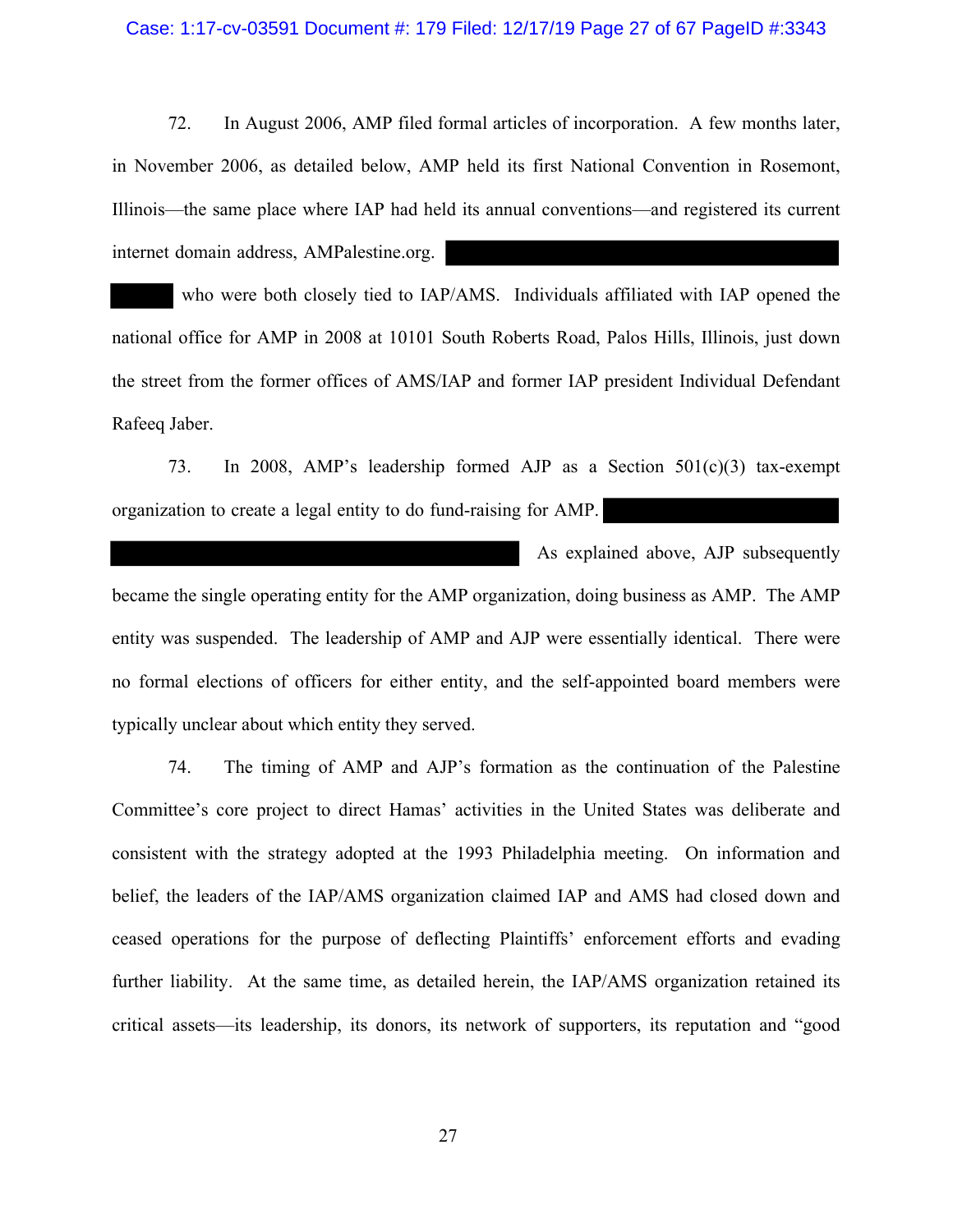72. In August 2006, AMP filed formal articles of incorporation. A few months later, in November 2006, as detailed below, AMP held its first National Convention in Rosemont, Illinois—the same place where IAP had held its annual conventions—and registered its current internet domain address, AMPalestine.org. [REDACTED] who were both closely tied to IAP/AMS. Individuals affiliated with IAP opened the national office for AMP in 2008 at 10101 South Roberts Road, Palos Hills, Illinois, just down the street from the former offices of AMS/IAP and former IAP president Individual Defendant Rafeeq Jaber.

73. In 2008, AMP's leadership formed AJP as a Section 501(c)(3) tax-exempt organization to create a legal entity to do fund-raising for AMP. [REDACTED] As explained above, AJP subsequently became the single operating entity for the AMP organization, doing business as AMP. The AMP entity was suspended. The leadership of AMP and AJP were essentially identical. There were no formal elections of officers for either entity, and the self-appointed board members were typically unclear about which entity they served.

74. The timing of AMP and AJP's formation as the continuation of the Palestine Committee's core project to direct Hamas' activities in the United States was deliberate and consistent with the strategy adopted at the 1993 Philadelphia meeting. On information and belief, the leaders of the IAP/AMS organization claimed IAP and AMS had closed down and ceased operations for the purpose of deflecting Plaintiffs' enforcement efforts and evading further liability. At the same time, as detailed herein, the IAP/AMS organization retained its critical assets—its leadership, its donors, its network of supporters, its reputation and "good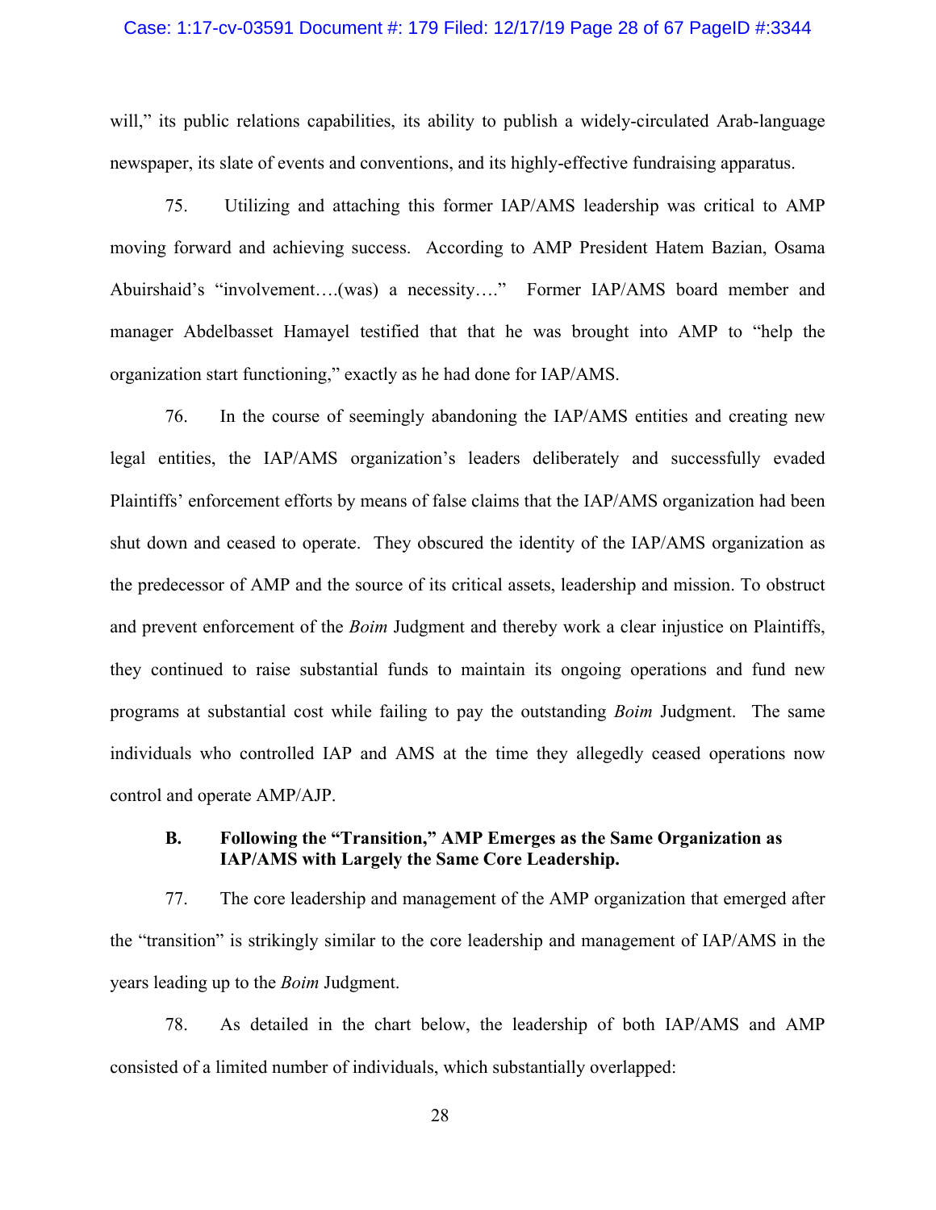will," its public relations capabilities, its ability to publish a widely-circulated Arab-language newspaper, its slate of events and conventions, and its highly-effective fundraising apparatus.

75. Utilizing and attaching this former IAP/AMS leadership was critical to AMP moving forward and achieving success. According to AMP President Hatem Bazian, Osama Abuirshaid's "involvement….(was) a necessity…." Former IAP/AMS board member and manager Abdelbasset Hamayel testified that that he was brought into AMP to "help the organization start functioning," exactly as he had done for IAP/AMS.

76. In the course of seemingly abandoning the IAP/AMS entities and creating new legal entities, the IAP/AMS organization's leaders deliberately and successfully evaded Plaintiffs' enforcement efforts by means of false claims that the IAP/AMS organization had been shut down and ceased to operate. They obscured the identity of the IAP/AMS organization as the predecessor of AMP and the source of its critical assets, leadership and mission. To obstruct and prevent enforcement of the *Boim* Judgment and thereby work a clear injustice on Plaintiffs, they continued to raise substantial funds to maintain its ongoing operations and fund new programs at substantial cost while failing to pay the outstanding *Boim* Judgment. The same individuals who controlled IAP and AMS at the time they allegedly ceased operations now control and operate AMP/AJP.

### B. Following the "Transition," AMP Emerges as the Same Organization as IAP/AMS with Largely the Same Core Leadership.

77. The core leadership and management of the AMP organization that emerged after the "transition" is strikingly similar to the core leadership and management of IAP/AMS in the years leading up to the *Boim* Judgment.

78. As detailed in the chart below, the leadership of both IAP/AMS and AMP consisted of a limited number of individuals, which substantially overlapped: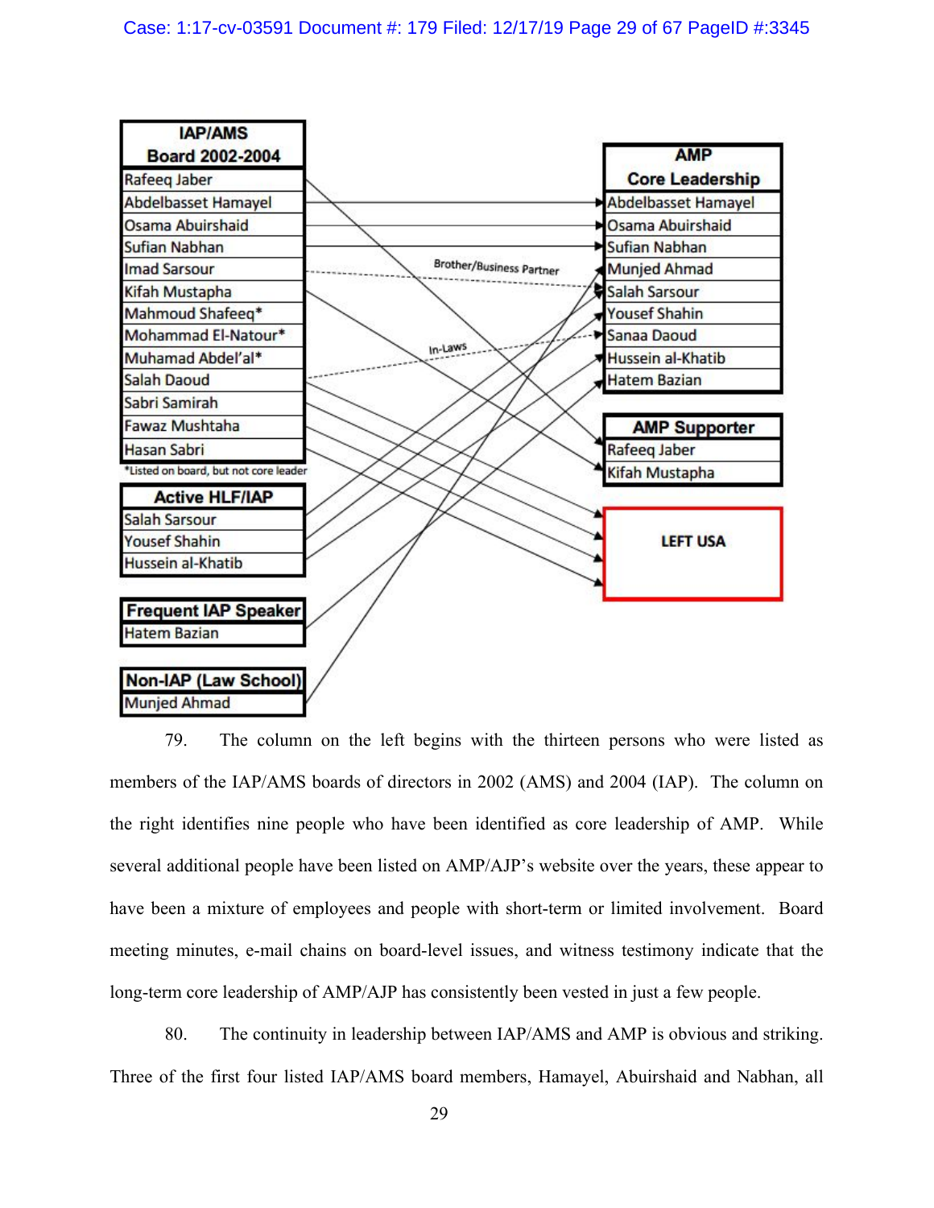**IAP/AMS Board 2002-2004**

- Rafeeq Jaber
- Abdelbasset Hamayel
- Osama Abuirshaid
- Sufian Nabhan
- Imad Sarsour
- Kifah Mustapha
- Mahmoud Shafeeq*
- Mohammad El-Natour*
- Muhamad Abdel'al*
- Salah Daoud
- Sabri Samirah
- Fawaz Mushtaha
- Hasan Sabri

*Listed on board, but not core leader

**Active HLF/IAP**

- Salah Sarsour
- Yousef Shahin
- Hussein al-Khatib

**Frequent IAP Speaker**

- Hatem Bazian

**Non-IAP (Law School)**

- Munjed Ahmad

**AMP Core Leadership**

- Abdelbasset Hamayel
- Osama Abuirshaid
- Sufian Nabhan
- Munjed Ahmad
- Salah Sarsour
- Yousef Shahin
- Sanaa Daoud
- Hussein al-Khatib
- Hatem Bazian

**AMP Supporter**

- Rafeeq Jaber
- Kifah Mustapha

**LEFT USA**

Brother/Business Partner

In-Laws

79. The column on the left begins with the thirteen persons who were listed as members of the IAP/AMS boards of directors in 2002 (AMS) and 2004 (IAP). The column on the right identifies nine people who have been identified as core leadership of AMP. While several additional people have been listed on AMP/AJP's website over the years, these appear to have been a mixture of employees and people with short-term or limited involvement. Board meeting minutes, e-mail chains on board-level issues, and witness testimony indicate that the long-term core leadership of AMP/AJP has consistently been vested in just a few people.

80. The continuity in leadership between IAP/AMS and AMP is obvious and striking. Three of the first four listed IAP/AMS board members, Hamayel, Abuirshaid and Nabhan, all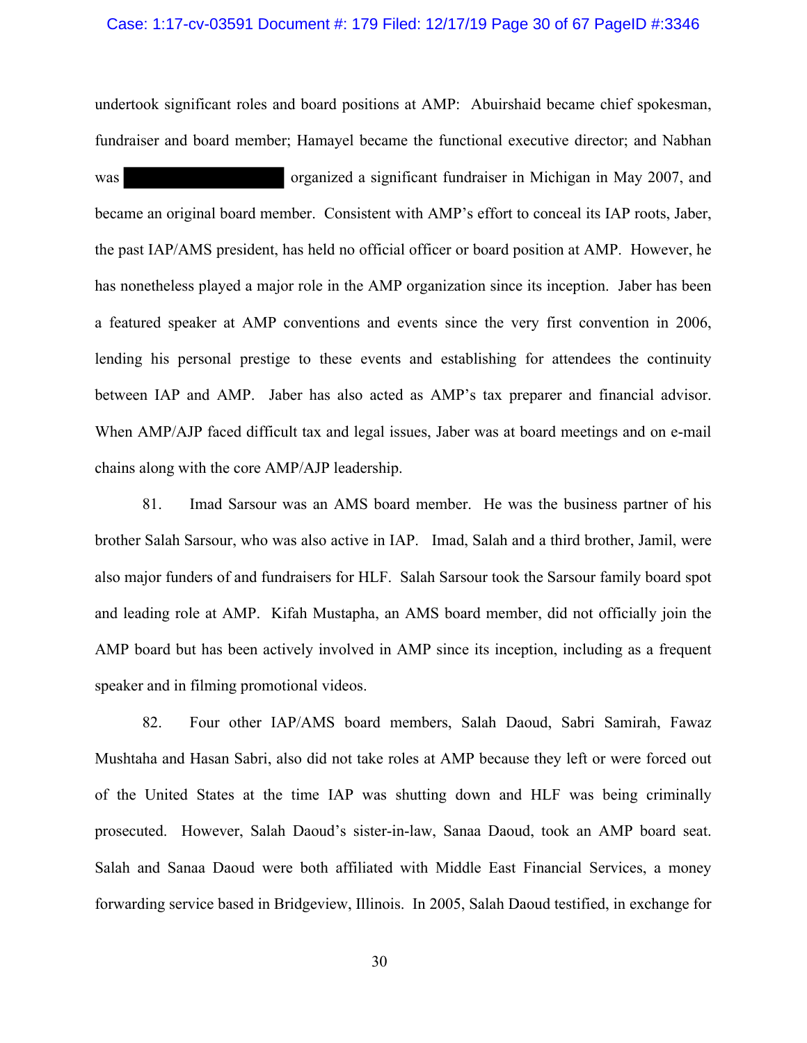undertook significant roles and board positions at AMP: Abuirshaid became chief spokesman, fundraiser and board member; Hamayel became the functional executive director; and Nabhan was ████████████ organized a significant fundraiser in Michigan in May 2007, and became an original board member. Consistent with AMP's effort to conceal its IAP roots, Jaber, the past IAP/AMS president, has held no official officer or board position at AMP. However, he has nonetheless played a major role in the AMP organization since its inception. Jaber has been a featured speaker at AMP conventions and events since the very first convention in 2006, lending his personal prestige to these events and establishing for attendees the continuity between IAP and AMP. Jaber has also acted as AMP's tax preparer and financial advisor. When AMP/AJP faced difficult tax and legal issues, Jaber was at board meetings and on e-mail chains along with the core AMP/AJP leadership.

81. Imad Sarsour was an AMS board member. He was the business partner of his brother Salah Sarsour, who was also active in IAP. Imad, Salah and a third brother, Jamil, were also major funders of and fundraisers for HLF. Salah Sarsour took the Sarsour family board spot and leading role at AMP. Kifah Mustapha, an AMS board member, did not officially join the AMP board but has been actively involved in AMP since its inception, including as a frequent speaker and in filming promotional videos.

82. Four other IAP/AMS board members, Salah Daoud, Sabri Samirah, Fawaz Mushtaha and Hasan Sabri, also did not take roles at AMP because they left or were forced out of the United States at the time IAP was shutting down and HLF was being criminally prosecuted. However, Salah Daoud's sister-in-law, Sanaa Daoud, took an AMP board seat. Salah and Sanaa Daoud were both affiliated with Middle East Financial Services, a money forwarding service based in Bridgeview, Illinois. In 2005, Salah Daoud testified, in exchange for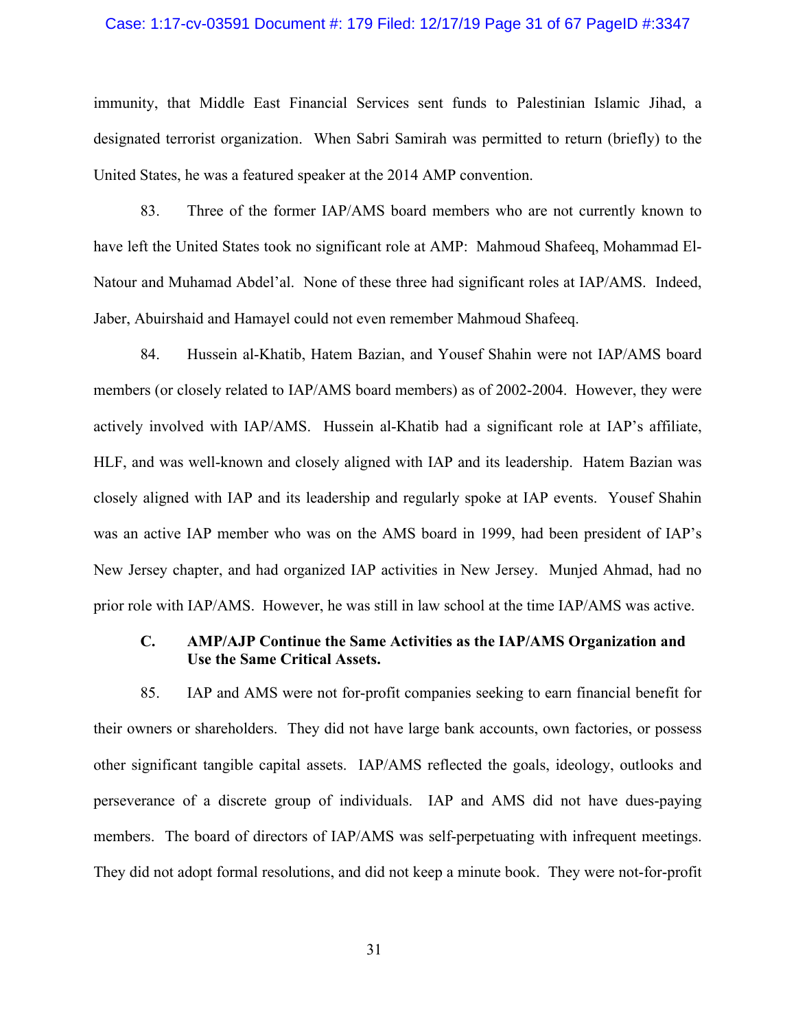immunity, that Middle East Financial Services sent funds to Palestinian Islamic Jihad, a designated terrorist organization. When Sabri Samirah was permitted to return (briefly) to the United States, he was a featured speaker at the 2014 AMP convention.

83. Three of the former IAP/AMS board members who are not currently known to have left the United States took no significant role at AMP: Mahmoud Shafeeq, Mohammad El-Natour and Muhamad Abdel'al. None of these three had significant roles at IAP/AMS. Indeed, Jaber, Abuirshaid and Hamayel could not even remember Mahmoud Shafeeq.

84. Hussein al-Khatib, Hatem Bazian, and Yousef Shahin were not IAP/AMS board members (or closely related to IAP/AMS board members) as of 2002-2004. However, they were actively involved with IAP/AMS. Hussein al-Khatib had a significant role at IAP's affiliate, HLF, and was well-known and closely aligned with IAP and its leadership. Hatem Bazian was closely aligned with IAP and its leadership and regularly spoke at IAP events. Yousef Shahin was an active IAP member who was on the AMS board in 1999, had been president of IAP's New Jersey chapter, and had organized IAP activities in New Jersey. Munjed Ahmad, had no prior role with IAP/AMS. However, he was still in law school at the time IAP/AMS was active.

### C. AMP/AJP Continue the Same Activities as the IAP/AMS Organization and Use the Same Critical Assets.

85. IAP and AMS were not for-profit companies seeking to earn financial benefit for their owners or shareholders. They did not have large bank accounts, own factories, or possess other significant tangible capital assets. IAP/AMS reflected the goals, ideology, outlooks and perseverance of a discrete group of individuals. IAP and AMS did not have dues-paying members. The board of directors of IAP/AMS was self-perpetuating with infrequent meetings. They did not adopt formal resolutions, and did not keep a minute book. They were not-for-profit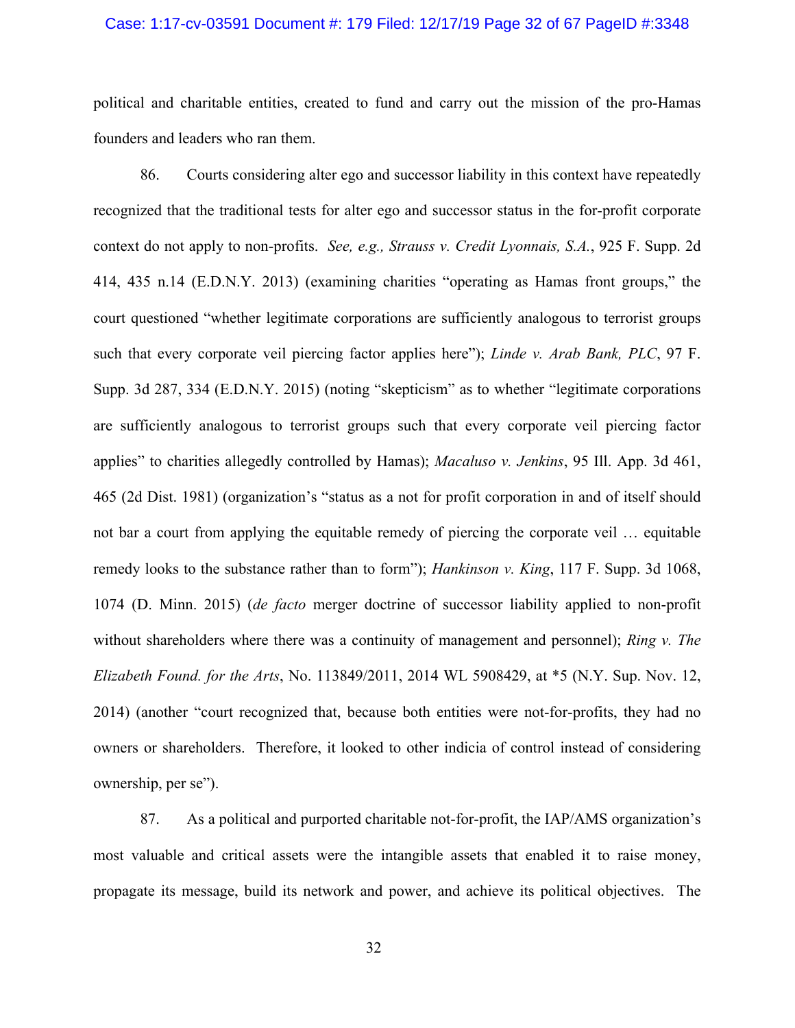political and charitable entities, created to fund and carry out the mission of the pro-Hamas founders and leaders who ran them.

86. Courts considering alter ego and successor liability in this context have repeatedly recognized that the traditional tests for alter ego and successor status in the for-profit corporate context do not apply to non-profits. *See, e.g., Strauss v. Credit Lyonnais, S.A.*, 925 F. Supp. 2d 414, 435 n.14 (E.D.N.Y. 2013) (examining charities "operating as Hamas front groups," the court questioned "whether legitimate corporations are sufficiently analogous to terrorist groups such that every corporate veil piercing factor applies here"); *Linde v. Arab Bank, PLC*, 97 F. Supp. 3d 287, 334 (E.D.N.Y. 2015) (noting "skepticism" as to whether "legitimate corporations are sufficiently analogous to terrorist groups such that every corporate veil piercing factor applies" to charities allegedly controlled by Hamas); *Macaluso v. Jenkins*, 95 Ill. App. 3d 461, 465 (2d Dist. 1981) (organization's "status as a not for profit corporation in and of itself should not bar a court from applying the equitable remedy of piercing the corporate veil … equitable remedy looks to the substance rather than to form"); *Hankinson v. King*, 117 F. Supp. 3d 1068, 1074 (D. Minn. 2015) (*de facto* merger doctrine of successor liability applied to non-profit without shareholders where there was a continuity of management and personnel); *Ring v. The Elizabeth Found. for the Arts*, No. 113849/2011, 2014 WL 5908429, at *5 (N.Y. Sup. Nov. 12, 2014) (another "court recognized that, because both entities were not-for-profits, they had no owners or shareholders. Therefore, it looked to other indicia of control instead of considering ownership, per se").

87. As a political and purported charitable not-for-profit, the IAP/AMS organization's most valuable and critical assets were the intangible assets that enabled it to raise money, propagate its message, build its network and power, and achieve its political objectives. The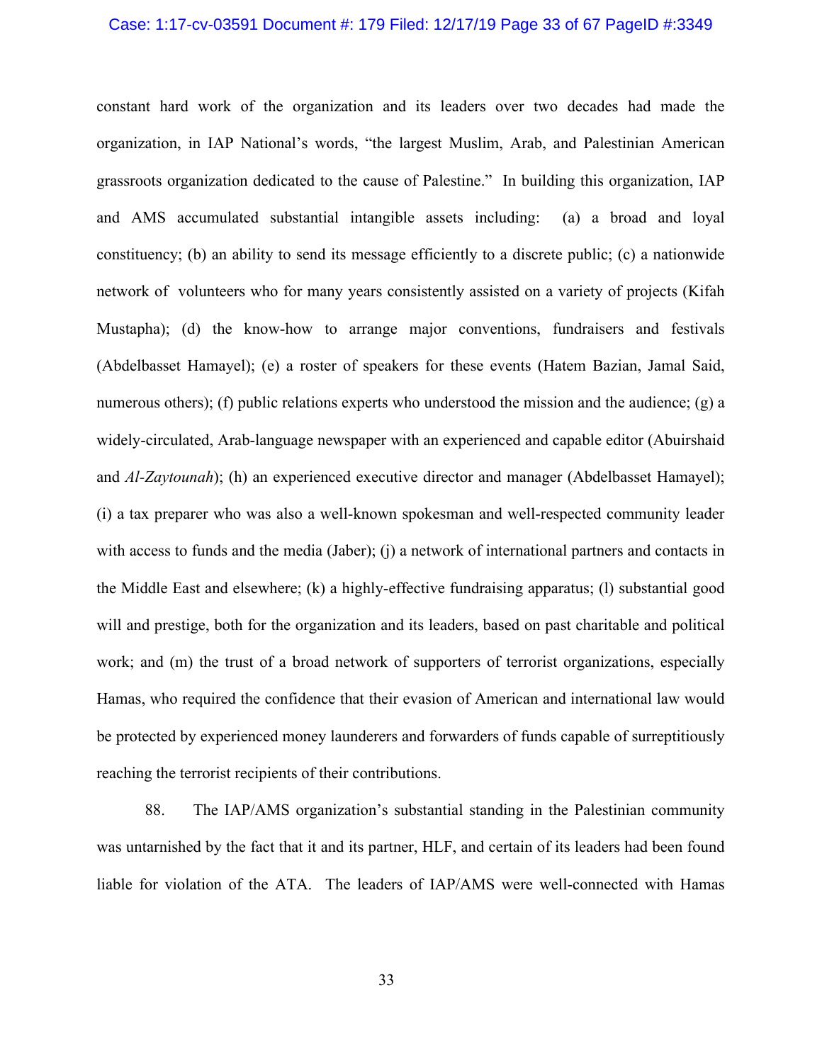constant hard work of the organization and its leaders over two decades had made the organization, in IAP National's words, "the largest Muslim, Arab, and Palestinian American grassroots organization dedicated to the cause of Palestine." In building this organization, IAP and AMS accumulated substantial intangible assets including: (a) a broad and loyal constituency; (b) an ability to send its message efficiently to a discrete public; (c) a nationwide network of volunteers who for many years consistently assisted on a variety of projects (Kifah Mustapha); (d) the know-how to arrange major conventions, fundraisers and festivals (Abdelbasset Hamayel); (e) a roster of speakers for these events (Hatem Bazian, Jamal Said, numerous others); (f) public relations experts who understood the mission and the audience; (g) a widely-circulated, Arab-language newspaper with an experienced and capable editor (Abuirshaid and *Al-Zaytounah*); (h) an experienced executive director and manager (Abdelbasset Hamayel); (i) a tax preparer who was also a well-known spokesman and well-respected community leader with access to funds and the media (Jaber); (j) a network of international partners and contacts in the Middle East and elsewhere; (k) a highly-effective fundraising apparatus; (l) substantial good will and prestige, both for the organization and its leaders, based on past charitable and political work; and (m) the trust of a broad network of supporters of terrorist organizations, especially Hamas, who required the confidence that their evasion of American and international law would be protected by experienced money launderers and forwarders of funds capable of surreptitiously reaching the terrorist recipients of their contributions.

88. The IAP/AMS organization's substantial standing in the Palestinian community was untarnished by the fact that it and its partner, HLF, and certain of its leaders had been found liable for violation of the ATA. The leaders of IAP/AMS were well-connected with Hamas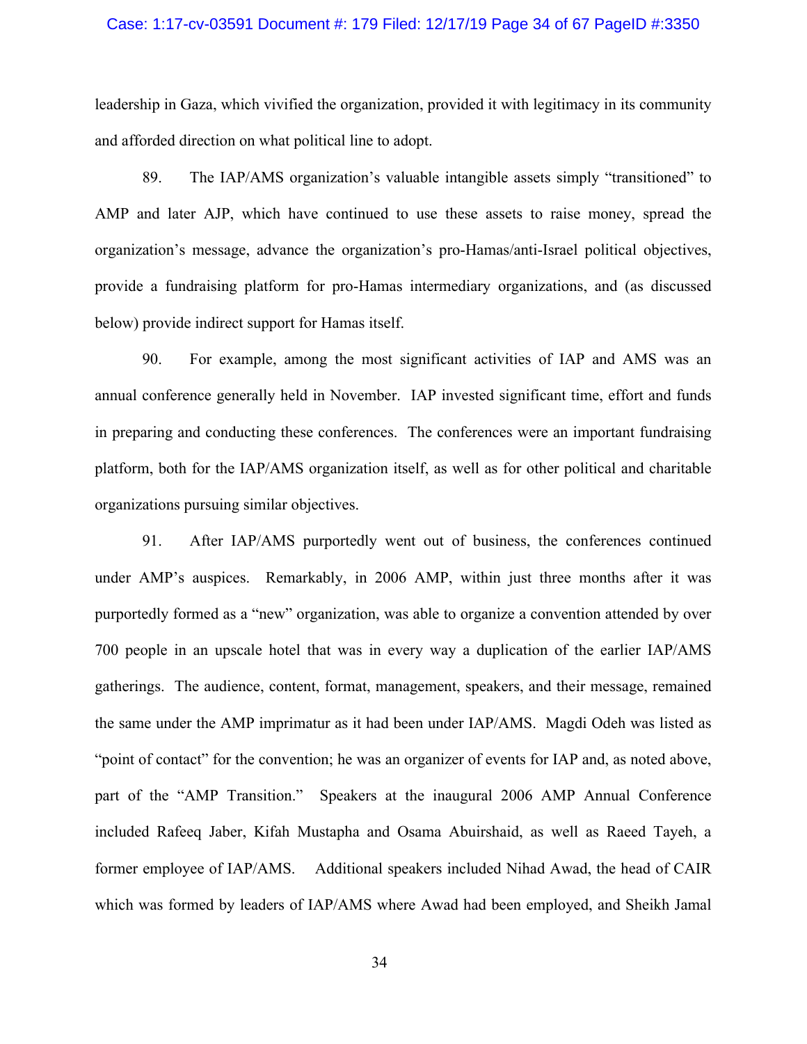leadership in Gaza, which vivified the organization, provided it with legitimacy in its community and afforded direction on what political line to adopt.

89. The IAP/AMS organization's valuable intangible assets simply "transitioned" to AMP and later AJP, which have continued to use these assets to raise money, spread the organization's message, advance the organization's pro-Hamas/anti-Israel political objectives, provide a fundraising platform for pro-Hamas intermediary organizations, and (as discussed below) provide indirect support for Hamas itself.

90. For example, among the most significant activities of IAP and AMS was an annual conference generally held in November. IAP invested significant time, effort and funds in preparing and conducting these conferences. The conferences were an important fundraising platform, both for the IAP/AMS organization itself, as well as for other political and charitable organizations pursuing similar objectives.

91. After IAP/AMS purportedly went out of business, the conferences continued under AMP's auspices. Remarkably, in 2006 AMP, within just three months after it was purportedly formed as a "new" organization, was able to organize a convention attended by over 700 people in an upscale hotel that was in every way a duplication of the earlier IAP/AMS gatherings. The audience, content, format, management, speakers, and their message, remained the same under the AMP imprimatur as it had been under IAP/AMS. Magdi Odeh was listed as "point of contact" for the convention; he was an organizer of events for IAP and, as noted above, part of the "AMP Transition." Speakers at the inaugural 2006 AMP Annual Conference included Rafeeq Jaber, Kifah Mustapha and Osama Abuirshaid, as well as Raeed Tayeh, a former employee of IAP/AMS. Additional speakers included Nihad Awad, the head of CAIR which was formed by leaders of IAP/AMS where Awad had been employed, and Sheikh Jamal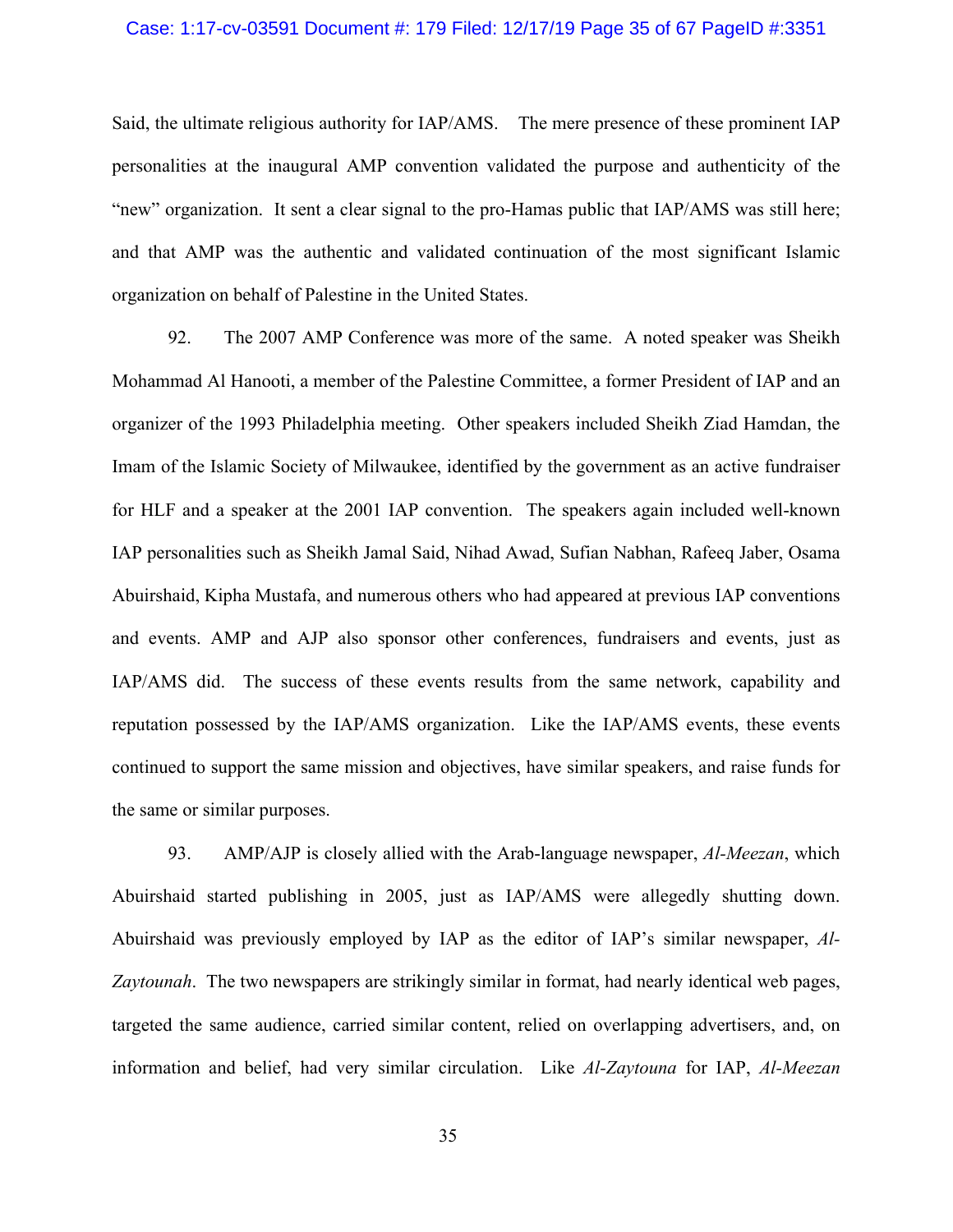Said, the ultimate religious authority for IAP/AMS. The mere presence of these prominent IAP personalities at the inaugural AMP convention validated the purpose and authenticity of the "new" organization. It sent a clear signal to the pro-Hamas public that IAP/AMS was still here; and that AMP was the authentic and validated continuation of the most significant Islamic organization on behalf of Palestine in the United States.

92. The 2007 AMP Conference was more of the same. A noted speaker was Sheikh Mohammad Al Hanooti, a member of the Palestine Committee, a former President of IAP and an organizer of the 1993 Philadelphia meeting. Other speakers included Sheikh Ziad Hamdan, the Imam of the Islamic Society of Milwaukee, identified by the government as an active fundraiser for HLF and a speaker at the 2001 IAP convention. The speakers again included well-known IAP personalities such as Sheikh Jamal Said, Nihad Awad, Sufian Nabhan, Rafeeq Jaber, Osama Abuirshaid, Kipha Mustafa, and numerous others who had appeared at previous IAP conventions and events. AMP and AJP also sponsor other conferences, fundraisers and events, just as IAP/AMS did. The success of these events results from the same network, capability and reputation possessed by the IAP/AMS organization. Like the IAP/AMS events, these events continued to support the same mission and objectives, have similar speakers, and raise funds for the same or similar purposes.

93. AMP/AJP is closely allied with the Arab-language newspaper, *Al-Meezan*, which Abuirshaid started publishing in 2005, just as IAP/AMS were allegedly shutting down. Abuirshaid was previously employed by IAP as the editor of IAP's similar newspaper, *Al-Zaytounah*. The two newspapers are strikingly similar in format, had nearly identical web pages, targeted the same audience, carried similar content, relied on overlapping advertisers, and, on information and belief, had very similar circulation. Like *Al-Zaytouna* for IAP, *Al-Meezan*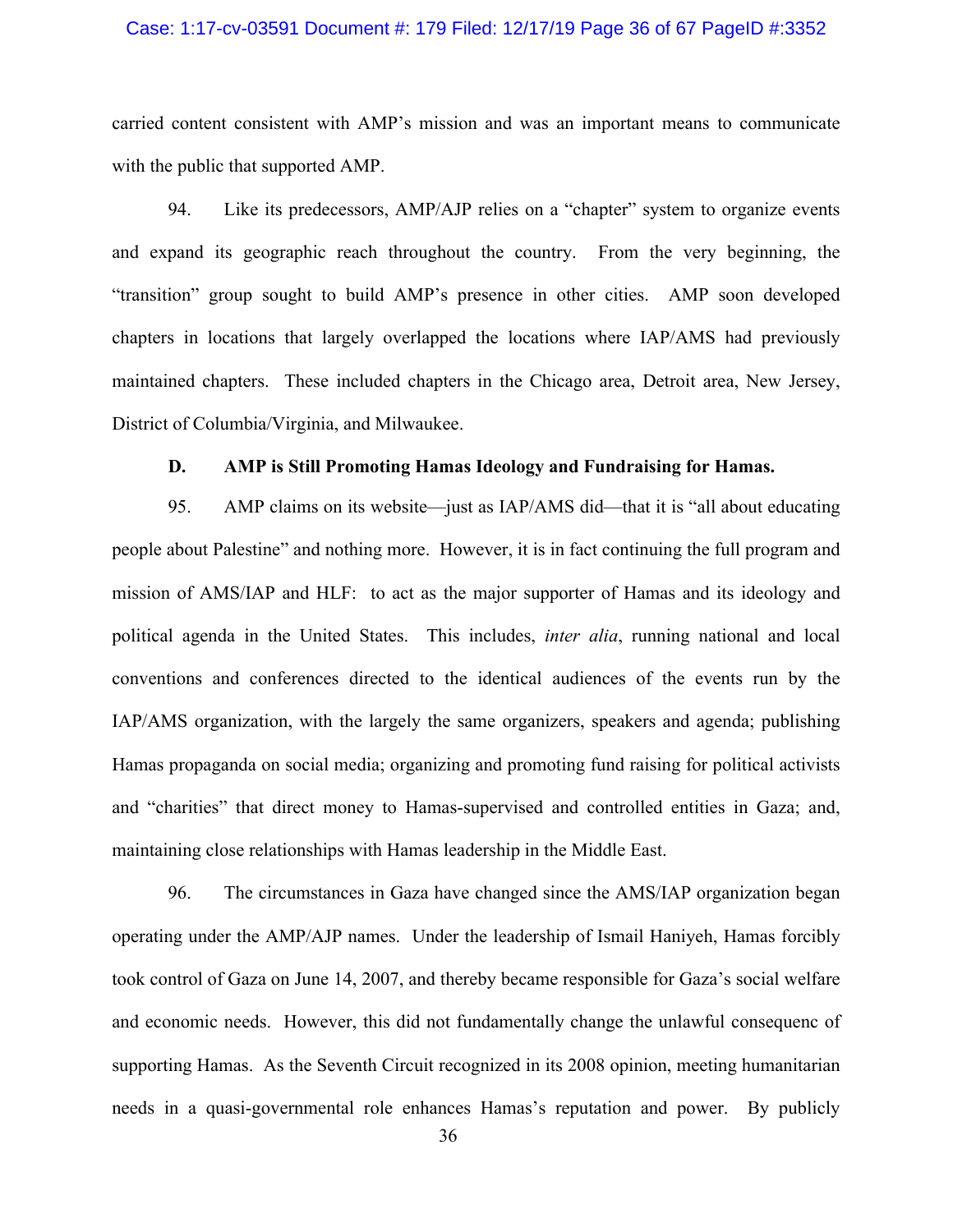carried content consistent with AMP's mission and was an important means to communicate with the public that supported AMP.

94. Like its predecessors, AMP/AJP relies on a "chapter" system to organize events and expand its geographic reach throughout the country. From the very beginning, the "transition" group sought to build AMP's presence in other cities. AMP soon developed chapters in locations that largely overlapped the locations where IAP/AMS had previously maintained chapters. These included chapters in the Chicago area, Detroit area, New Jersey, District of Columbia/Virginia, and Milwaukee.

**D. AMP is Still Promoting Hamas Ideology and Fundraising for Hamas.**

95. AMP claims on its website—just as IAP/AMS did—that it is "all about educating people about Palestine" and nothing more. However, it is in fact continuing the full program and mission of AMS/IAP and HLF: to act as the major supporter of Hamas and its ideology and political agenda in the United States. This includes, *inter alia*, running national and local conventions and conferences directed to the identical audiences of the events run by the IAP/AMS organization, with the largely the same organizers, speakers and agenda; publishing Hamas propaganda on social media; organizing and promoting fund raising for political activists and "charities" that direct money to Hamas-supervised and controlled entities in Gaza; and, maintaining close relationships with Hamas leadership in the Middle East.

96. The circumstances in Gaza have changed since the AMS/IAP organization began operating under the AMP/AJP names. Under the leadership of Ismail Haniyeh, Hamas forcibly took control of Gaza on June 14, 2007, and thereby became responsible for Gaza's social welfare and economic needs. However, this did not fundamentally change the unlawful consequenc of supporting Hamas. As the Seventh Circuit recognized in its 2008 opinion, meeting humanitarian needs in a quasi-governmental role enhances Hamas's reputation and power. By publicly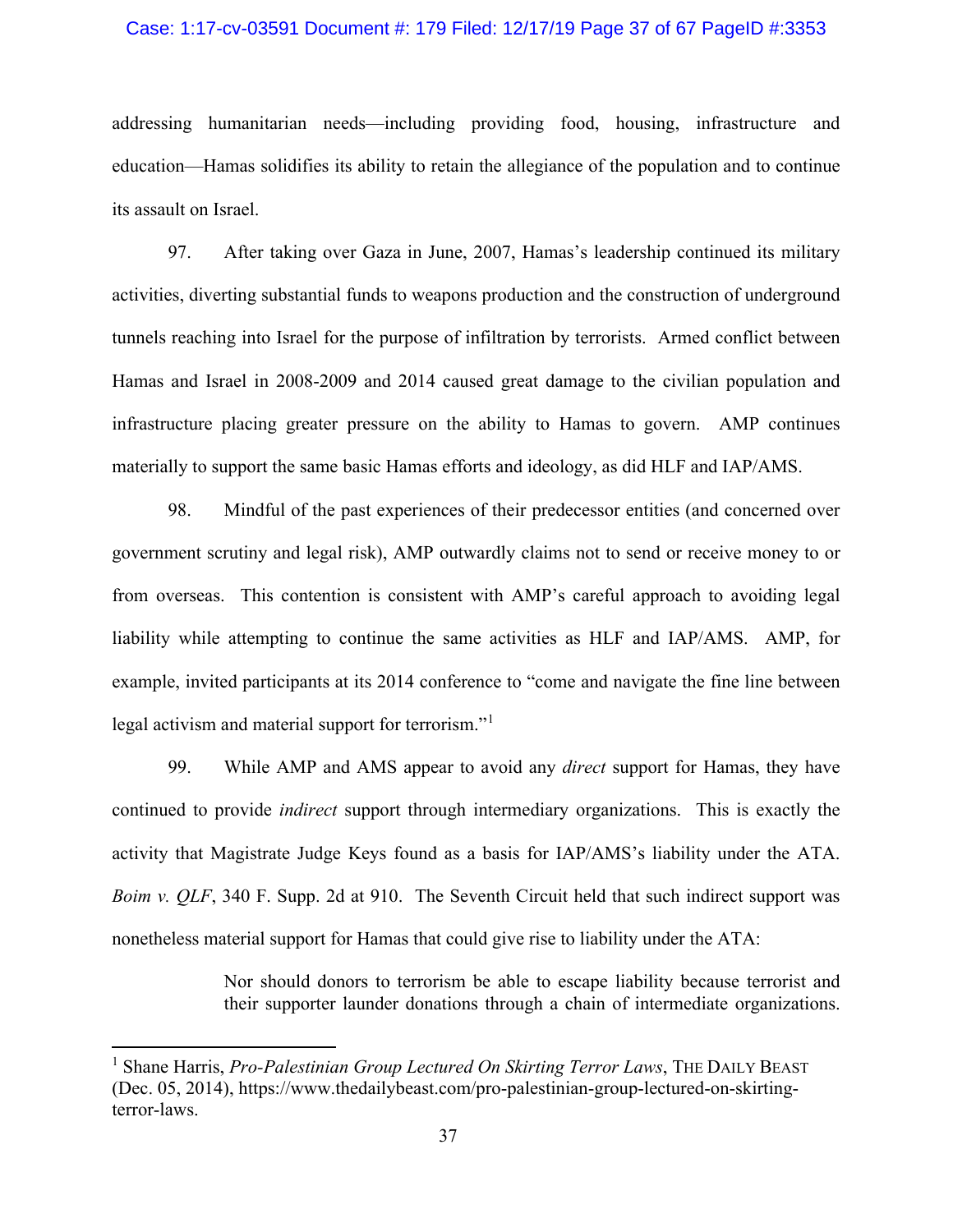addressing humanitarian needs—including providing food, housing, infrastructure and education—Hamas solidifies its ability to retain the allegiance of the population and to continue its assault on Israel.

97. After taking over Gaza in June, 2007, Hamas's leadership continued its military activities, diverting substantial funds to weapons production and the construction of underground tunnels reaching into Israel for the purpose of infiltration by terrorists. Armed conflict between Hamas and Israel in 2008-2009 and 2014 caused great damage to the civilian population and infrastructure placing greater pressure on the ability to Hamas to govern. AMP continues materially to support the same basic Hamas efforts and ideology, as did HLF and IAP/AMS.

98. Mindful of the past experiences of their predecessor entities (and concerned over government scrutiny and legal risk), AMP outwardly claims not to send or receive money to or from overseas. This contention is consistent with AMP's careful approach to avoiding legal liability while attempting to continue the same activities as HLF and IAP/AMS. AMP, for example, invited participants at its 2014 conference to "come and navigate the fine line between legal activism and material support for terrorism."[1]

99. While AMP and AMS appear to avoid any *direct* support for Hamas, they have continued to provide *indirect* support through intermediary organizations. This is exactly the activity that Magistrate Judge Keys found as a basis for IAP/AMS's liability under the ATA. *Boim v. QLF*, 340 F. Supp. 2d at 910. The Seventh Circuit held that such indirect support was nonetheless material support for Hamas that could give rise to liability under the ATA:

> Nor should donors to terrorism be able to escape liability because terrorist and their supporter launder donations through a chain of intermediate organizations.

---

[1] Shane Harris, *Pro-Palestinian Group Lectured On Skirting Terror Laws*, THE DAILY BEAST (Dec. 05, 2014), https://www.thedailybeast.com/pro-palestinian-group-lectured-on-skirting-terror-laws.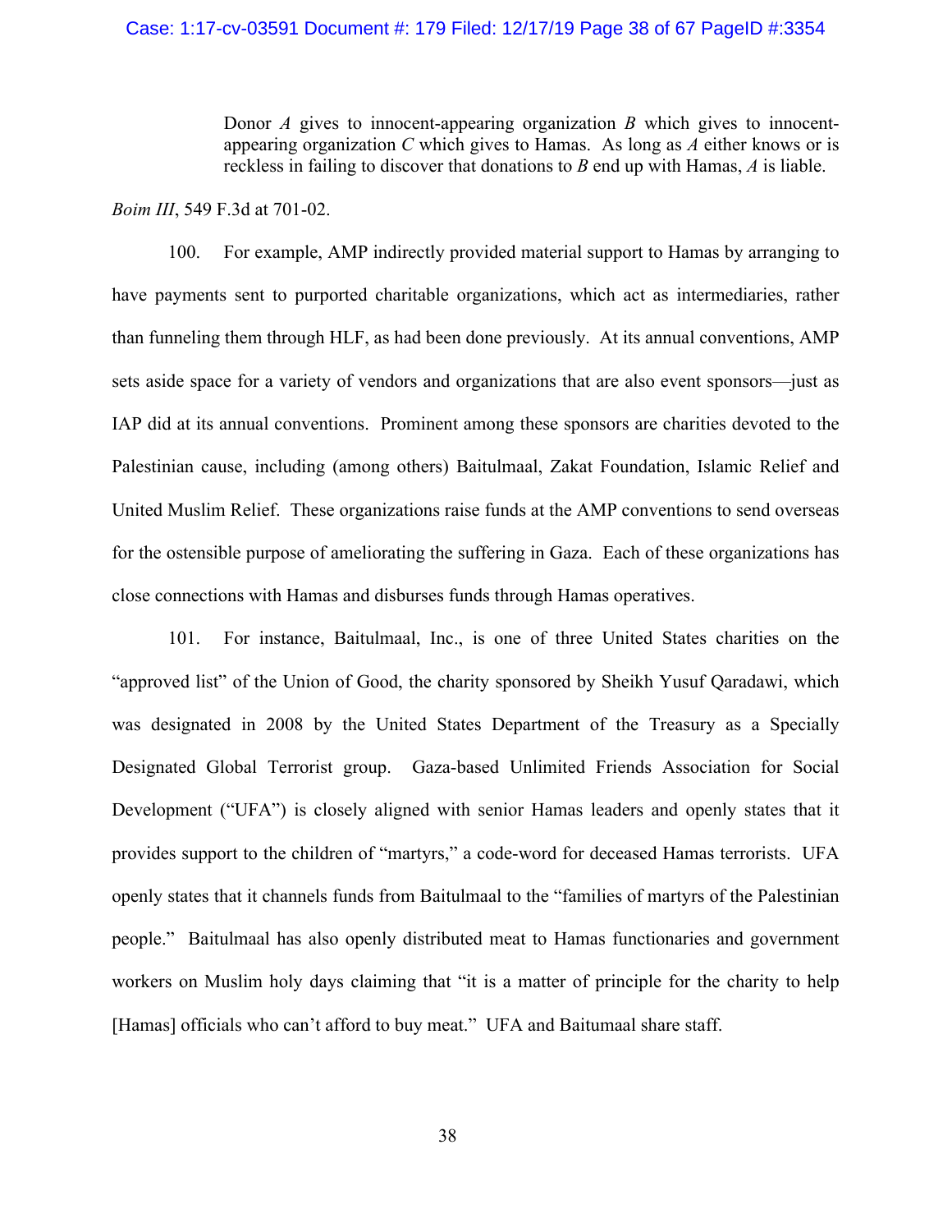> Donor *A* gives to innocent-appearing organization *B* which gives to innocent-appearing organization *C* which gives to Hamas. As long as *A* either knows or is reckless in failing to discover that donations to *B* end up with Hamas, *A* is liable.

*Boim III*, 549 F.3d at 701-02.

100. For example, AMP indirectly provided material support to Hamas by arranging to have payments sent to purported charitable organizations, which act as intermediaries, rather than funneling them through HLF, as had been done previously. At its annual conventions, AMP sets aside space for a variety of vendors and organizations that are also event sponsors—just as IAP did at its annual conventions. Prominent among these sponsors are charities devoted to the Palestinian cause, including (among others) Baitulmaal, Zakat Foundation, Islamic Relief and United Muslim Relief. These organizations raise funds at the AMP conventions to send overseas for the ostensible purpose of ameliorating the suffering in Gaza. Each of these organizations has close connections with Hamas and disburses funds through Hamas operatives.

101. For instance, Baitulmaal, Inc., is one of three United States charities on the "approved list" of the Union of Good, the charity sponsored by Sheikh Yusuf Qaradawi, which was designated in 2008 by the United States Department of the Treasury as a Specially Designated Global Terrorist group. Gaza-based Unlimited Friends Association for Social Development ("UFA") is closely aligned with senior Hamas leaders and openly states that it provides support to the children of "martyrs," a code-word for deceased Hamas terrorists. UFA openly states that it channels funds from Baitulmaal to the "families of martyrs of the Palestinian people." Baitulmaal has also openly distributed meat to Hamas functionaries and government workers on Muslim holy days claiming that "it is a matter of principle for the charity to help [Hamas] officials who can't afford to buy meat." UFA and Baitumaal share staff.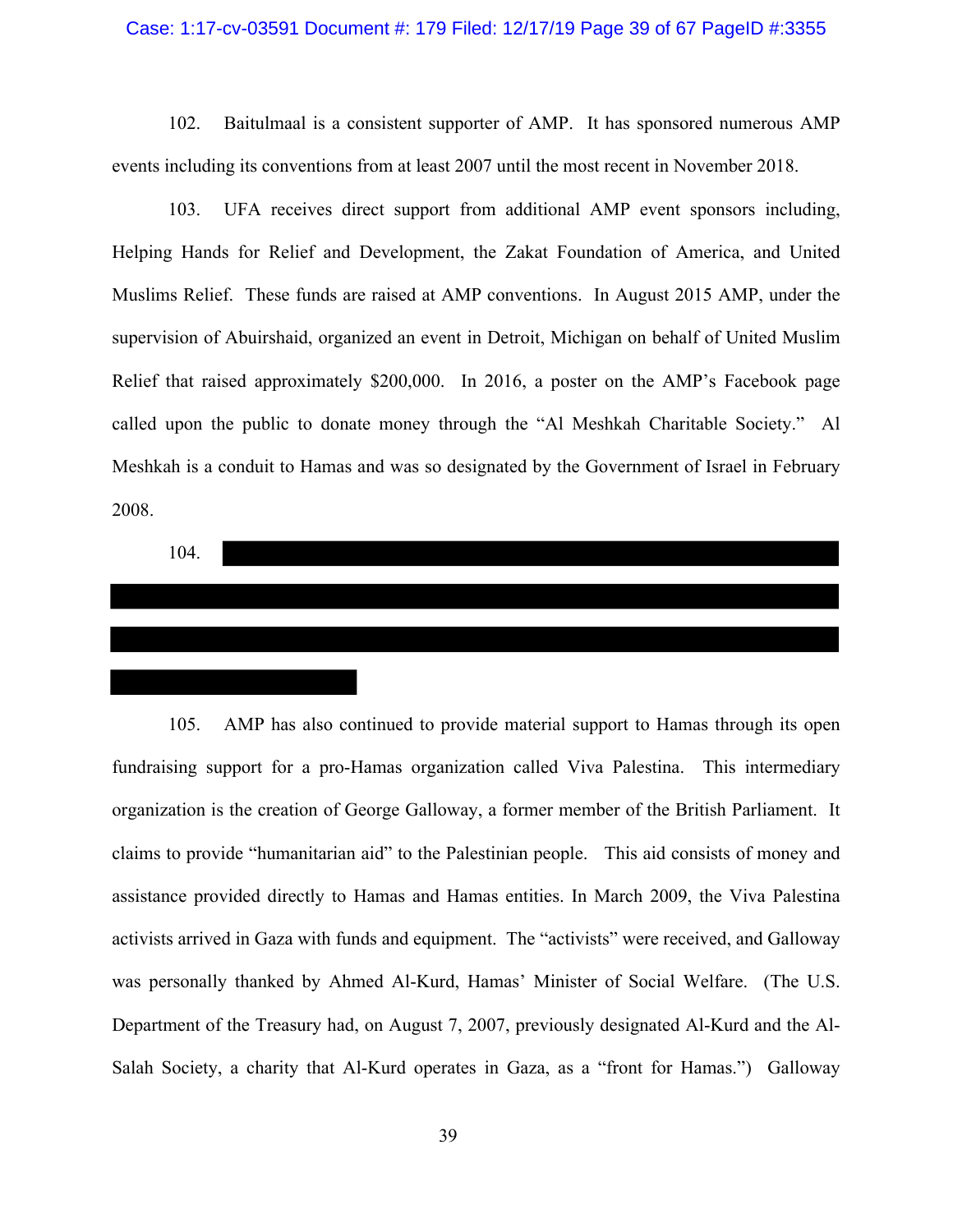102. Baitulmaal is a consistent supporter of AMP. It has sponsored numerous AMP events including its conventions from at least 2007 until the most recent in November 2018.

103. UFA receives direct support from additional AMP event sponsors including, Helping Hands for Relief and Development, the Zakat Foundation of America, and United Muslims Relief. These funds are raised at AMP conventions. In August 2015 AMP, under the supervision of Abuirshaid, organized an event in Detroit, Michigan on behalf of United Muslim Relief that raised approximately $200,000. In 2016, a poster on the AMP's Facebook page called upon the public to donate money through the "Al Meshkah Charitable Society." Al Meshkah is a conduit to Hamas and was so designated by the Government of Israel in February 2008.

104. [REDACTED]

105. AMP has also continued to provide material support to Hamas through its open fundraising support for a pro-Hamas organization called Viva Palestina. This intermediary organization is the creation of George Galloway, a former member of the British Parliament. It claims to provide "humanitarian aid" to the Palestinian people. This aid consists of money and assistance provided directly to Hamas and Hamas entities. In March 2009, the Viva Palestina activists arrived in Gaza with funds and equipment. The "activists" were received, and Galloway was personally thanked by Ahmed Al-Kurd, Hamas' Minister of Social Welfare. (The U.S. Department of the Treasury had, on August 7, 2007, previously designated Al-Kurd and the Al-Salah Society, a charity that Al-Kurd operates in Gaza, as a "front for Hamas.") Galloway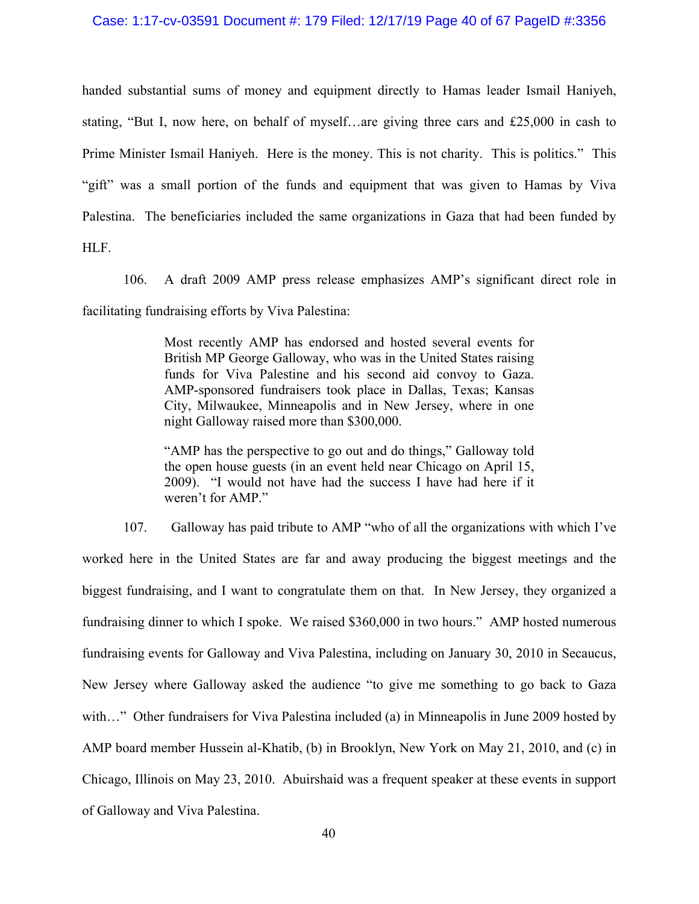handed substantial sums of money and equipment directly to Hamas leader Ismail Haniyeh, stating, "But I, now here, on behalf of myself…are giving three cars and £25,000 in cash to Prime Minister Ismail Haniyeh. Here is the money. This is not charity. This is politics." This "gift" was a small portion of the funds and equipment that was given to Hamas by Viva Palestina. The beneficiaries included the same organizations in Gaza that had been funded by HLF.

106. A draft 2009 AMP press release emphasizes AMP's significant direct role in facilitating fundraising efforts by Viva Palestina:

> Most recently AMP has endorsed and hosted several events for British MP George Galloway, who was in the United States raising funds for Viva Palestine and his second aid convoy to Gaza. AMP-sponsored fundraisers took place in Dallas, Texas; Kansas City, Milwaukee, Minneapolis and in New Jersey, where in one night Galloway raised more than $300,000.
>
> "AMP has the perspective to go out and do things," Galloway told the open house guests (in an event held near Chicago on April 15, 2009). "I would not have had the success I have had here if it weren't for AMP."

107. Galloway has paid tribute to AMP "who of all the organizations with which I've worked here in the United States are far and away producing the biggest meetings and the biggest fundraising, and I want to congratulate them on that. In New Jersey, they organized a fundraising dinner to which I spoke. We raised $360,000 in two hours." AMP hosted numerous fundraising events for Galloway and Viva Palestina, including on January 30, 2010 in Secaucus, New Jersey where Galloway asked the audience "to give me something to go back to Gaza with…" Other fundraisers for Viva Palestina included (a) in Minneapolis in June 2009 hosted by AMP board member Hussein al-Khatib, (b) in Brooklyn, New York on May 21, 2010, and (c) in Chicago, Illinois on May 23, 2010. Abuirshaid was a frequent speaker at these events in support of Galloway and Viva Palestina.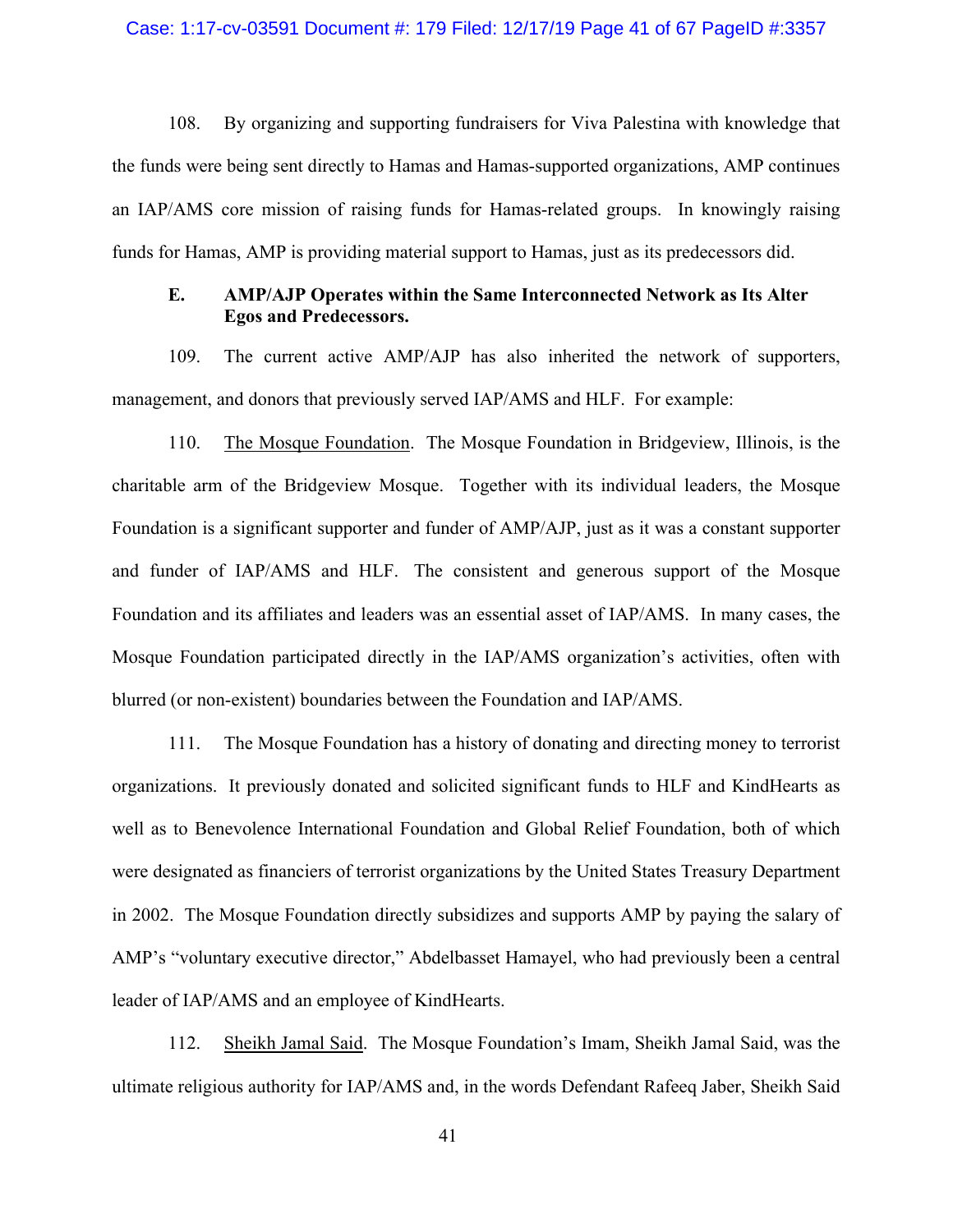108. By organizing and supporting fundraisers for Viva Palestina with knowledge that the funds were being sent directly to Hamas and Hamas-supported organizations, AMP continues an IAP/AMS core mission of raising funds for Hamas-related groups. In knowingly raising funds for Hamas, AMP is providing material support to Hamas, just as its predecessors did.

### E. AMP/AJP Operates within the Same Interconnected Network as Its Alter Egos and Predecessors.

109. The current active AMP/AJP has also inherited the network of supporters, management, and donors that previously served IAP/AMS and HLF. For example:

110. The Mosque Foundation. The Mosque Foundation in Bridgeview, Illinois, is the charitable arm of the Bridgeview Mosque. Together with its individual leaders, the Mosque Foundation is a significant supporter and funder of AMP/AJP, just as it was a constant supporter and funder of IAP/AMS and HLF. The consistent and generous support of the Mosque Foundation and its affiliates and leaders was an essential asset of IAP/AMS. In many cases, the Mosque Foundation participated directly in the IAP/AMS organization's activities, often with blurred (or non-existent) boundaries between the Foundation and IAP/AMS.

111. The Mosque Foundation has a history of donating and directing money to terrorist organizations. It previously donated and solicited significant funds to HLF and KindHearts as well as to Benevolence International Foundation and Global Relief Foundation, both of which were designated as financiers of terrorist organizations by the United States Treasury Department in 2002. The Mosque Foundation directly subsidizes and supports AMP by paying the salary of AMP's "voluntary executive director," Abdelbasset Hamayel, who had previously been a central leader of IAP/AMS and an employee of KindHearts.

112. Sheikh Jamal Said. The Mosque Foundation's Imam, Sheikh Jamal Said, was the ultimate religious authority for IAP/AMS and, in the words Defendant Rafeeq Jaber, Sheikh Said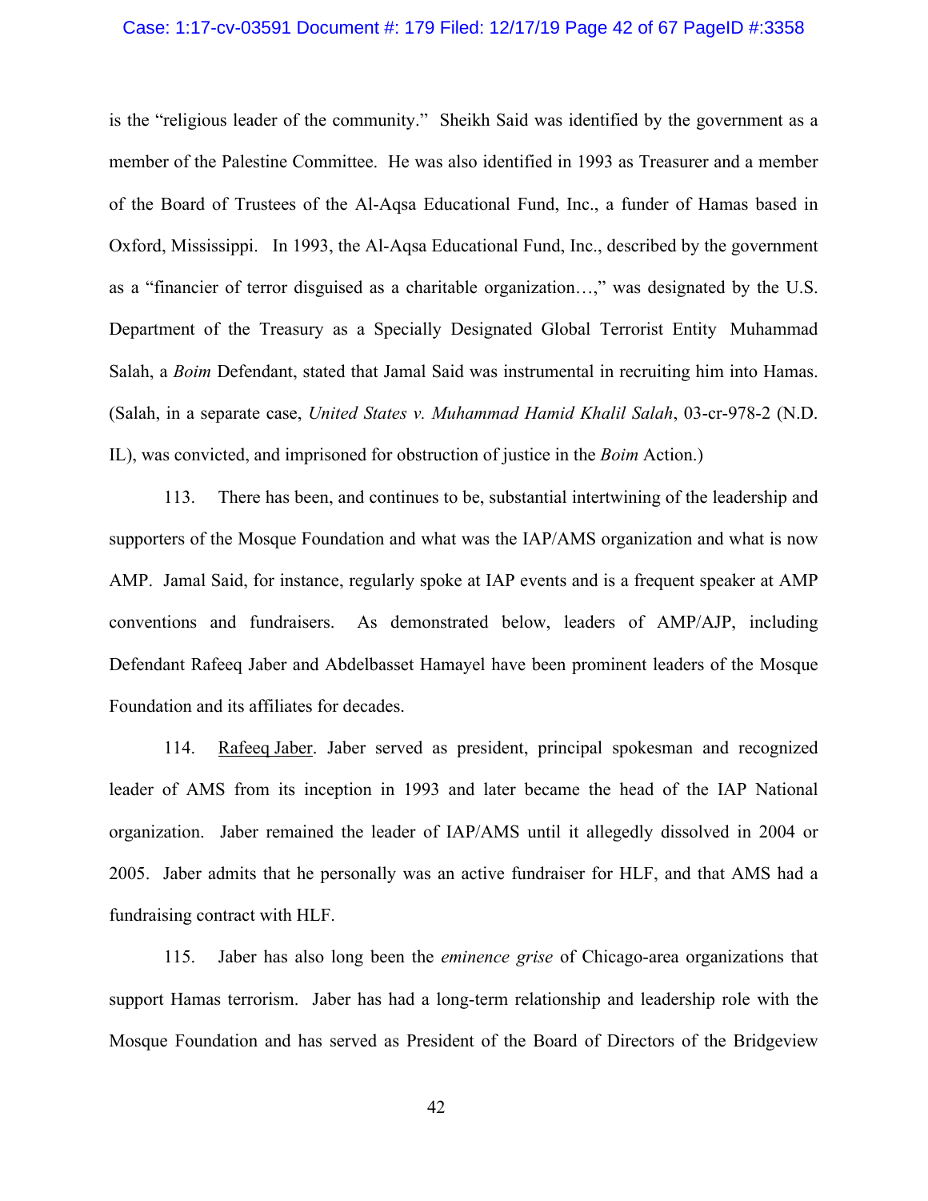is the "religious leader of the community." Sheikh Said was identified by the government as a member of the Palestine Committee. He was also identified in 1993 as Treasurer and a member of the Board of Trustees of the Al-Aqsa Educational Fund, Inc., a funder of Hamas based in Oxford, Mississippi. In 1993, the Al-Aqsa Educational Fund, Inc., described by the government as a "financier of terror disguised as a charitable organization…," was designated by the U.S. Department of the Treasury as a Specially Designated Global Terrorist Entity Muhammad Salah, a *Boim* Defendant, stated that Jamal Said was instrumental in recruiting him into Hamas. (Salah, in a separate case, *United States v. Muhammad Hamid Khalil Salah*, 03-cr-978-2 (N.D. IL), was convicted, and imprisoned for obstruction of justice in the *Boim* Action.)

113. There has been, and continues to be, substantial intertwining of the leadership and supporters of the Mosque Foundation and what was the IAP/AMS organization and what is now AMP. Jamal Said, for instance, regularly spoke at IAP events and is a frequent speaker at AMP conventions and fundraisers. As demonstrated below, leaders of AMP/AJP, including Defendant Rafeeq Jaber and Abdelbasset Hamayel have been prominent leaders of the Mosque Foundation and its affiliates for decades.

114. Rafeeq Jaber. Jaber served as president, principal spokesman and recognized leader of AMS from its inception in 1993 and later became the head of the IAP National organization. Jaber remained the leader of IAP/AMS until it allegedly dissolved in 2004 or 2005. Jaber admits that he personally was an active fundraiser for HLF, and that AMS had a fundraising contract with HLF.

115. Jaber has also long been the *eminence grise* of Chicago-area organizations that support Hamas terrorism. Jaber has had a long-term relationship and leadership role with the Mosque Foundation and has served as President of the Board of Directors of the Bridgeview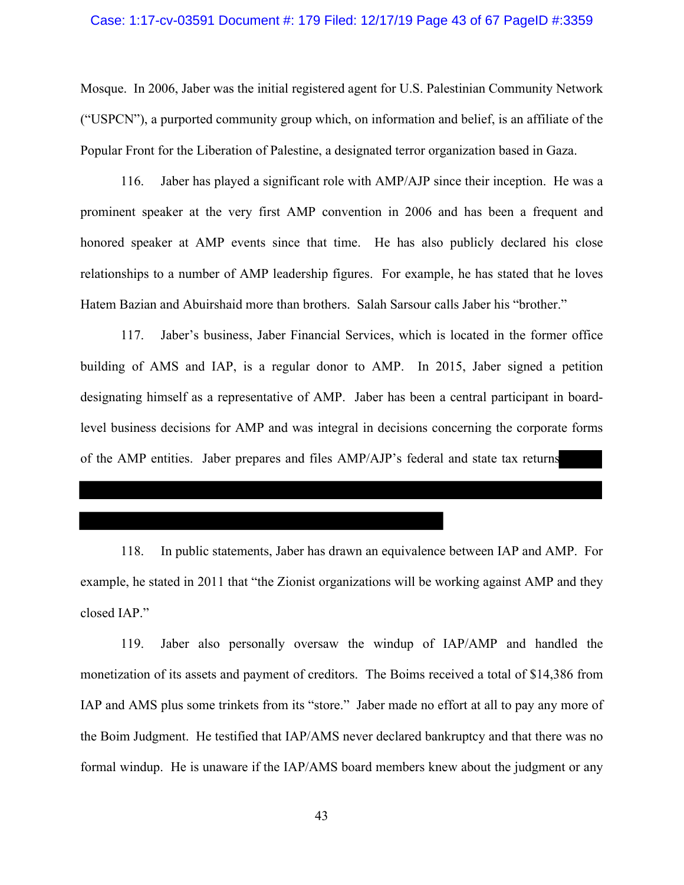Mosque. In 2006, Jaber was the initial registered agent for U.S. Palestinian Community Network ("USPCN"), a purported community group which, on information and belief, is an affiliate of the Popular Front for the Liberation of Palestine, a designated terror organization based in Gaza.

116. Jaber has played a significant role with AMP/AJP since their inception. He was a prominent speaker at the very first AMP convention in 2006 and has been a frequent and honored speaker at AMP events since that time. He has also publicly declared his close relationships to a number of AMP leadership figures. For example, he has stated that he loves Hatem Bazian and Abuirshaid more than brothers. Salah Sarsour calls Jaber his "brother."

117. Jaber's business, Jaber Financial Services, which is located in the former office building of AMS and IAP, is a regular donor to AMP. In 2015, Jaber signed a petition designating himself as a representative of AMP. Jaber has been a central participant in board-level business decisions for AMP and was integral in decisions concerning the corporate forms of the AMP entities. Jaber prepares and files AMP/AJP's federal and state tax returns

118. In public statements, Jaber has drawn an equivalence between IAP and AMP. For example, he stated in 2011 that "the Zionist organizations will be working against AMP and they closed IAP."

119. Jaber also personally oversaw the windup of IAP/AMP and handled the monetization of its assets and payment of creditors. The Boims received a total of $14,386 from IAP and AMS plus some trinkets from its "store." Jaber made no effort at all to pay any more of the Boim Judgment. He testified that IAP/AMS never declared bankruptcy and that there was no formal windup. He is unaware if the IAP/AMS board members knew about the judgment or any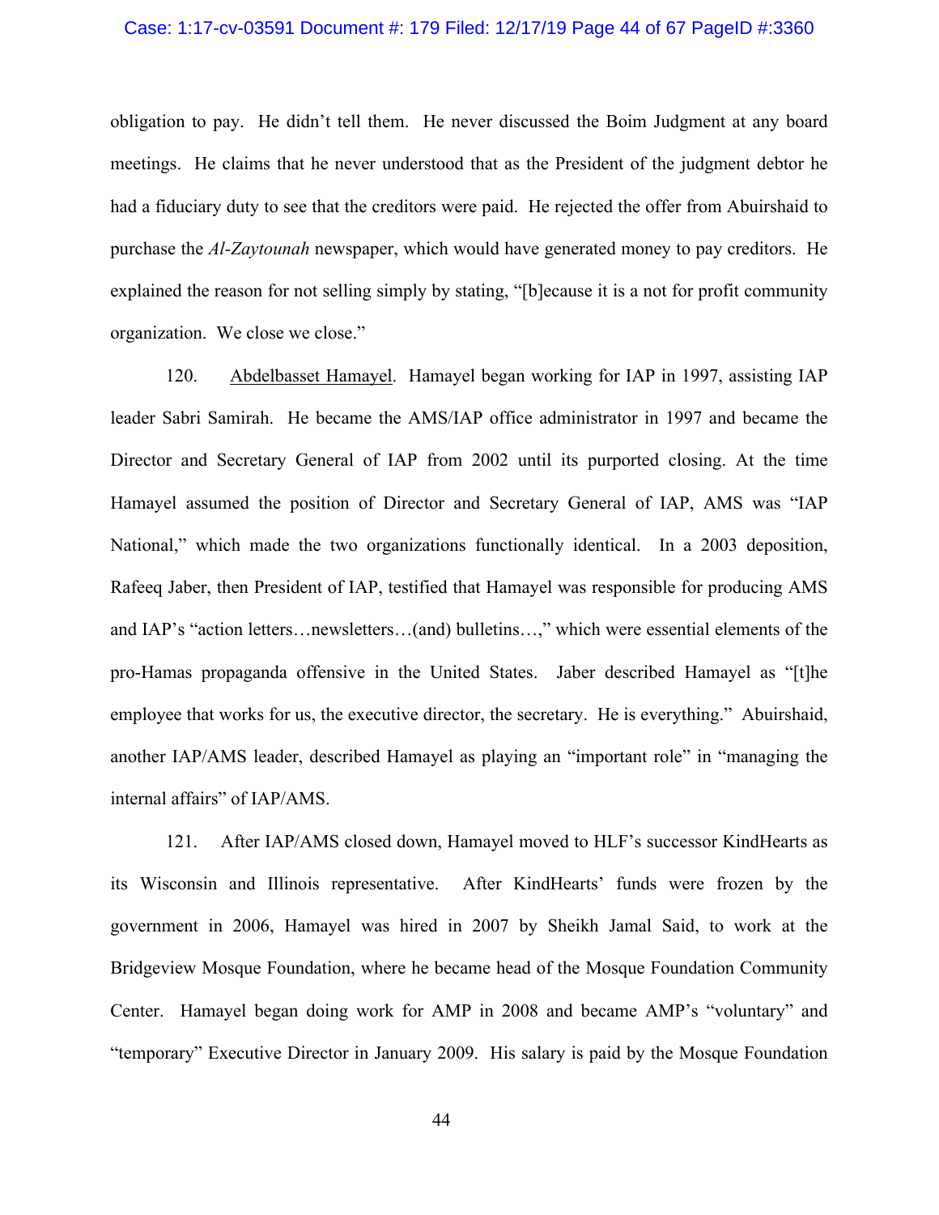obligation to pay. He didn't tell them. He never discussed the Boim Judgment at any board meetings. He claims that he never understood that as the President of the judgment debtor he had a fiduciary duty to see that the creditors were paid. He rejected the offer from Abuirshaid to purchase the *Al-Zaytounah* newspaper, which would have generated money to pay creditors. He explained the reason for not selling simply by stating, "[b]ecause it is a not for profit community organization. We close we close."

120. Abdelbasset Hamayel. Hamayel began working for IAP in 1997, assisting IAP leader Sabri Samirah. He became the AMS/IAP office administrator in 1997 and became the Director and Secretary General of IAP from 2002 until its purported closing. At the time Hamayel assumed the position of Director and Secretary General of IAP, AMS was "IAP National," which made the two organizations functionally identical. In a 2003 deposition, Rafeeq Jaber, then President of IAP, testified that Hamayel was responsible for producing AMS and IAP's "action letters…newsletters…(and) bulletins…," which were essential elements of the pro-Hamas propaganda offensive in the United States. Jaber described Hamayel as "[t]he employee that works for us, the executive director, the secretary. He is everything." Abuirshaid, another IAP/AMS leader, described Hamayel as playing an "important role" in "managing the internal affairs" of IAP/AMS.

121. After IAP/AMS closed down, Hamayel moved to HLF's successor KindHearts as its Wisconsin and Illinois representative. After KindHearts' funds were frozen by the government in 2006, Hamayel was hired in 2007 by Sheikh Jamal Said, to work at the Bridgeview Mosque Foundation, where he became head of the Mosque Foundation Community Center. Hamayel began doing work for AMP in 2008 and became AMP's "voluntary" and "temporary" Executive Director in January 2009. His salary is paid by the Mosque Foundation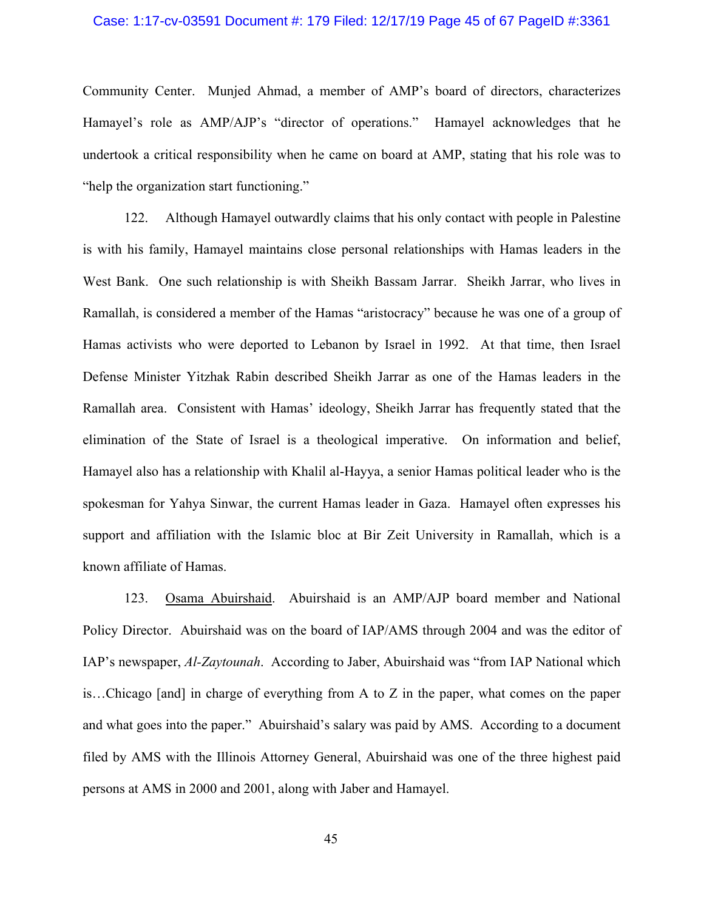Community Center. Munjed Ahmad, a member of AMP's board of directors, characterizes Hamayel's role as AMP/AJP's "director of operations." Hamayel acknowledges that he undertook a critical responsibility when he came on board at AMP, stating that his role was to "help the organization start functioning."

122. Although Hamayel outwardly claims that his only contact with people in Palestine is with his family, Hamayel maintains close personal relationships with Hamas leaders in the West Bank. One such relationship is with Sheikh Bassam Jarrar. Sheikh Jarrar, who lives in Ramallah, is considered a member of the Hamas "aristocracy" because he was one of a group of Hamas activists who were deported to Lebanon by Israel in 1992. At that time, then Israel Defense Minister Yitzhak Rabin described Sheikh Jarrar as one of the Hamas leaders in the Ramallah area. Consistent with Hamas' ideology, Sheikh Jarrar has frequently stated that the elimination of the State of Israel is a theological imperative. On information and belief, Hamayel also has a relationship with Khalil al-Hayya, a senior Hamas political leader who is the spokesman for Yahya Sinwar, the current Hamas leader in Gaza. Hamayel often expresses his support and affiliation with the Islamic bloc at Bir Zeit University in Ramallah, which is a known affiliate of Hamas.

123. <u>Osama Abuirshaid</u>. Abuirshaid is an AMP/AJP board member and National Policy Director. Abuirshaid was on the board of IAP/AMS through 2004 and was the editor of IAP's newspaper, *Al-Zaytounah*. According to Jaber, Abuirshaid was "from IAP National which is…Chicago [and] in charge of everything from A to Z in the paper, what comes on the paper and what goes into the paper." Abuirshaid's salary was paid by AMS. According to a document filed by AMS with the Illinois Attorney General, Abuirshaid was one of the three highest paid persons at AMS in 2000 and 2001, along with Jaber and Hamayel.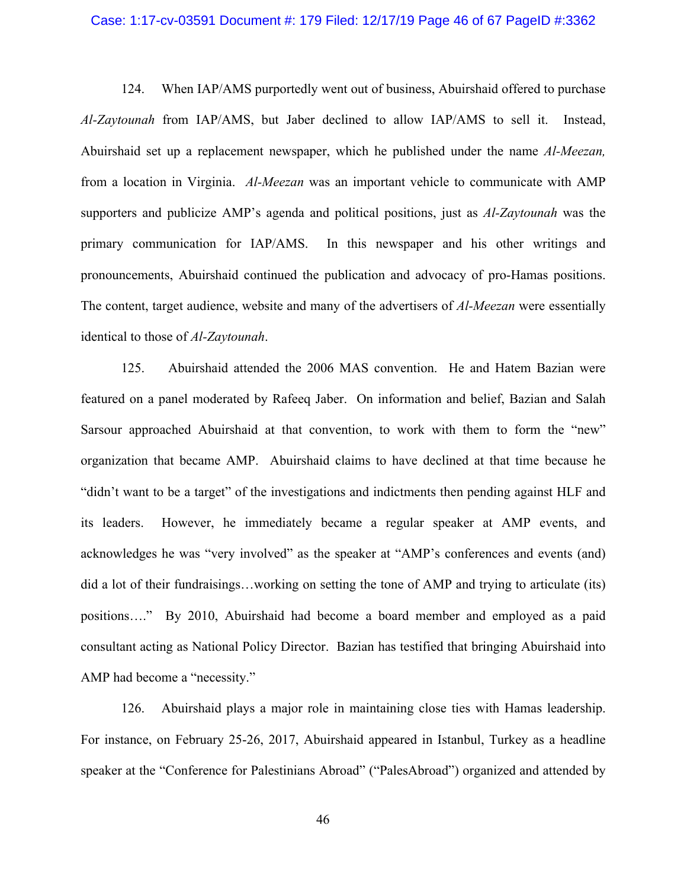124. When IAP/AMS purportedly went out of business, Abuirshaid offered to purchase *Al-Zaytounah* from IAP/AMS, but Jaber declined to allow IAP/AMS to sell it. Instead, Abuirshaid set up a replacement newspaper, which he published under the name *Al-Meezan,* from a location in Virginia. *Al-Meezan* was an important vehicle to communicate with AMP supporters and publicize AMP's agenda and political positions, just as *Al-Zaytounah* was the primary communication for IAP/AMS. In this newspaper and his other writings and pronouncements, Abuirshaid continued the publication and advocacy of pro-Hamas positions. The content, target audience, website and many of the advertisers of *Al-Meezan* were essentially identical to those of *Al-Zaytounah*.

125. Abuirshaid attended the 2006 MAS convention. He and Hatem Bazian were featured on a panel moderated by Rafeeq Jaber. On information and belief, Bazian and Salah Sarsour approached Abuirshaid at that convention, to work with them to form the "new" organization that became AMP. Abuirshaid claims to have declined at that time because he "didn't want to be a target" of the investigations and indictments then pending against HLF and its leaders. However, he immediately became a regular speaker at AMP events, and acknowledges he was "very involved" as the speaker at "AMP's conferences and events (and) did a lot of their fundraisings…working on setting the tone of AMP and trying to articulate (its) positions…." By 2010, Abuirshaid had become a board member and employed as a paid consultant acting as National Policy Director. Bazian has testified that bringing Abuirshaid into AMP had become a "necessity."

126. Abuirshaid plays a major role in maintaining close ties with Hamas leadership. For instance, on February 25-26, 2017, Abuirshaid appeared in Istanbul, Turkey as a headline speaker at the "Conference for Palestinians Abroad" ("PalesAbroad") organized and attended by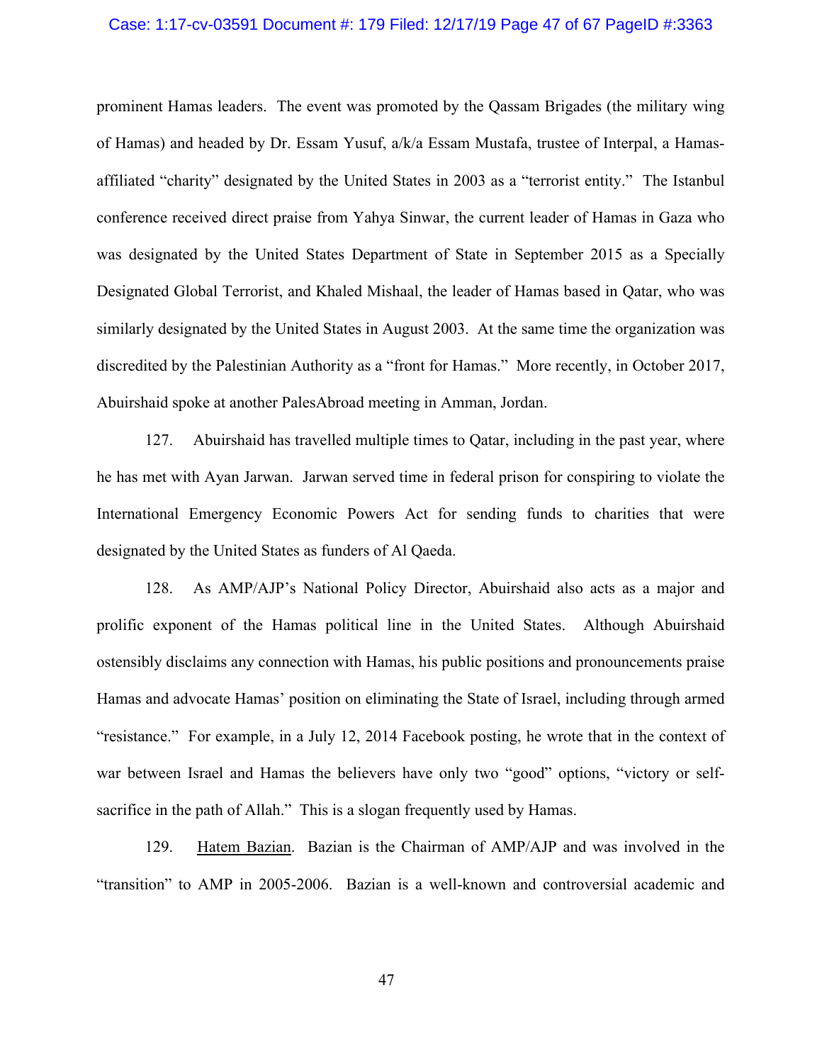prominent Hamas leaders. The event was promoted by the Qassam Brigades (the military wing of Hamas) and headed by Dr. Essam Yusuf, a/k/a Essam Mustafa, trustee of Interpal, a Hamas-affiliated "charity" designated by the United States in 2003 as a "terrorist entity." The Istanbul conference received direct praise from Yahya Sinwar, the current leader of Hamas in Gaza who was designated by the United States Department of State in September 2015 as a Specially Designated Global Terrorist, and Khaled Mishaal, the leader of Hamas based in Qatar, who was similarly designated by the United States in August 2003. At the same time the organization was discredited by the Palestinian Authority as a "front for Hamas." More recently, in October 2017, Abuirshaid spoke at another PalesAbroad meeting in Amman, Jordan.

127. Abuirshaid has travelled multiple times to Qatar, including in the past year, where he has met with Ayan Jarwan. Jarwan served time in federal prison for conspiring to violate the International Emergency Economic Powers Act for sending funds to charities that were designated by the United States as funders of Al Qaeda.

128. As AMP/AJP's National Policy Director, Abuirshaid also acts as a major and prolific exponent of the Hamas political line in the United States. Although Abuirshaid ostensibly disclaims any connection with Hamas, his public positions and pronouncements praise Hamas and advocate Hamas' position on eliminating the State of Israel, including through armed "resistance." For example, in a July 12, 2014 Facebook posting, he wrote that in the context of war between Israel and Hamas the believers have only two "good" options, "victory or self-sacrifice in the path of Allah." This is a slogan frequently used by Hamas.

129. <u>Hatem Bazian</u>. Bazian is the Chairman of AMP/AJP and was involved in the "transition" to AMP in 2005-2006. Bazian is a well-known and controversial academic and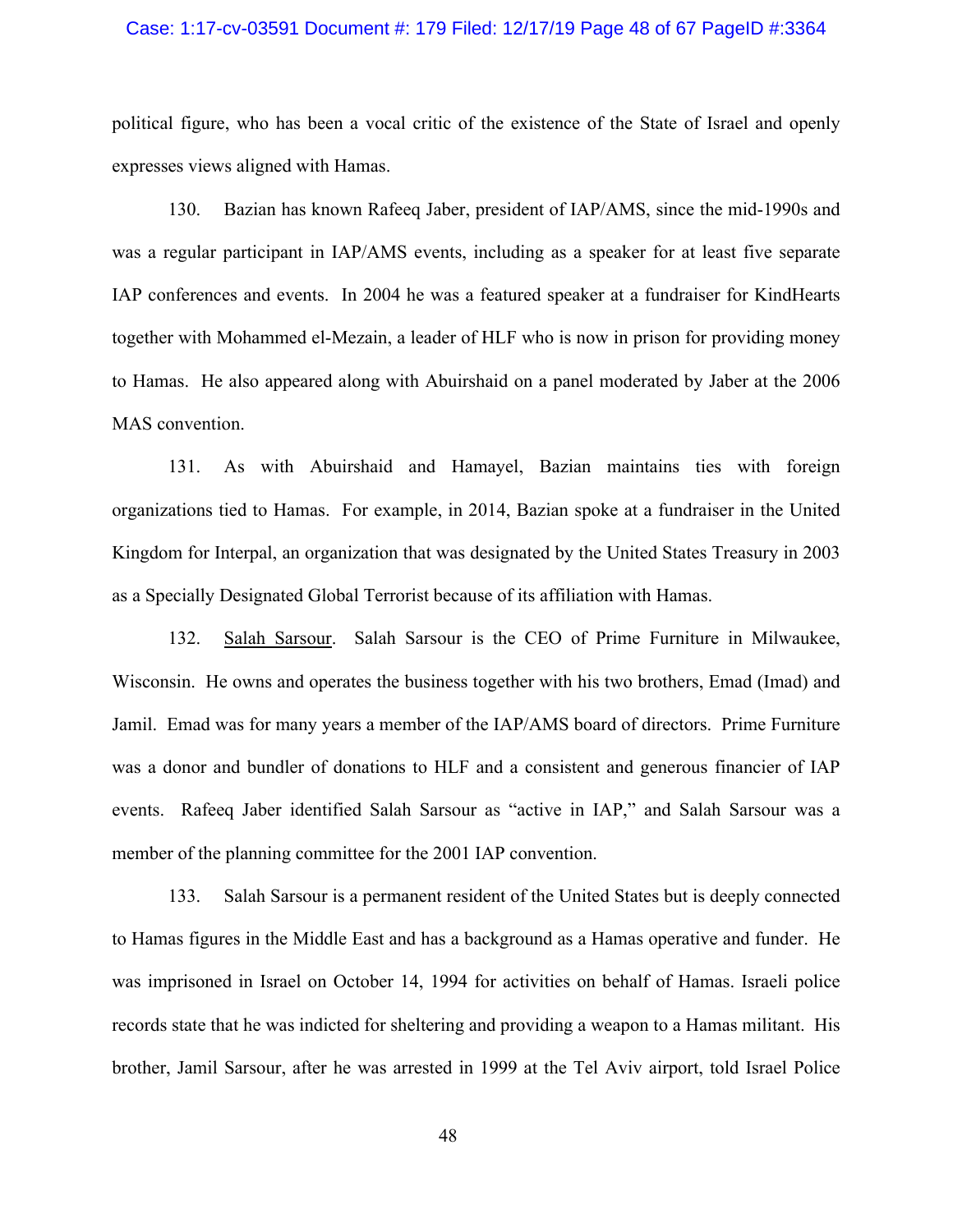political figure, who has been a vocal critic of the existence of the State of Israel and openly expresses views aligned with Hamas.

130. Bazian has known Rafeeq Jaber, president of IAP/AMS, since the mid-1990s and was a regular participant in IAP/AMS events, including as a speaker for at least five separate IAP conferences and events. In 2004 he was a featured speaker at a fundraiser for KindHearts together with Mohammed el-Mezain, a leader of HLF who is now in prison for providing money to Hamas. He also appeared along with Abuirshaid on a panel moderated by Jaber at the 2006 MAS convention.

131. As with Abuirshaid and Hamayel, Bazian maintains ties with foreign organizations tied to Hamas. For example, in 2014, Bazian spoke at a fundraiser in the United Kingdom for Interpal, an organization that was designated by the United States Treasury in 2003 as a Specially Designated Global Terrorist because of its affiliation with Hamas.

132. <u>Salah Sarsour</u>. Salah Sarsour is the CEO of Prime Furniture in Milwaukee, Wisconsin. He owns and operates the business together with his two brothers, Emad (Imad) and Jamil. Emad was for many years a member of the IAP/AMS board of directors. Prime Furniture was a donor and bundler of donations to HLF and a consistent and generous financier of IAP events. Rafeeq Jaber identified Salah Sarsour as "active in IAP," and Salah Sarsour was a member of the planning committee for the 2001 IAP convention.

133. Salah Sarsour is a permanent resident of the United States but is deeply connected to Hamas figures in the Middle East and has a background as a Hamas operative and funder. He was imprisoned in Israel on October 14, 1994 for activities on behalf of Hamas. Israeli police records state that he was indicted for sheltering and providing a weapon to a Hamas militant. His brother, Jamil Sarsour, after he was arrested in 1999 at the Tel Aviv airport, told Israel Police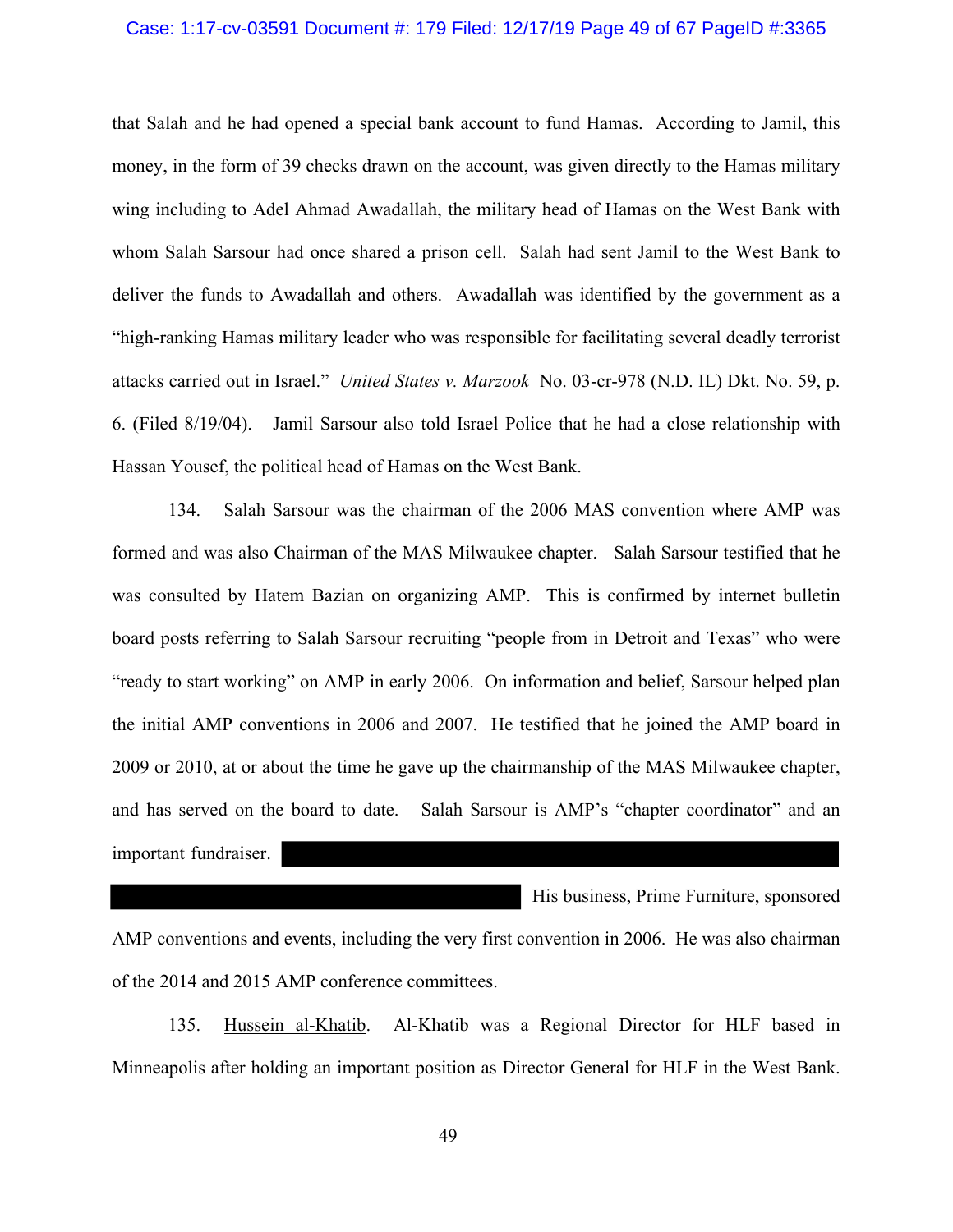that Salah and he had opened a special bank account to fund Hamas. According to Jamil, this money, in the form of 39 checks drawn on the account, was given directly to the Hamas military wing including to Adel Ahmad Awadallah, the military head of Hamas on the West Bank with whom Salah Sarsour had once shared a prison cell. Salah had sent Jamil to the West Bank to deliver the funds to Awadallah and others. Awadallah was identified by the government as a "high-ranking Hamas military leader who was responsible for facilitating several deadly terrorist attacks carried out in Israel." *United States v. Marzook* No. 03-cr-978 (N.D. IL) Dkt. No. 59, p. 6. (Filed 8/19/04). Jamil Sarsour also told Israel Police that he had a close relationship with Hassan Yousef, the political head of Hamas on the West Bank.

134. Salah Sarsour was the chairman of the 2006 MAS convention where AMP was formed and was also Chairman of the MAS Milwaukee chapter. Salah Sarsour testified that he was consulted by Hatem Bazian on organizing AMP. This is confirmed by internet bulletin board posts referring to Salah Sarsour recruiting "people from in Detroit and Texas" who were "ready to start working" on AMP in early 2006. On information and belief, Sarsour helped plan the initial AMP conventions in 2006 and 2007. He testified that he joined the AMP board in 2009 or 2010, at or about the time he gave up the chairmanship of the MAS Milwaukee chapter, and has served on the board to date. Salah Sarsour is AMP's "chapter coordinator" and an important fundraiser. [REDACTED] His business, Prime Furniture, sponsored AMP conventions and events, including the very first convention in 2006. He was also chairman of the 2014 and 2015 AMP conference committees.

135. <u>Hussein al-Khatib</u>. Al-Khatib was a Regional Director for HLF based in Minneapolis after holding an important position as Director General for HLF in the West Bank.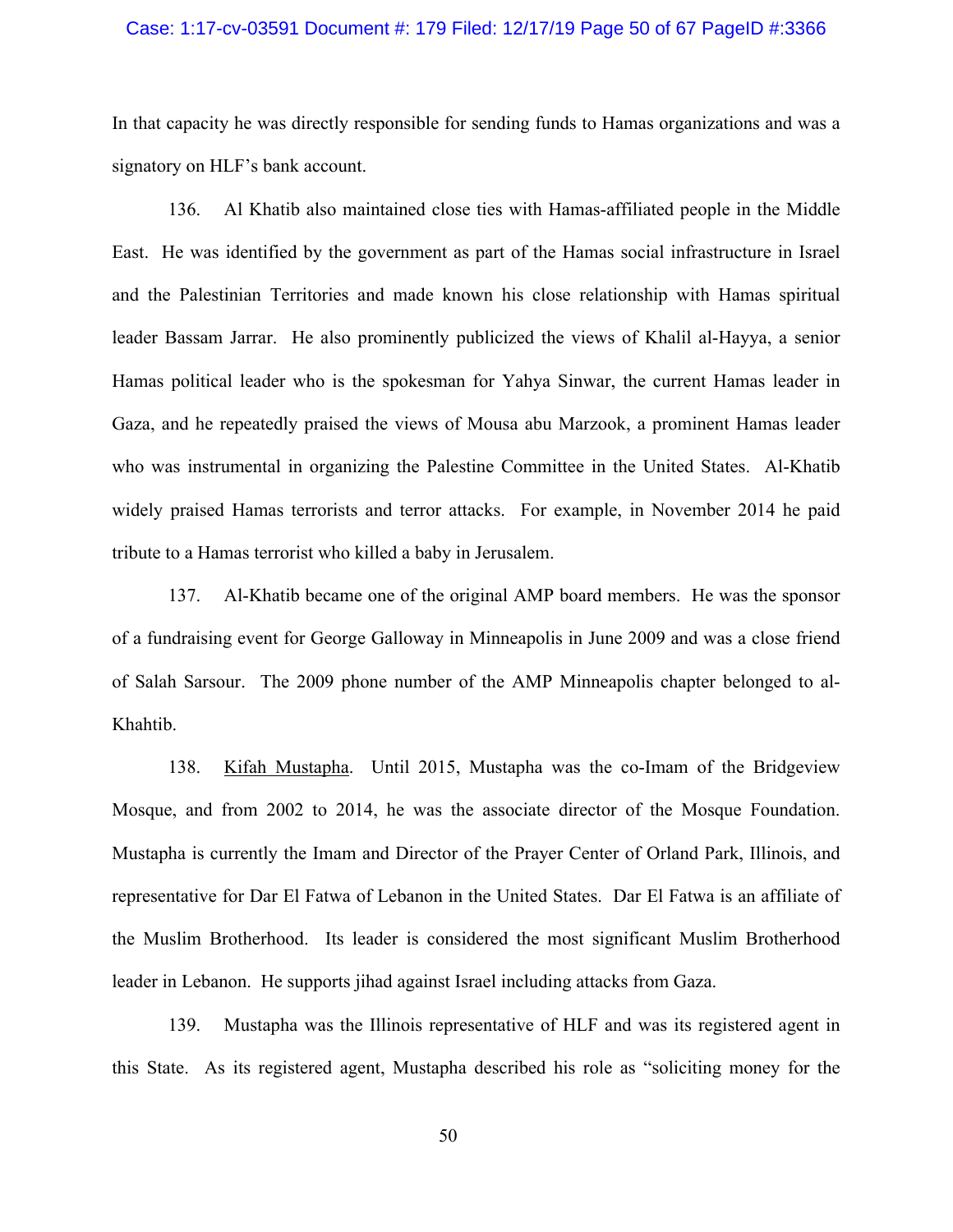In that capacity he was directly responsible for sending funds to Hamas organizations and was a signatory on HLF's bank account.

136. Al Khatib also maintained close ties with Hamas-affiliated people in the Middle East. He was identified by the government as part of the Hamas social infrastructure in Israel and the Palestinian Territories and made known his close relationship with Hamas spiritual leader Bassam Jarrar. He also prominently publicized the views of Khalil al-Hayya, a senior Hamas political leader who is the spokesman for Yahya Sinwar, the current Hamas leader in Gaza, and he repeatedly praised the views of Mousa abu Marzook, a prominent Hamas leader who was instrumental in organizing the Palestine Committee in the United States. Al-Khatib widely praised Hamas terrorists and terror attacks. For example, in November 2014 he paid tribute to a Hamas terrorist who killed a baby in Jerusalem.

137. Al-Khatib became one of the original AMP board members. He was the sponsor of a fundraising event for George Galloway in Minneapolis in June 2009 and was a close friend of Salah Sarsour. The 2009 phone number of the AMP Minneapolis chapter belonged to al-Khahtib.

138. Kifah Mustapha. Until 2015, Mustapha was the co-Imam of the Bridgeview Mosque, and from 2002 to 2014, he was the associate director of the Mosque Foundation. Mustapha is currently the Imam and Director of the Prayer Center of Orland Park, Illinois, and representative for Dar El Fatwa of Lebanon in the United States. Dar El Fatwa is an affiliate of the Muslim Brotherhood. Its leader is considered the most significant Muslim Brotherhood leader in Lebanon. He supports jihad against Israel including attacks from Gaza.

139. Mustapha was the Illinois representative of HLF and was its registered agent in this State. As its registered agent, Mustapha described his role as "soliciting money for the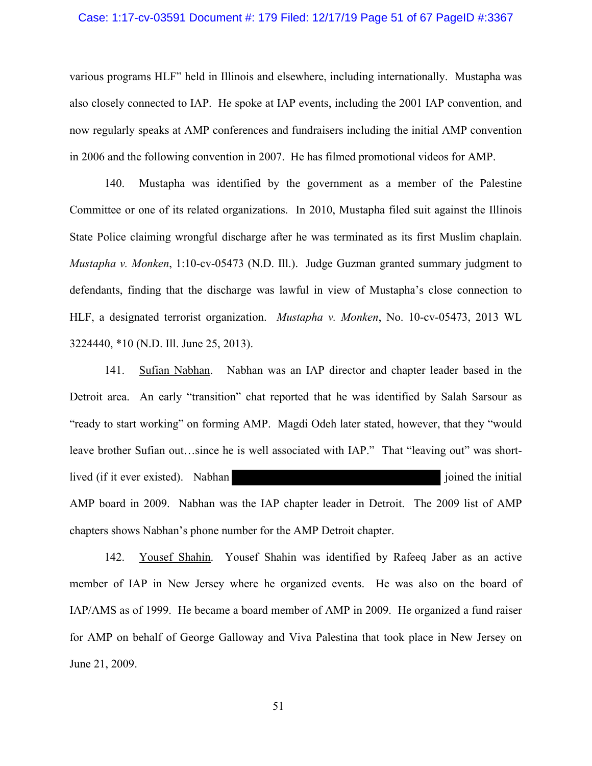various programs HLF" held in Illinois and elsewhere, including internationally. Mustapha was also closely connected to IAP. He spoke at IAP events, including the 2001 IAP convention, and now regularly speaks at AMP conferences and fundraisers including the initial AMP convention in 2006 and the following convention in 2007. He has filmed promotional videos for AMP.

140. Mustapha was identified by the government as a member of the Palestine Committee or one of its related organizations. In 2010, Mustapha filed suit against the Illinois State Police claiming wrongful discharge after he was terminated as its first Muslim chaplain. *Mustapha v. Monken*, 1:10-cv-05473 (N.D. Ill.). Judge Guzman granted summary judgment to defendants, finding that the discharge was lawful in view of Mustapha's close connection to HLF, a designated terrorist organization. *Mustapha v. Monken*, No. 10-cv-05473, 2013 WL 3224440, *10 (N.D. Ill. June 25, 2013).

141. Sufian Nabhan. Nabhan was an IAP director and chapter leader based in the Detroit area. An early "transition" chat reported that he was identified by Salah Sarsour as "ready to start working" on forming AMP. Magdi Odeh later stated, however, that they "would leave brother Sufian out…since he is well associated with IAP." That "leaving out" was short-lived (if it ever existed). Nabhan [REDACTED] joined the initial AMP board in 2009. Nabhan was the IAP chapter leader in Detroit. The 2009 list of AMP chapters shows Nabhan's phone number for the AMP Detroit chapter.

142. Yousef Shahin. Yousef Shahin was identified by Rafeeq Jaber as an active member of IAP in New Jersey where he organized events. He was also on the board of IAP/AMS as of 1999. He became a board member of AMP in 2009. He organized a fund raiser for AMP on behalf of George Galloway and Viva Palestina that took place in New Jersey on June 21, 2009.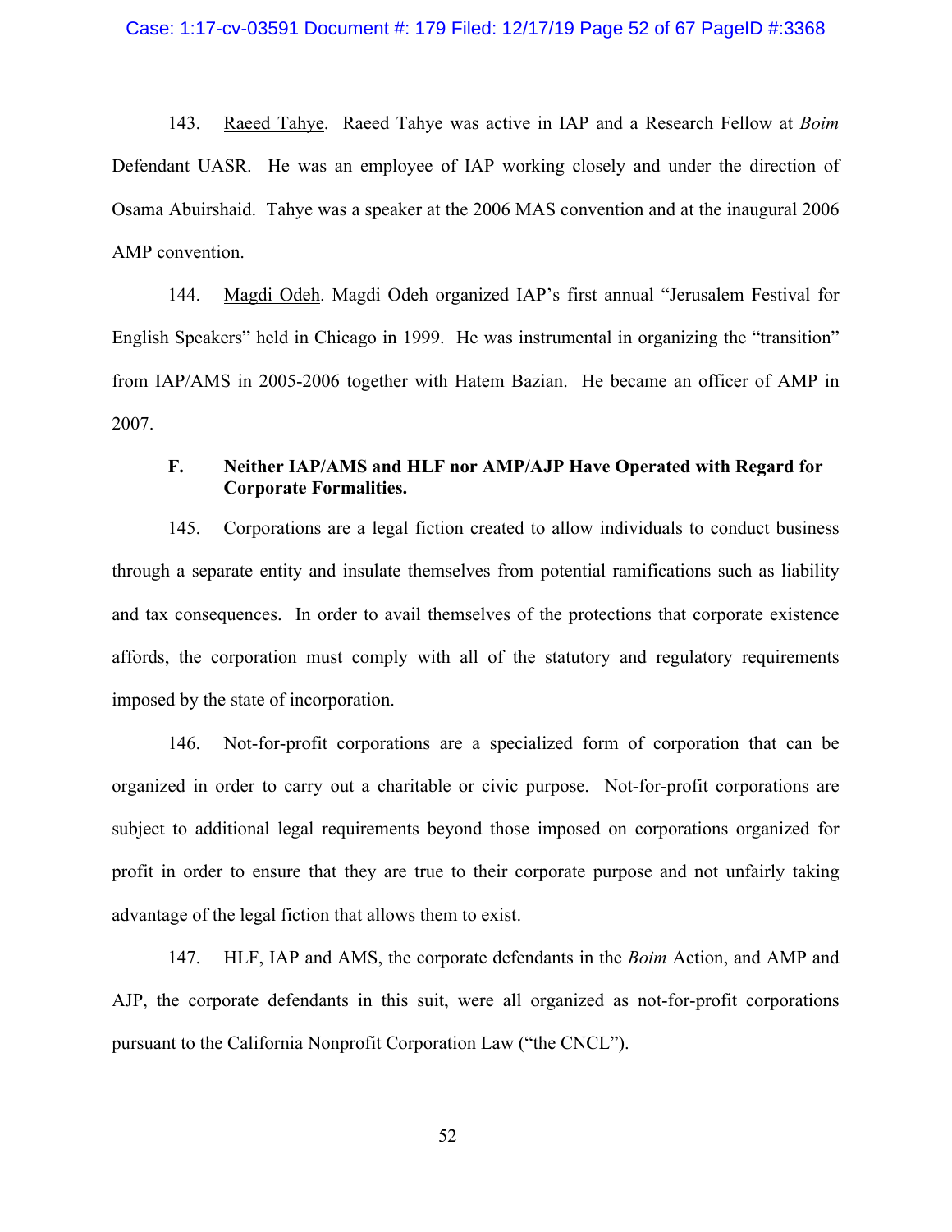143. Raeed Tahye. Raeed Tahye was active in IAP and a Research Fellow at *Boim* Defendant UASR. He was an employee of IAP working closely and under the direction of Osama Abuirshaid. Tahye was a speaker at the 2006 MAS convention and at the inaugural 2006 AMP convention.

144. Magdi Odeh. Magdi Odeh organized IAP's first annual "Jerusalem Festival for English Speakers" held in Chicago in 1999. He was instrumental in organizing the "transition" from IAP/AMS in 2005-2006 together with Hatem Bazian. He became an officer of AMP in 2007.

### F. Neither IAP/AMS and HLF nor AMP/AJP Have Operated with Regard for Corporate Formalities.

145. Corporations are a legal fiction created to allow individuals to conduct business through a separate entity and insulate themselves from potential ramifications such as liability and tax consequences. In order to avail themselves of the protections that corporate existence affords, the corporation must comply with all of the statutory and regulatory requirements imposed by the state of incorporation.

146. Not-for-profit corporations are a specialized form of corporation that can be organized in order to carry out a charitable or civic purpose. Not-for-profit corporations are subject to additional legal requirements beyond those imposed on corporations organized for profit in order to ensure that they are true to their corporate purpose and not unfairly taking advantage of the legal fiction that allows them to exist.

147. HLF, IAP and AMS, the corporate defendants in the *Boim* Action, and AMP and AJP, the corporate defendants in this suit, were all organized as not-for-profit corporations pursuant to the California Nonprofit Corporation Law ("the CNCL").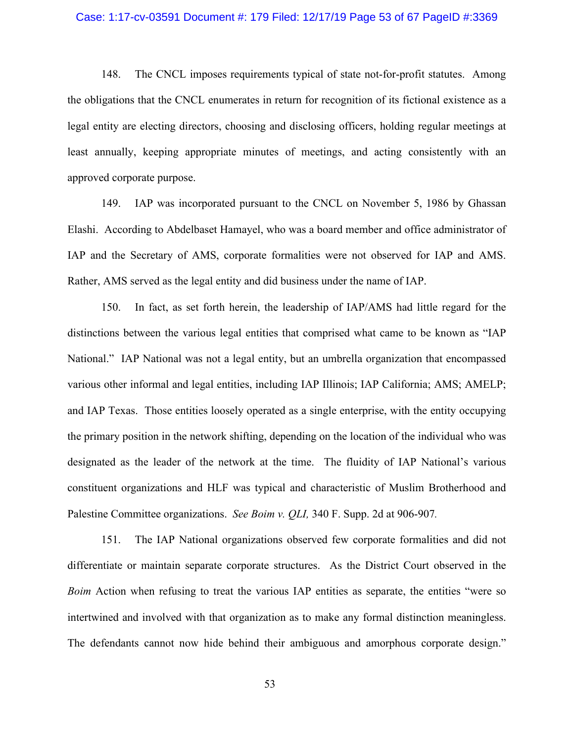148. The CNCL imposes requirements typical of state not-for-profit statutes. Among the obligations that the CNCL enumerates in return for recognition of its fictional existence as a legal entity are electing directors, choosing and disclosing officers, holding regular meetings at least annually, keeping appropriate minutes of meetings, and acting consistently with an approved corporate purpose.

149. IAP was incorporated pursuant to the CNCL on November 5, 1986 by Ghassan Elashi. According to Abdelbaset Hamayel, who was a board member and office administrator of IAP and the Secretary of AMS, corporate formalities were not observed for IAP and AMS. Rather, AMS served as the legal entity and did business under the name of IAP.

150. In fact, as set forth herein, the leadership of IAP/AMS had little regard for the distinctions between the various legal entities that comprised what came to be known as "IAP National." IAP National was not a legal entity, but an umbrella organization that encompassed various other informal and legal entities, including IAP Illinois; IAP California; AMS; AMELP; and IAP Texas. Those entities loosely operated as a single enterprise, with the entity occupying the primary position in the network shifting, depending on the location of the individual who was designated as the leader of the network at the time. The fluidity of IAP National's various constituent organizations and HLF was typical and characteristic of Muslim Brotherhood and Palestine Committee organizations. *See Boim v. QLI,* 340 F. Supp. 2d at 906-907.

151. The IAP National organizations observed few corporate formalities and did not differentiate or maintain separate corporate structures. As the District Court observed in the *Boim* Action when refusing to treat the various IAP entities as separate, the entities "were so intertwined and involved with that organization as to make any formal distinction meaningless. The defendants cannot now hide behind their ambiguous and amorphous corporate design."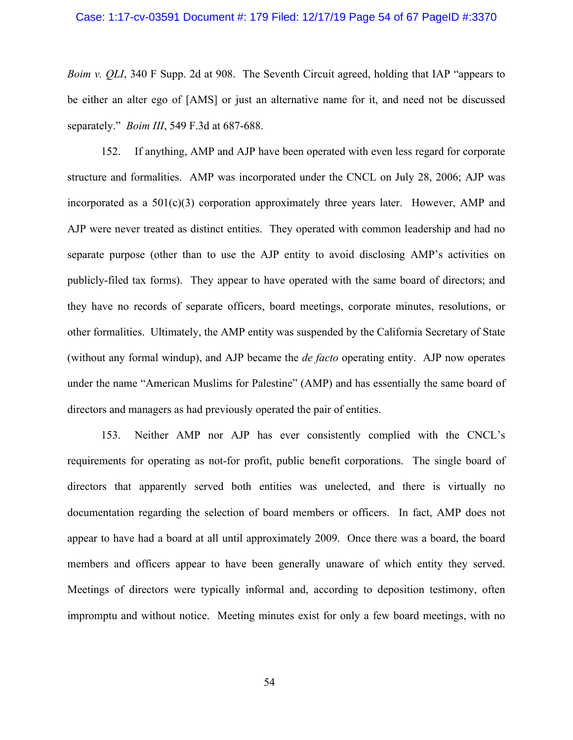*Boim v. QLI*, 340 F Supp. 2d at 908. The Seventh Circuit agreed, holding that IAP "appears to be either an alter ego of [AMS] or just an alternative name for it, and need not be discussed separately." *Boim III*, 549 F.3d at 687-688.

152. If anything, AMP and AJP have been operated with even less regard for corporate structure and formalities. AMP was incorporated under the CNCL on July 28, 2006; AJP was incorporated as a 501(c)(3) corporation approximately three years later. However, AMP and AJP were never treated as distinct entities. They operated with common leadership and had no separate purpose (other than to use the AJP entity to avoid disclosing AMP's activities on publicly-filed tax forms). They appear to have operated with the same board of directors; and they have no records of separate officers, board meetings, corporate minutes, resolutions, or other formalities. Ultimately, the AMP entity was suspended by the California Secretary of State (without any formal windup), and AJP became the *de facto* operating entity. AJP now operates under the name "American Muslims for Palestine" (AMP) and has essentially the same board of directors and managers as had previously operated the pair of entities.

153. Neither AMP nor AJP has ever consistently complied with the CNCL's requirements for operating as not-for profit, public benefit corporations. The single board of directors that apparently served both entities was unelected, and there is virtually no documentation regarding the selection of board members or officers. In fact, AMP does not appear to have had a board at all until approximately 2009. Once there was a board, the board members and officers appear to have been generally unaware of which entity they served. Meetings of directors were typically informal and, according to deposition testimony, often impromptu and without notice. Meeting minutes exist for only a few board meetings, with no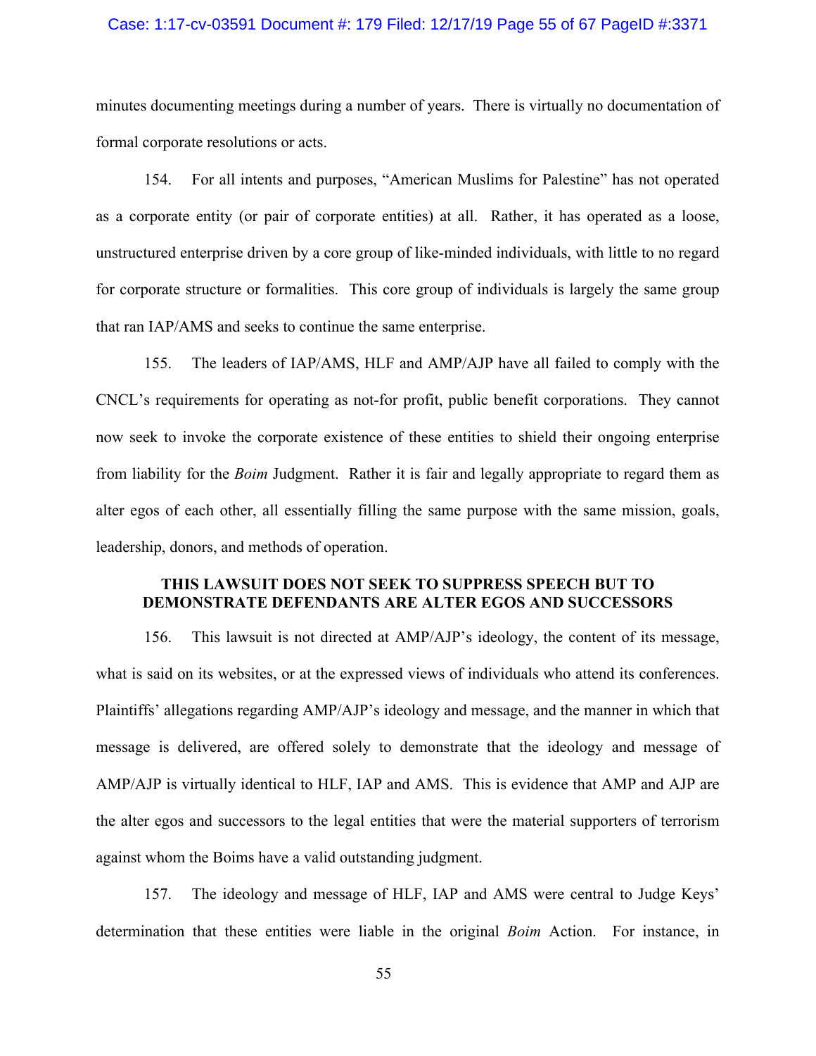minutes documenting meetings during a number of years. There is virtually no documentation of formal corporate resolutions or acts.

154. For all intents and purposes, "American Muslims for Palestine" has not operated as a corporate entity (or pair of corporate entities) at all. Rather, it has operated as a loose, unstructured enterprise driven by a core group of like-minded individuals, with little to no regard for corporate structure or formalities. This core group of individuals is largely the same group that ran IAP/AMS and seeks to continue the same enterprise.

155. The leaders of IAP/AMS, HLF and AMP/AJP have all failed to comply with the CNCL's requirements for operating as not-for profit, public benefit corporations. They cannot now seek to invoke the corporate existence of these entities to shield their ongoing enterprise from liability for the *Boim* Judgment. Rather it is fair and legally appropriate to regard them as alter egos of each other, all essentially filling the same purpose with the same mission, goals, leadership, donors, and methods of operation.

## THIS LAWSUIT DOES NOT SEEK TO SUPPRESS SPEECH BUT TO DEMONSTRATE DEFENDANTS ARE ALTER EGOS AND SUCCESSORS

156. This lawsuit is not directed at AMP/AJP's ideology, the content of its message, what is said on its websites, or at the expressed views of individuals who attend its conferences. Plaintiffs' allegations regarding AMP/AJP's ideology and message, and the manner in which that message is delivered, are offered solely to demonstrate that the ideology and message of AMP/AJP is virtually identical to HLF, IAP and AMS. This is evidence that AMP and AJP are the alter egos and successors to the legal entities that were the material supporters of terrorism against whom the Boims have a valid outstanding judgment.

157. The ideology and message of HLF, IAP and AMS were central to Judge Keys' determination that these entities were liable in the original *Boim* Action. For instance, in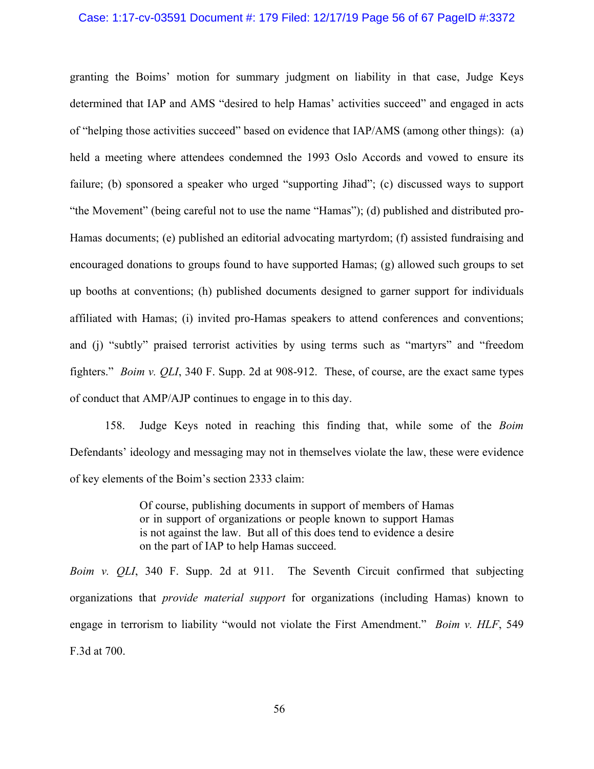granting the Boims' motion for summary judgment on liability in that case, Judge Keys determined that IAP and AMS "desired to help Hamas' activities succeed" and engaged in acts of "helping those activities succeed" based on evidence that IAP/AMS (among other things): (a) held a meeting where attendees condemned the 1993 Oslo Accords and vowed to ensure its failure; (b) sponsored a speaker who urged "supporting Jihad"; (c) discussed ways to support "the Movement" (being careful not to use the name "Hamas"); (d) published and distributed pro-Hamas documents; (e) published an editorial advocating martyrdom; (f) assisted fundraising and encouraged donations to groups found to have supported Hamas; (g) allowed such groups to set up booths at conventions; (h) published documents designed to garner support for individuals affiliated with Hamas; (i) invited pro-Hamas speakers to attend conferences and conventions; and (j) "subtly" praised terrorist activities by using terms such as "martyrs" and "freedom fighters." *Boim v. QLI*, 340 F. Supp. 2d at 908-912. These, of course, are the exact same types of conduct that AMP/AJP continues to engage in to this day.

158. Judge Keys noted in reaching this finding that, while some of the *Boim* Defendants' ideology and messaging may not in themselves violate the law, these were evidence of key elements of the Boim's section 2333 claim:

> Of course, publishing documents in support of members of Hamas or in support of organizations or people known to support Hamas is not against the law. But all of this does tend to evidence a desire on the part of IAP to help Hamas succeed.

*Boim v. QLI*, 340 F. Supp. 2d at 911. The Seventh Circuit confirmed that subjecting organizations that *provide material support* for organizations (including Hamas) known to engage in terrorism to liability "would not violate the First Amendment." *Boim v. HLF*, 549 F.3d at 700.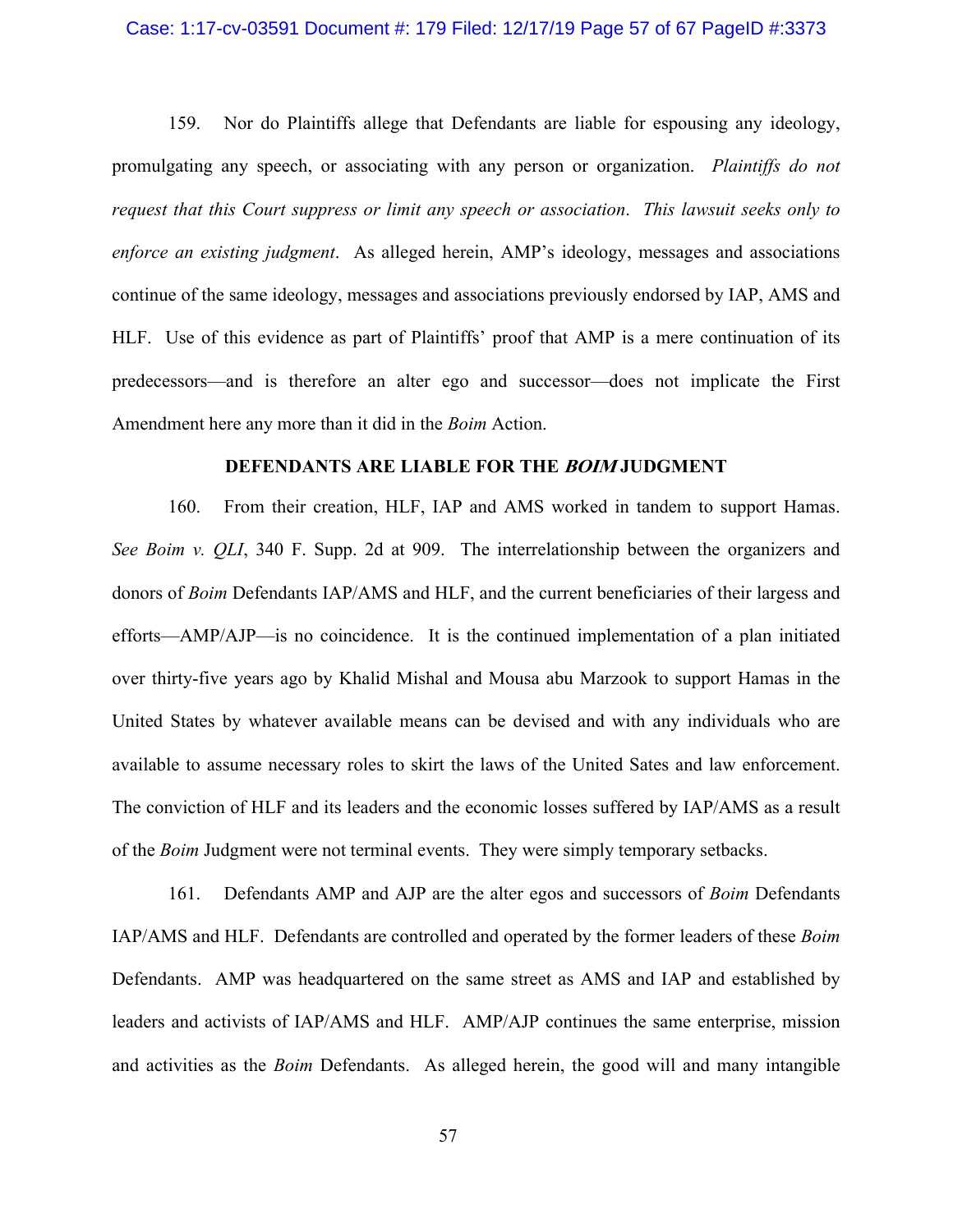159. Nor do Plaintiffs allege that Defendants are liable for espousing any ideology, promulgating any speech, or associating with any person or organization. *Plaintiffs do not request that this Court suppress or limit any speech or association*. *This lawsuit seeks only to enforce an existing judgment*. As alleged herein, AMP's ideology, messages and associations continue of the same ideology, messages and associations previously endorsed by IAP, AMS and HLF. Use of this evidence as part of Plaintiffs' proof that AMP is a mere continuation of its predecessors—and is therefore an alter ego and successor—does not implicate the First Amendment here any more than it did in the *Boim* Action.

## DEFENDANTS ARE LIABLE FOR THE *BOIM* JUDGMENT

160. From their creation, HLF, IAP and AMS worked in tandem to support Hamas. *See Boim v. QLI*, 340 F. Supp. 2d at 909. The interrelationship between the organizers and donors of *Boim* Defendants IAP/AMS and HLF, and the current beneficiaries of their largess and efforts—AMP/AJP—is no coincidence. It is the continued implementation of a plan initiated over thirty-five years ago by Khalid Mishal and Mousa abu Marzook to support Hamas in the United States by whatever available means can be devised and with any individuals who are available to assume necessary roles to skirt the laws of the United Sates and law enforcement. The conviction of HLF and its leaders and the economic losses suffered by IAP/AMS as a result of the *Boim* Judgment were not terminal events. They were simply temporary setbacks.

161. Defendants AMP and AJP are the alter egos and successors of *Boim* Defendants IAP/AMS and HLF. Defendants are controlled and operated by the former leaders of these *Boim* Defendants. AMP was headquartered on the same street as AMS and IAP and established by leaders and activists of IAP/AMS and HLF. AMP/AJP continues the same enterprise, mission and activities as the *Boim* Defendants. As alleged herein, the good will and many intangible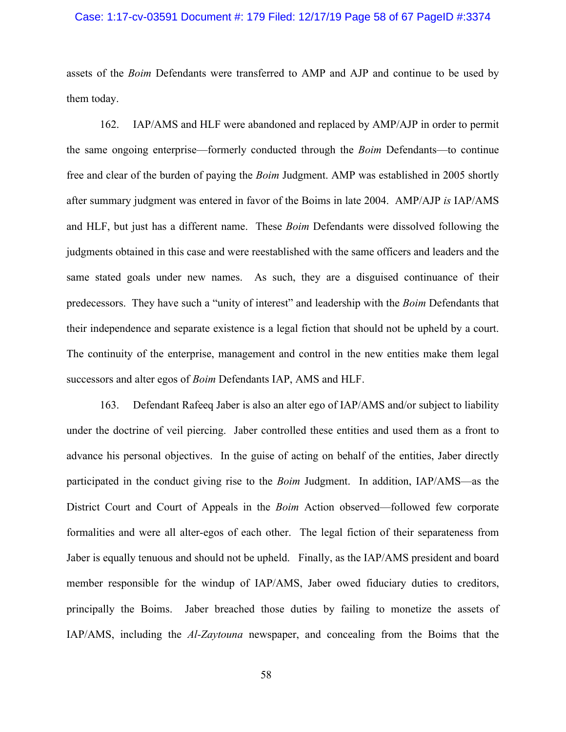assets of the *Boim* Defendants were transferred to AMP and AJP and continue to be used by them today.

162. IAP/AMS and HLF were abandoned and replaced by AMP/AJP in order to permit the same ongoing enterprise—formerly conducted through the *Boim* Defendants—to continue free and clear of the burden of paying the *Boim* Judgment. AMP was established in 2005 shortly after summary judgment was entered in favor of the Boims in late 2004. AMP/AJP *is* IAP/AMS and HLF, but just has a different name. These *Boim* Defendants were dissolved following the judgments obtained in this case and were reestablished with the same officers and leaders and the same stated goals under new names. As such, they are a disguised continuance of their predecessors. They have such a "unity of interest" and leadership with the *Boim* Defendants that their independence and separate existence is a legal fiction that should not be upheld by a court. The continuity of the enterprise, management and control in the new entities make them legal successors and alter egos of *Boim* Defendants IAP, AMS and HLF.

163. Defendant Rafeeq Jaber is also an alter ego of IAP/AMS and/or subject to liability under the doctrine of veil piercing. Jaber controlled these entities and used them as a front to advance his personal objectives. In the guise of acting on behalf of the entities, Jaber directly participated in the conduct giving rise to the *Boim* Judgment. In addition, IAP/AMS—as the District Court and Court of Appeals in the *Boim* Action observed—followed few corporate formalities and were all alter-egos of each other. The legal fiction of their separateness from Jaber is equally tenuous and should not be upheld. Finally, as the IAP/AMS president and board member responsible for the windup of IAP/AMS, Jaber owed fiduciary duties to creditors, principally the Boims. Jaber breached those duties by failing to monetize the assets of IAP/AMS, including the *Al-Zaytouna* newspaper, and concealing from the Boims that the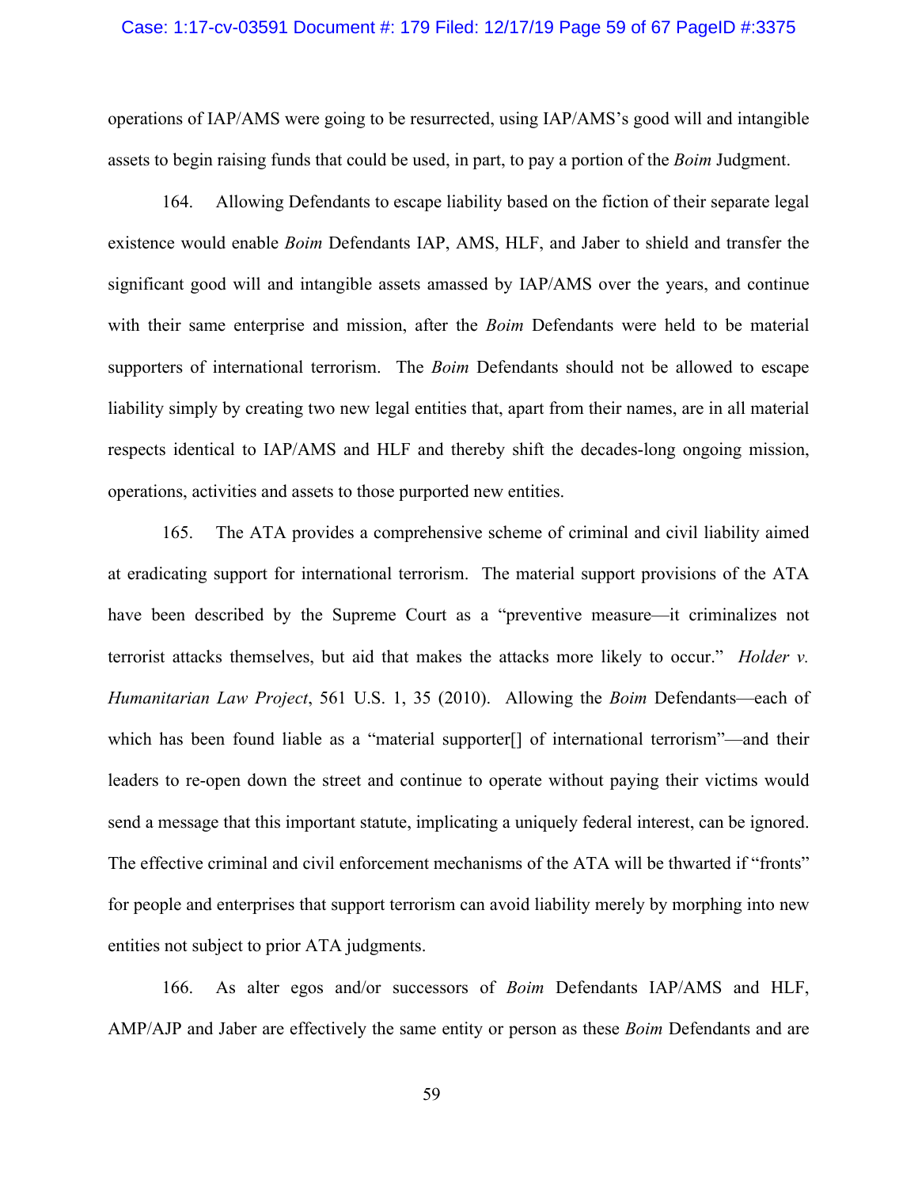operations of IAP/AMS were going to be resurrected, using IAP/AMS's good will and intangible assets to begin raising funds that could be used, in part, to pay a portion of the *Boim* Judgment.

164. Allowing Defendants to escape liability based on the fiction of their separate legal existence would enable *Boim* Defendants IAP, AMS, HLF, and Jaber to shield and transfer the significant good will and intangible assets amassed by IAP/AMS over the years, and continue with their same enterprise and mission, after the *Boim* Defendants were held to be material supporters of international terrorism. The *Boim* Defendants should not be allowed to escape liability simply by creating two new legal entities that, apart from their names, are in all material respects identical to IAP/AMS and HLF and thereby shift the decades-long ongoing mission, operations, activities and assets to those purported new entities.

165. The ATA provides a comprehensive scheme of criminal and civil liability aimed at eradicating support for international terrorism. The material support provisions of the ATA have been described by the Supreme Court as a "preventive measure—it criminalizes not terrorist attacks themselves, but aid that makes the attacks more likely to occur." *Holder v. Humanitarian Law Project*, 561 U.S. 1, 35 (2010). Allowing the *Boim* Defendants—each of which has been found liable as a "material supporter[] of international terrorism"—and their leaders to re-open down the street and continue to operate without paying their victims would send a message that this important statute, implicating a uniquely federal interest, can be ignored. The effective criminal and civil enforcement mechanisms of the ATA will be thwarted if "fronts" for people and enterprises that support terrorism can avoid liability merely by morphing into new entities not subject to prior ATA judgments.

166. As alter egos and/or successors of *Boim* Defendants IAP/AMS and HLF, AMP/AJP and Jaber are effectively the same entity or person as these *Boim* Defendants and are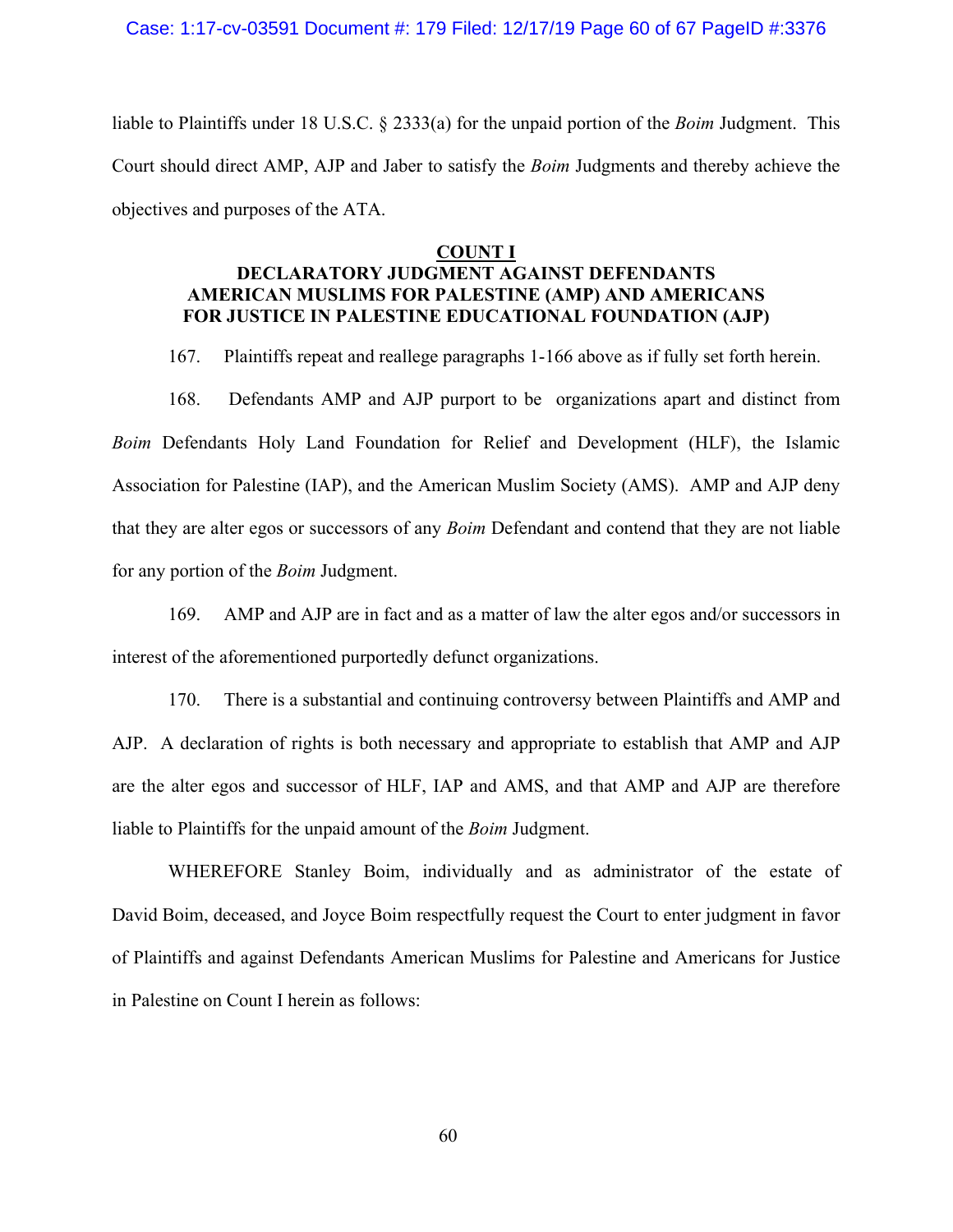liable to Plaintiffs under 18 U.S.C. § 2333(a) for the unpaid portion of the *Boim* Judgment. This Court should direct AMP, AJP and Jaber to satisfy the *Boim* Judgments and thereby achieve the objectives and purposes of the ATA.

## COUNT I
## DECLARATORY JUDGMENT AGAINST DEFENDANTS AMERICAN MUSLIMS FOR PALESTINE (AMP) AND AMERICANS FOR JUSTICE IN PALESTINE EDUCATIONAL FOUNDATION (AJP)

167. Plaintiffs repeat and reallege paragraphs 1-166 above as if fully set forth herein.

168. Defendants AMP and AJP purport to be organizations apart and distinct from *Boim* Defendants Holy Land Foundation for Relief and Development (HLF), the Islamic Association for Palestine (IAP), and the American Muslim Society (AMS). AMP and AJP deny that they are alter egos or successors of any *Boim* Defendant and contend that they are not liable for any portion of the *Boim* Judgment.

169. AMP and AJP are in fact and as a matter of law the alter egos and/or successors in interest of the aforementioned purportedly defunct organizations.

170. There is a substantial and continuing controversy between Plaintiffs and AMP and AJP. A declaration of rights is both necessary and appropriate to establish that AMP and AJP are the alter egos and successor of HLF, IAP and AMS, and that AMP and AJP are therefore liable to Plaintiffs for the unpaid amount of the *Boim* Judgment.

WHEREFORE Stanley Boim, individually and as administrator of the estate of David Boim, deceased, and Joyce Boim respectfully request the Court to enter judgment in favor of Plaintiffs and against Defendants American Muslims for Palestine and Americans for Justice in Palestine on Count I herein as follows: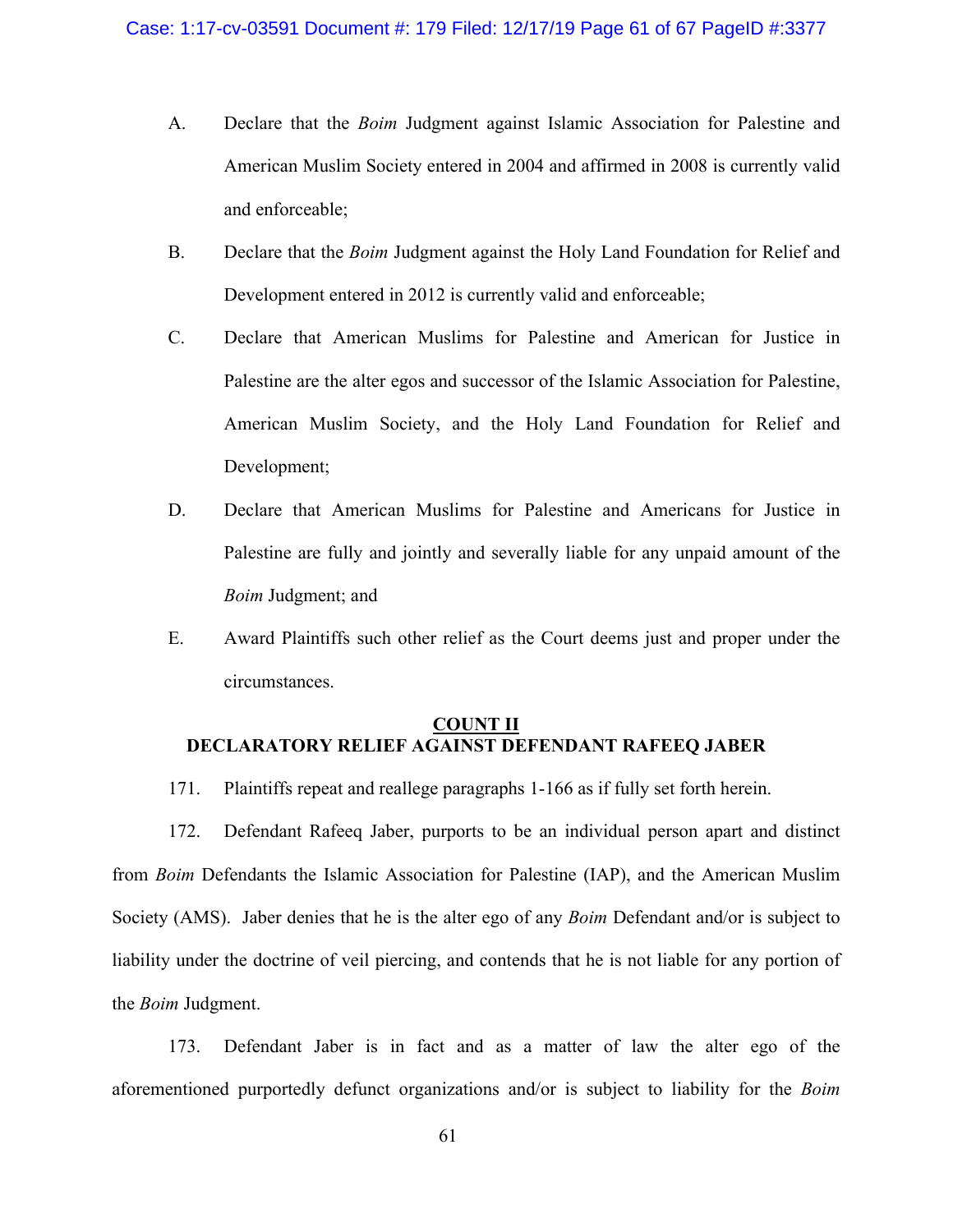A. Declare that the *Boim* Judgment against Islamic Association for Palestine and American Muslim Society entered in 2004 and affirmed in 2008 is currently valid and enforceable;

B. Declare that the *Boim* Judgment against the Holy Land Foundation for Relief and Development entered in 2012 is currently valid and enforceable;

C. Declare that American Muslims for Palestine and American for Justice in Palestine are the alter egos and successor of the Islamic Association for Palestine, American Muslim Society, and the Holy Land Foundation for Relief and Development;

D. Declare that American Muslims for Palestine and Americans for Justice in Palestine are fully and jointly and severally liable for any unpaid amount of the *Boim* Judgment; and

E. Award Plaintiffs such other relief as the Court deems just and proper under the circumstances.

**COUNT II**
**DECLARATORY RELIEF AGAINST DEFENDANT RAFEEQ JABER**

171. Plaintiffs repeat and reallege paragraphs 1-166 as if fully set forth herein.

172. Defendant Rafeeq Jaber, purports to be an individual person apart and distinct from *Boim* Defendants the Islamic Association for Palestine (IAP), and the American Muslim Society (AMS). Jaber denies that he is the alter ego of any *Boim* Defendant and/or is subject to liability under the doctrine of veil piercing, and contends that he is not liable for any portion of the *Boim* Judgment.

173. Defendant Jaber is in fact and as a matter of law the alter ego of the aforementioned purportedly defunct organizations and/or is subject to liability for the *Boim*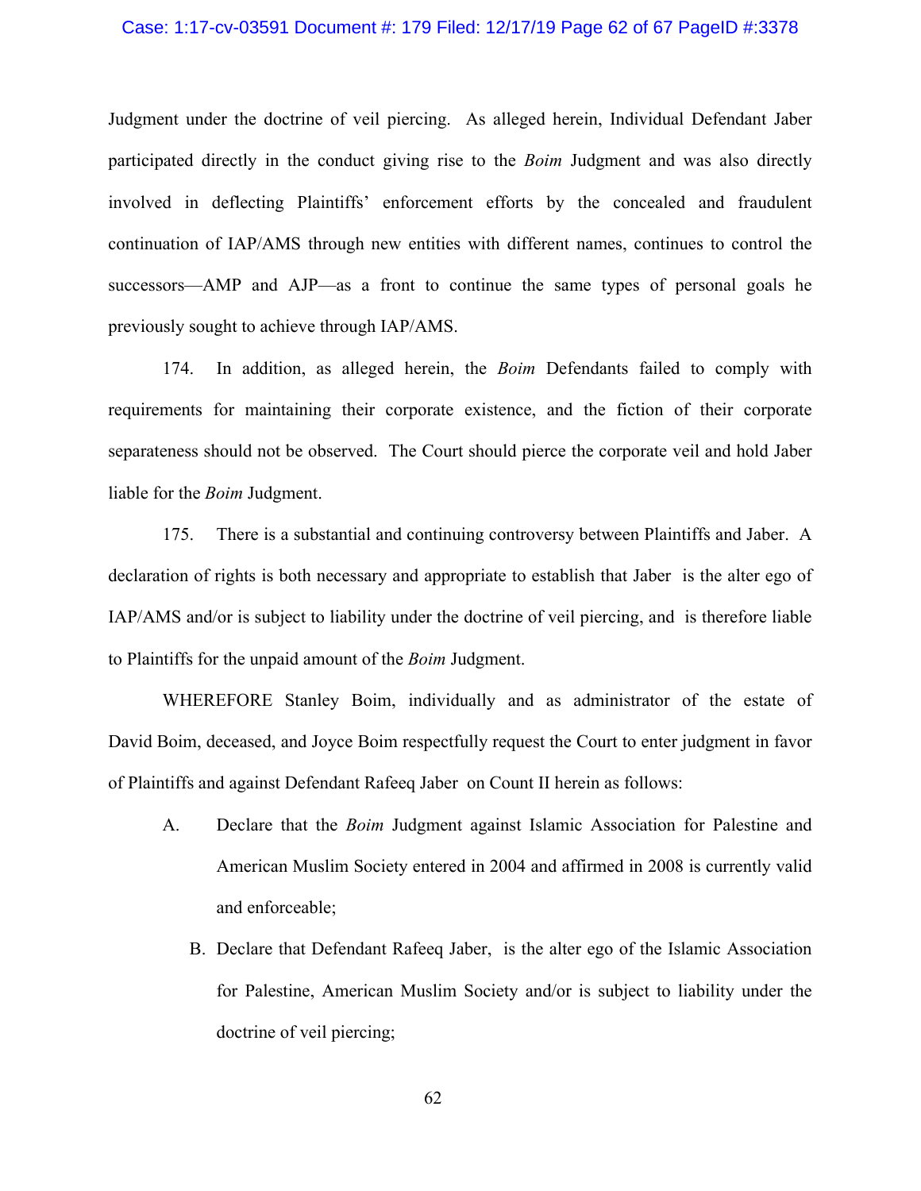Judgment under the doctrine of veil piercing. As alleged herein, Individual Defendant Jaber participated directly in the conduct giving rise to the *Boim* Judgment and was also directly involved in deflecting Plaintiffs' enforcement efforts by the concealed and fraudulent continuation of IAP/AMS through new entities with different names, continues to control the successors—AMP and AJP—as a front to continue the same types of personal goals he previously sought to achieve through IAP/AMS.

174. In addition, as alleged herein, the *Boim* Defendants failed to comply with requirements for maintaining their corporate existence, and the fiction of their corporate separateness should not be observed. The Court should pierce the corporate veil and hold Jaber liable for the *Boim* Judgment.

175. There is a substantial and continuing controversy between Plaintiffs and Jaber. A declaration of rights is both necessary and appropriate to establish that Jaber is the alter ego of IAP/AMS and/or is subject to liability under the doctrine of veil piercing, and is therefore liable to Plaintiffs for the unpaid amount of the *Boim* Judgment.

WHEREFORE Stanley Boim, individually and as administrator of the estate of David Boim, deceased, and Joyce Boim respectfully request the Court to enter judgment in favor of Plaintiffs and against Defendant Rafeeq Jaber on Count II herein as follows:

A. Declare that the *Boim* Judgment against Islamic Association for Palestine and American Muslim Society entered in 2004 and affirmed in 2008 is currently valid and enforceable;

B. Declare that Defendant Rafeeq Jaber, is the alter ego of the Islamic Association for Palestine, American Muslim Society and/or is subject to liability under the doctrine of veil piercing;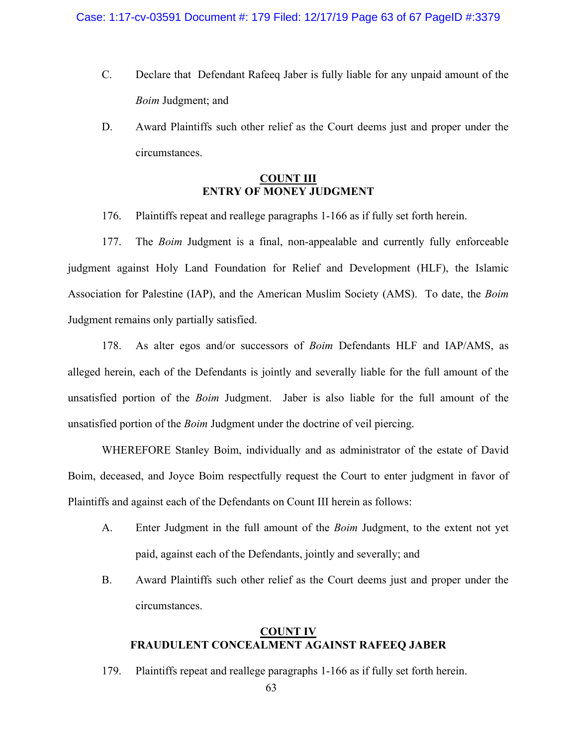C. Declare that Defendant Rafeeq Jaber is fully liable for any unpaid amount of the *Boim* Judgment; and

D. Award Plaintiffs such other relief as the Court deems just and proper under the circumstances.

## COUNT III
## ENTRY OF MONEY JUDGMENT

176. Plaintiffs repeat and reallege paragraphs 1-166 as if fully set forth herein.

177. The *Boim* Judgment is a final, non-appealable and currently fully enforceable judgment against Holy Land Foundation for Relief and Development (HLF), the Islamic Association for Palestine (IAP), and the American Muslim Society (AMS). To date, the *Boim* Judgment remains only partially satisfied.

178. As alter egos and/or successors of *Boim* Defendants HLF and IAP/AMS, as alleged herein, each of the Defendants is jointly and severally liable for the full amount of the unsatisfied portion of the *Boim* Judgment. Jaber is also liable for the full amount of the unsatisfied portion of the *Boim* Judgment under the doctrine of veil piercing.

WHEREFORE Stanley Boim, individually and as administrator of the estate of David Boim, deceased, and Joyce Boim respectfully request the Court to enter judgment in favor of Plaintiffs and against each of the Defendants on Count III herein as follows:

A. Enter Judgment in the full amount of the *Boim* Judgment, to the extent not yet paid, against each of the Defendants, jointly and severally; and

B. Award Plaintiffs such other relief as the Court deems just and proper under the circumstances.

## COUNT IV
## FRAUDULENT CONCEALMENT AGAINST RAFEEQ JABER

179. Plaintiffs repeat and reallege paragraphs 1-166 as if fully set forth herein.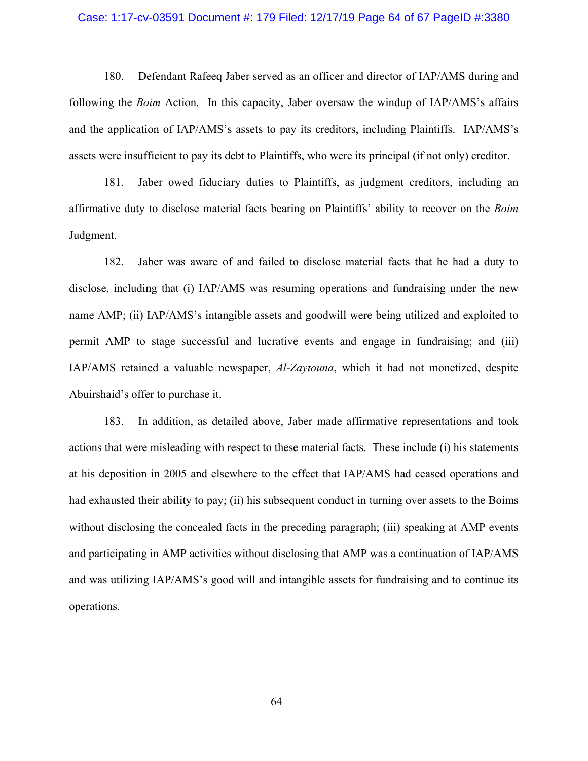180. Defendant Rafeeq Jaber served as an officer and director of IAP/AMS during and following the *Boim* Action. In this capacity, Jaber oversaw the windup of IAP/AMS's affairs and the application of IAP/AMS's assets to pay its creditors, including Plaintiffs. IAP/AMS's assets were insufficient to pay its debt to Plaintiffs, who were its principal (if not only) creditor.

181. Jaber owed fiduciary duties to Plaintiffs, as judgment creditors, including an affirmative duty to disclose material facts bearing on Plaintiffs' ability to recover on the *Boim* Judgment.

182. Jaber was aware of and failed to disclose material facts that he had a duty to disclose, including that (i) IAP/AMS was resuming operations and fundraising under the new name AMP; (ii) IAP/AMS's intangible assets and goodwill were being utilized and exploited to permit AMP to stage successful and lucrative events and engage in fundraising; and (iii) IAP/AMS retained a valuable newspaper, *Al-Zaytouna*, which it had not monetized, despite Abuirshaid's offer to purchase it.

183. In addition, as detailed above, Jaber made affirmative representations and took actions that were misleading with respect to these material facts. These include (i) his statements at his deposition in 2005 and elsewhere to the effect that IAP/AMS had ceased operations and had exhausted their ability to pay; (ii) his subsequent conduct in turning over assets to the Boims without disclosing the concealed facts in the preceding paragraph; (iii) speaking at AMP events and participating in AMP activities without disclosing that AMP was a continuation of IAP/AMS and was utilizing IAP/AMS's good will and intangible assets for fundraising and to continue its operations.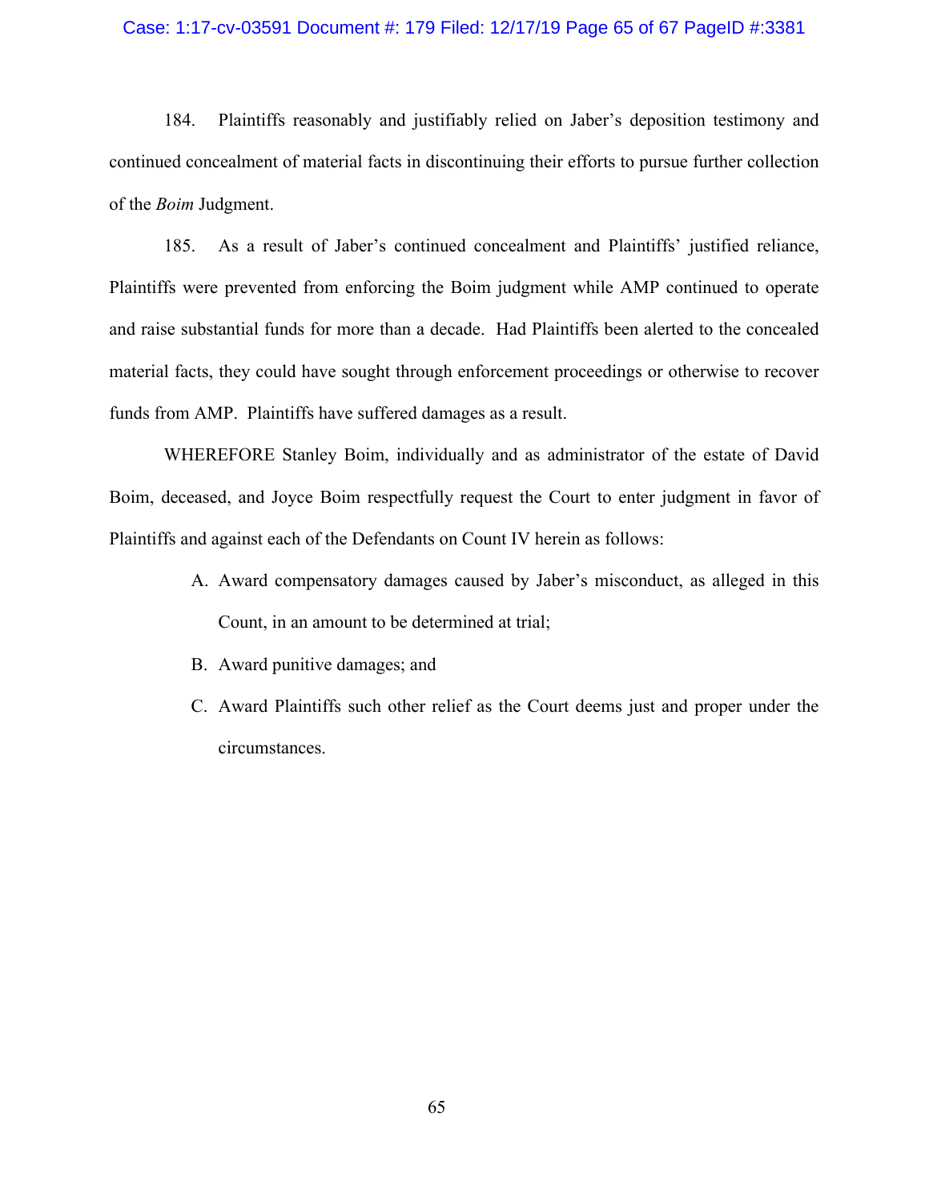184. Plaintiffs reasonably and justifiably relied on Jaber's deposition testimony and continued concealment of material facts in discontinuing their efforts to pursue further collection of the *Boim* Judgment.

185. As a result of Jaber's continued concealment and Plaintiffs' justified reliance, Plaintiffs were prevented from enforcing the Boim judgment while AMP continued to operate and raise substantial funds for more than a decade. Had Plaintiffs been alerted to the concealed material facts, they could have sought through enforcement proceedings or otherwise to recover funds from AMP. Plaintiffs have suffered damages as a result.

WHEREFORE Stanley Boim, individually and as administrator of the estate of David Boim, deceased, and Joyce Boim respectfully request the Court to enter judgment in favor of Plaintiffs and against each of the Defendants on Count IV herein as follows:

A. Award compensatory damages caused by Jaber's misconduct, as alleged in this Count, in an amount to be determined at trial;

B. Award punitive damages; and

C. Award Plaintiffs such other relief as the Court deems just and proper under the circumstances.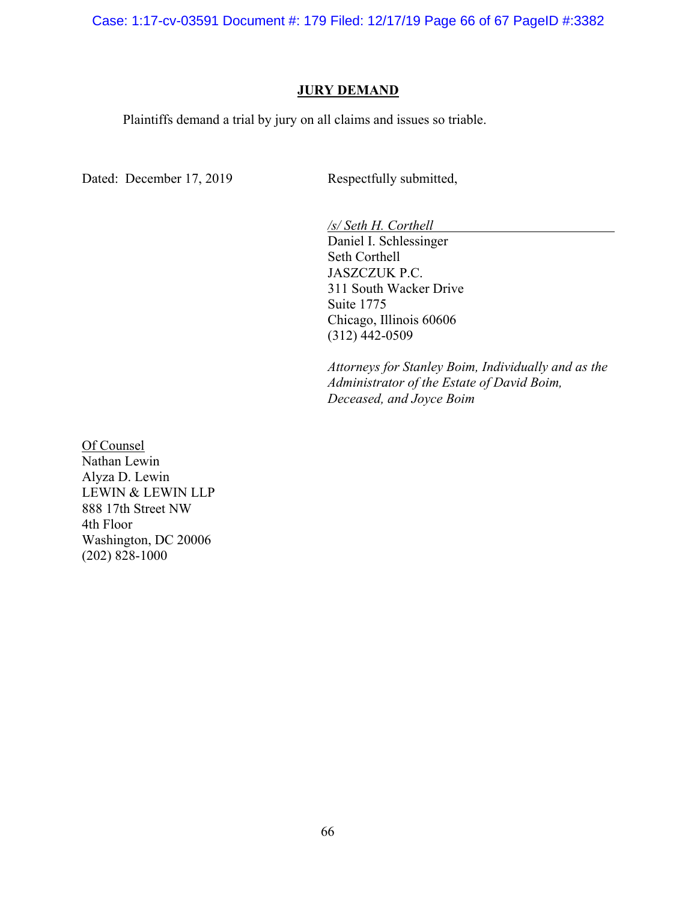## JURY DEMAND

Plaintiffs demand a trial by jury on all claims and issues so triable.

Dated: December 17, 2019

Respectfully submitted,

*/s/ Seth H. Corthell*
Daniel I. Schlessinger
Seth Corthell
JASZCZUK P.C.
311 South Wacker Drive
Suite 1775
Chicago, Illinois 60606
(312) 442-0509

*Attorneys for Stanley Boim, Individually and as the Administrator of the Estate of David Boim, Deceased, and Joyce Boim*

Of Counsel
Nathan Lewin
Alyza D. Lewin
LEWIN & LEWIN LLP
888 17th Street NW
4th Floor
Washington, DC 20006
(202) 828-1000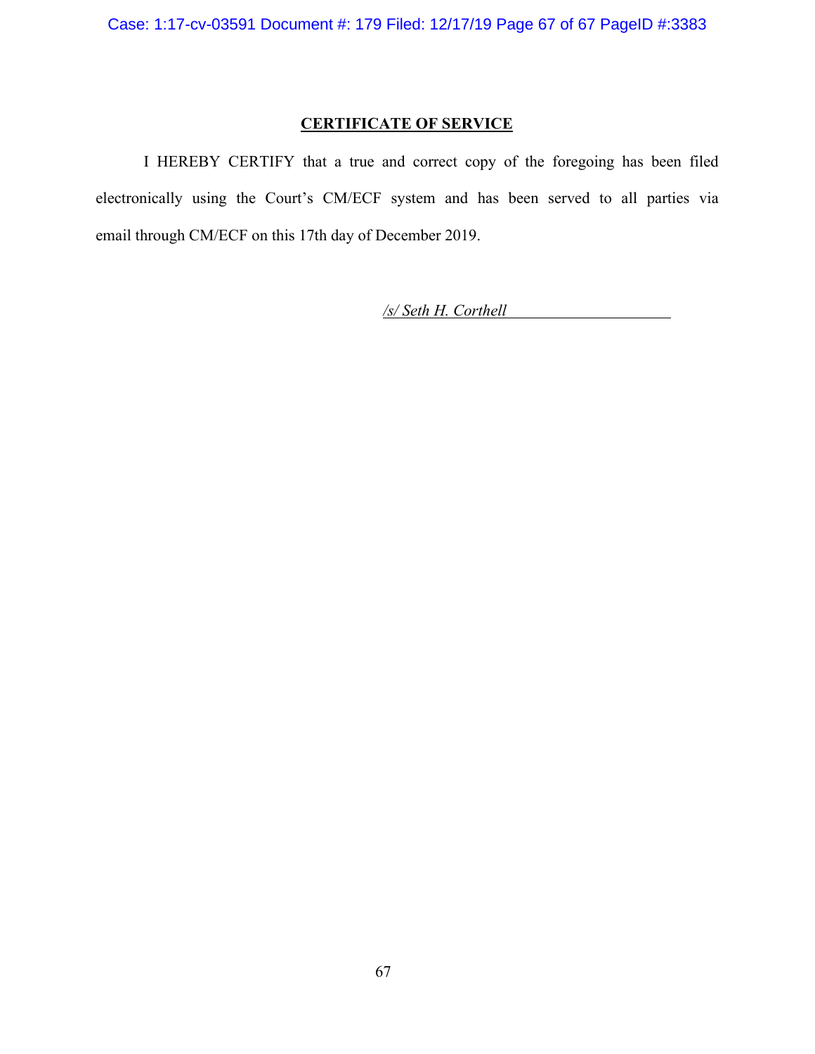## CERTIFICATE OF SERVICE

I HEREBY CERTIFY that a true and correct copy of the foregoing has been filed electronically using the Court's CM/ECF system and has been served to all parties via email through CM/ECF on this 17th day of December 2019.

*/s/ Seth H. Corthell*